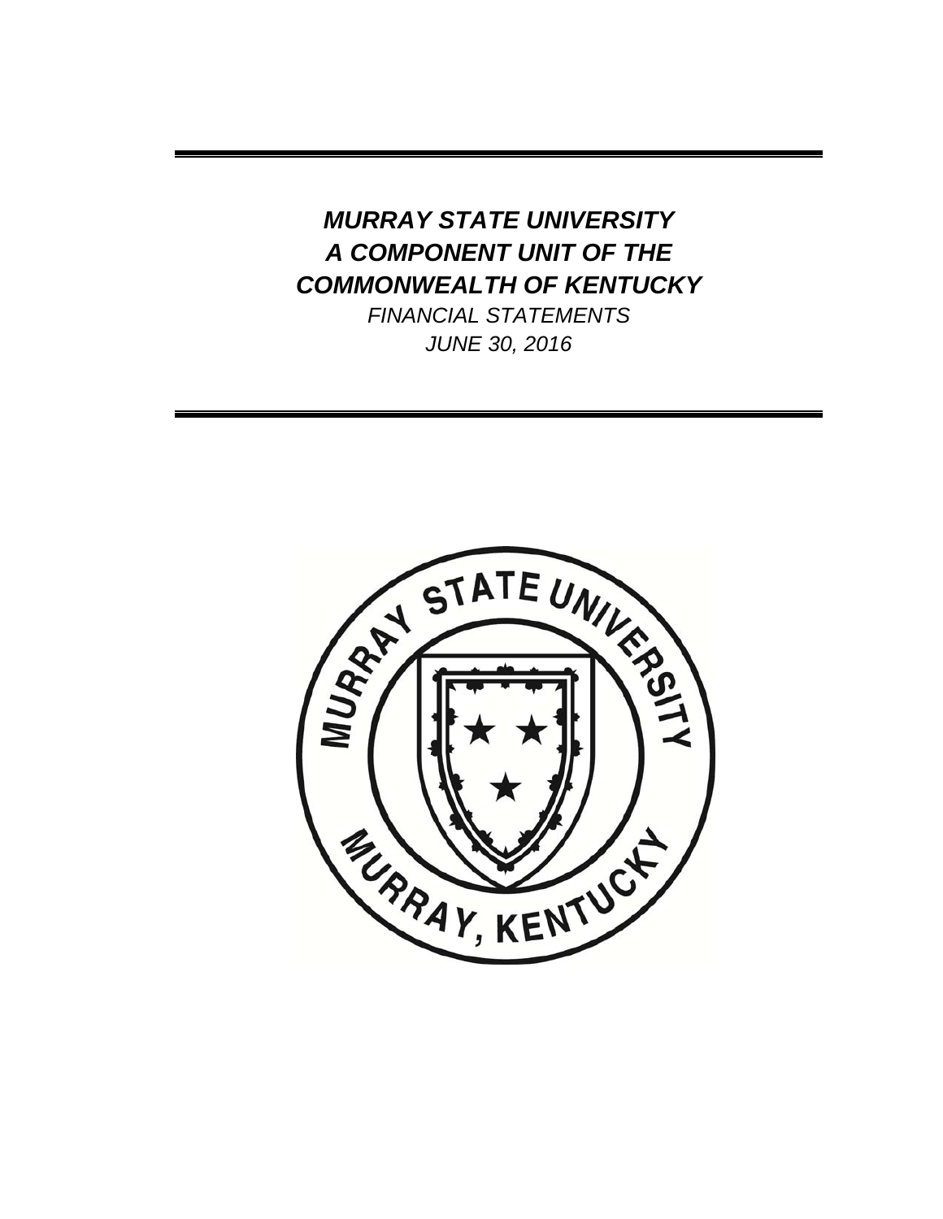# *MURRAY STATE UNIVERSITY*
# *A COMPONENT UNIT OF THE*
# *COMMONWEALTH OF KENTUCKY*

*FINANCIAL STATEMENTS*

*JUNE 30, 2016*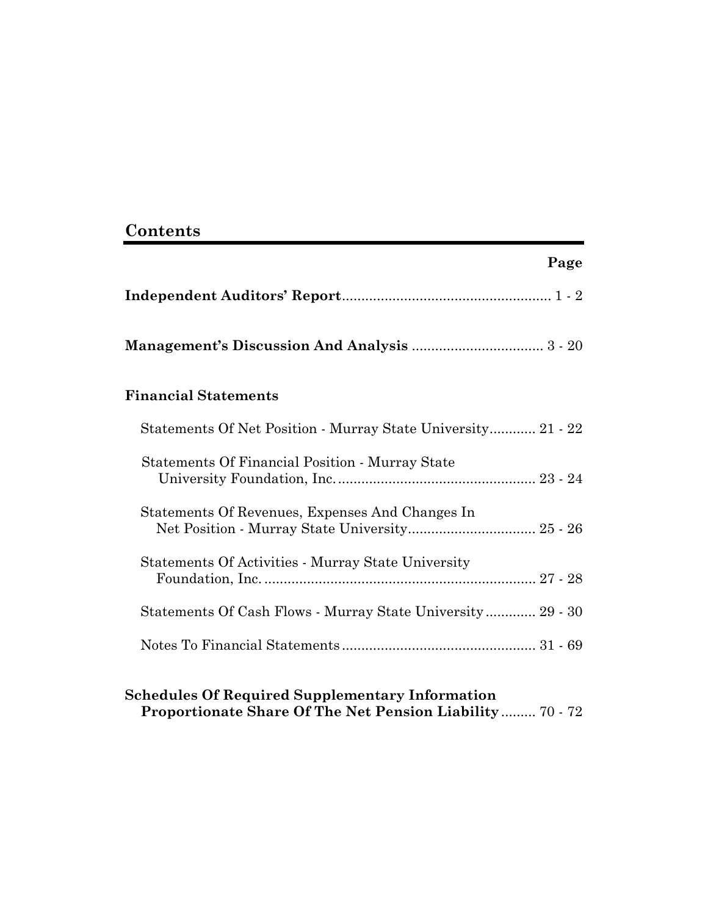## Contents

| | Page |
|---|---|
| **Independent Auditors' Report** | 1 - 2 |
| **Management's Discussion And Analysis** | 3 - 20 |
| **Financial Statements** | |
| Statements Of Net Position - Murray State University | 21 - 22 |
| Statements Of Financial Position - Murray State University Foundation, Inc. | 23 - 24 |
| Statements Of Revenues, Expenses And Changes In Net Position - Murray State University | 25 - 26 |
| Statements Of Activities - Murray State University Foundation, Inc. | 27 - 28 |
| Statements Of Cash Flows - Murray State University | 29 - 30 |
| Notes To Financial Statements | 31 - 69 |
| **Schedules Of Required Supplementary Information Proportionate Share Of The Net Pension Liability** | 70 - 72 |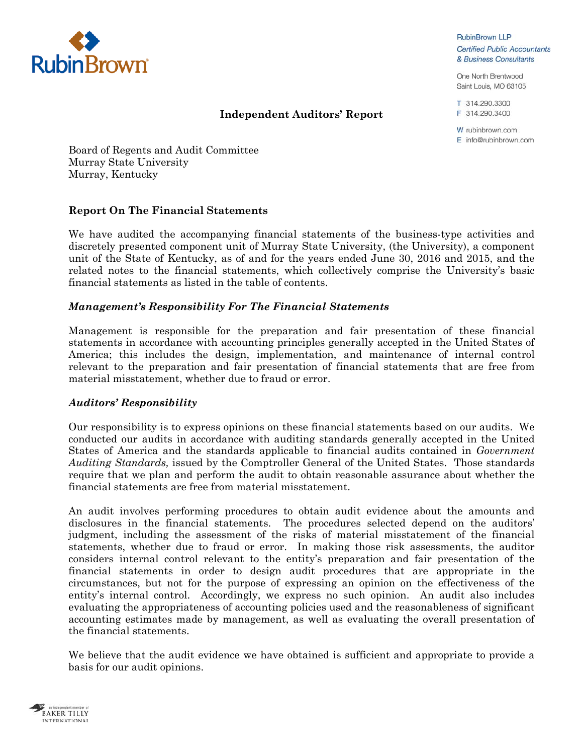RubinBrown LLP
*Certified Public Accountants & Business Consultants*

One North Brentwood
Saint Louis, MO 63105

T 314.290.3300
F 314.290.3400

W rubinbrown.com
E info@rubinbrown.com

## Independent Auditors' Report

Board of Regents and Audit Committee
Murray State University
Murray, Kentucky

### Report On The Financial Statements

We have audited the accompanying financial statements of the business-type activities and discretely presented component unit of Murray State University, (the University), a component unit of the State of Kentucky, as of and for the years ended June 30, 2016 and 2015, and the related notes to the financial statements, which collectively comprise the University's basic financial statements as listed in the table of contents.

#### *Management's Responsibility For The Financial Statements*

Management is responsible for the preparation and fair presentation of these financial statements in accordance with accounting principles generally accepted in the United States of America; this includes the design, implementation, and maintenance of internal control relevant to the preparation and fair presentation of financial statements that are free from material misstatement, whether due to fraud or error.

#### *Auditors' Responsibility*

Our responsibility is to express opinions on these financial statements based on our audits. We conducted our audits in accordance with auditing standards generally accepted in the United States of America and the standards applicable to financial audits contained in *Government Auditing Standards,* issued by the Comptroller General of the United States. Those standards require that we plan and perform the audit to obtain reasonable assurance about whether the financial statements are free from material misstatement.

An audit involves performing procedures to obtain audit evidence about the amounts and disclosures in the financial statements. The procedures selected depend on the auditors' judgment, including the assessment of the risks of material misstatement of the financial statements, whether due to fraud or error. In making those risk assessments, the auditor considers internal control relevant to the entity's preparation and fair presentation of the financial statements in order to design audit procedures that are appropriate in the circumstances, but not for the purpose of expressing an opinion on the effectiveness of the entity's internal control. Accordingly, we express no such opinion. An audit also includes evaluating the appropriateness of accounting policies used and the reasonableness of significant accounting estimates made by management, as well as evaluating the overall presentation of the financial statements.

We believe that the audit evidence we have obtained is sufficient and appropriate to provide a basis for our audit opinions.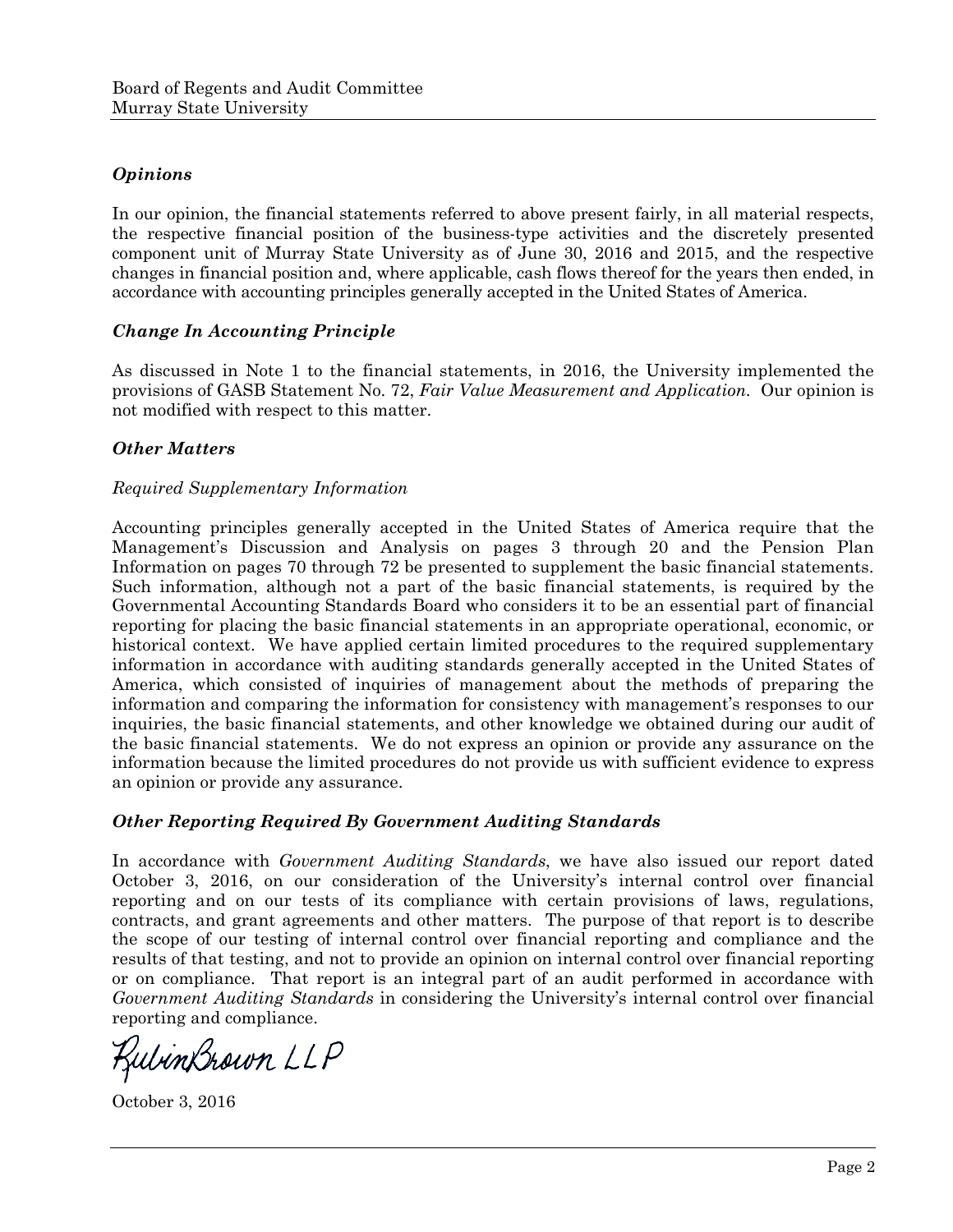### *Opinions*

In our opinion, the financial statements referred to above present fairly, in all material respects, the respective financial position of the business-type activities and the discretely presented component unit of Murray State University as of June 30, 2016 and 2015, and the respective changes in financial position and, where applicable, cash flows thereof for the years then ended, in accordance with accounting principles generally accepted in the United States of America.

### *Change In Accounting Principle*

As discussed in Note 1 to the financial statements, in 2016, the University implemented the provisions of GASB Statement No. 72, *Fair Value Measurement and Application.* Our opinion is not modified with respect to this matter.

### *Other Matters*

*Required Supplementary Information*

Accounting principles generally accepted in the United States of America require that the Management's Discussion and Analysis on pages 3 through 20 and the Pension Plan Information on pages 70 through 72 be presented to supplement the basic financial statements. Such information, although not a part of the basic financial statements, is required by the Governmental Accounting Standards Board who considers it to be an essential part of financial reporting for placing the basic financial statements in an appropriate operational, economic, or historical context. We have applied certain limited procedures to the required supplementary information in accordance with auditing standards generally accepted in the United States of America, which consisted of inquiries of management about the methods of preparing the information and comparing the information for consistency with management's responses to our inquiries, the basic financial statements, and other knowledge we obtained during our audit of the basic financial statements. We do not express an opinion or provide any assurance on the information because the limited procedures do not provide us with sufficient evidence to express an opinion or provide any assurance.

### *Other Reporting Required By Government Auditing Standards*

In accordance with *Government Auditing Standards*, we have also issued our report dated October 3, 2016, on our consideration of the University's internal control over financial reporting and on our tests of its compliance with certain provisions of laws, regulations, contracts, and grant agreements and other matters. The purpose of that report is to describe the scope of our testing of internal control over financial reporting and compliance and the results of that testing, and not to provide an opinion on internal control over financial reporting or on compliance. That report is an integral part of an audit performed in accordance with *Government Auditing Standards* in considering the University's internal control over financial reporting and compliance.

RubinBrown LLP

October 3, 2016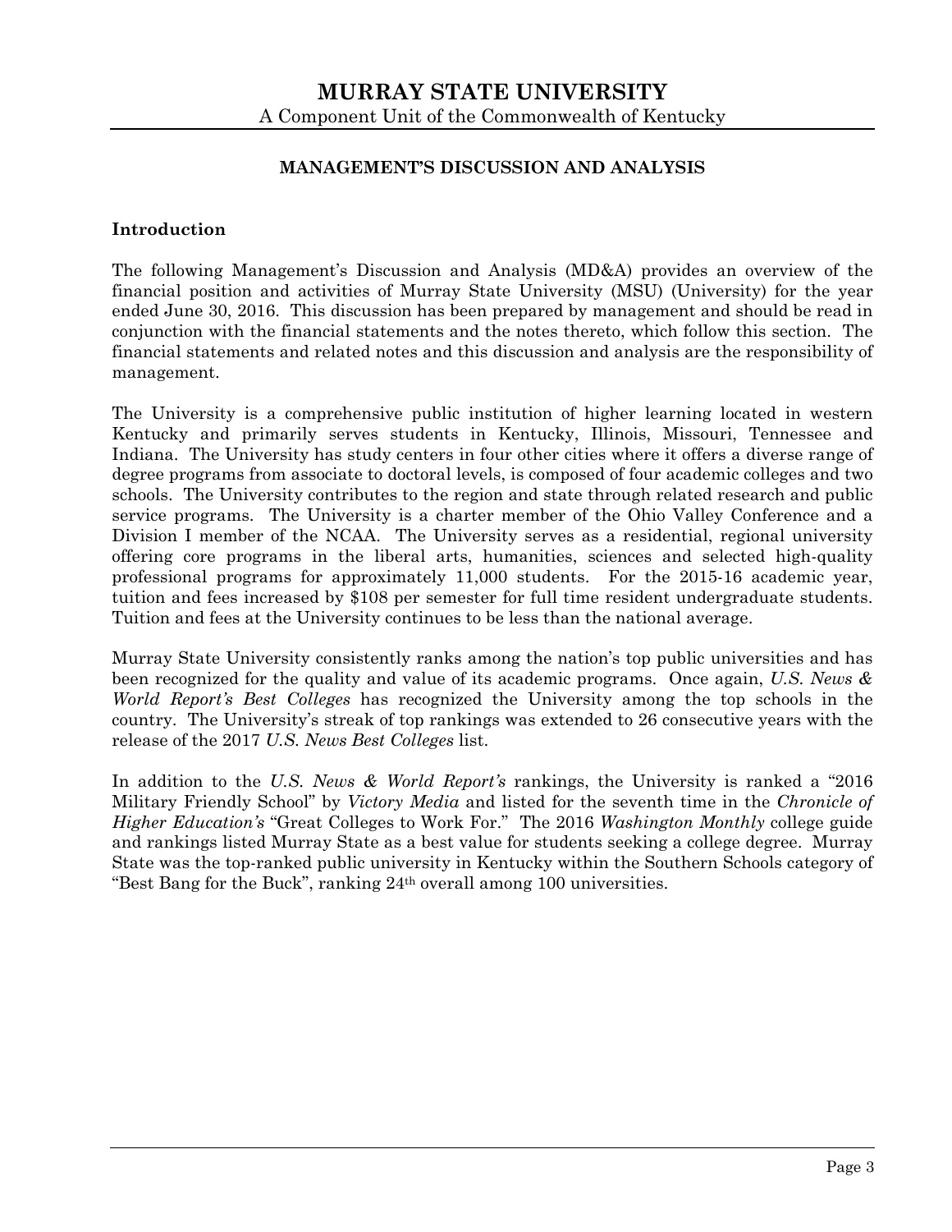# MURRAY STATE UNIVERSITY

A Component Unit of the Commonwealth of Kentucky

## MANAGEMENT'S DISCUSSION AND ANALYSIS

### Introduction

The following Management's Discussion and Analysis (MD&A) provides an overview of the financial position and activities of Murray State University (MSU) (University) for the year ended June 30, 2016. This discussion has been prepared by management and should be read in conjunction with the financial statements and the notes thereto, which follow this section. The financial statements and related notes and this discussion and analysis are the responsibility of management.

The University is a comprehensive public institution of higher learning located in western Kentucky and primarily serves students in Kentucky, Illinois, Missouri, Tennessee and Indiana. The University has study centers in four other cities where it offers a diverse range of degree programs from associate to doctoral levels, is composed of four academic colleges and two schools. The University contributes to the region and state through related research and public service programs. The University is a charter member of the Ohio Valley Conference and a Division I member of the NCAA. The University serves as a residential, regional university offering core programs in the liberal arts, humanities, sciences and selected high-quality professional programs for approximately 11,000 students. For the 2015-16 academic year, tuition and fees increased by $108 per semester for full time resident undergraduate students. Tuition and fees at the University continues to be less than the national average.

Murray State University consistently ranks among the nation's top public universities and has been recognized for the quality and value of its academic programs. Once again, *U.S. News & World Report's Best Colleges* has recognized the University among the top schools in the country. The University's streak of top rankings was extended to 26 consecutive years with the release of the 2017 *U.S. News Best Colleges* list.

In addition to the *U.S. News & World Report's* rankings, the University is ranked a "2016 Military Friendly School" by *Victory Media* and listed for the seventh time in the *Chronicle of Higher Education's* "Great Colleges to Work For." The 2016 *Washington Monthly* college guide and rankings listed Murray State as a best value for students seeking a college degree. Murray State was the top-ranked public university in Kentucky within the Southern Schools category of "Best Bang for the Buck", ranking 24th overall among 100 universities.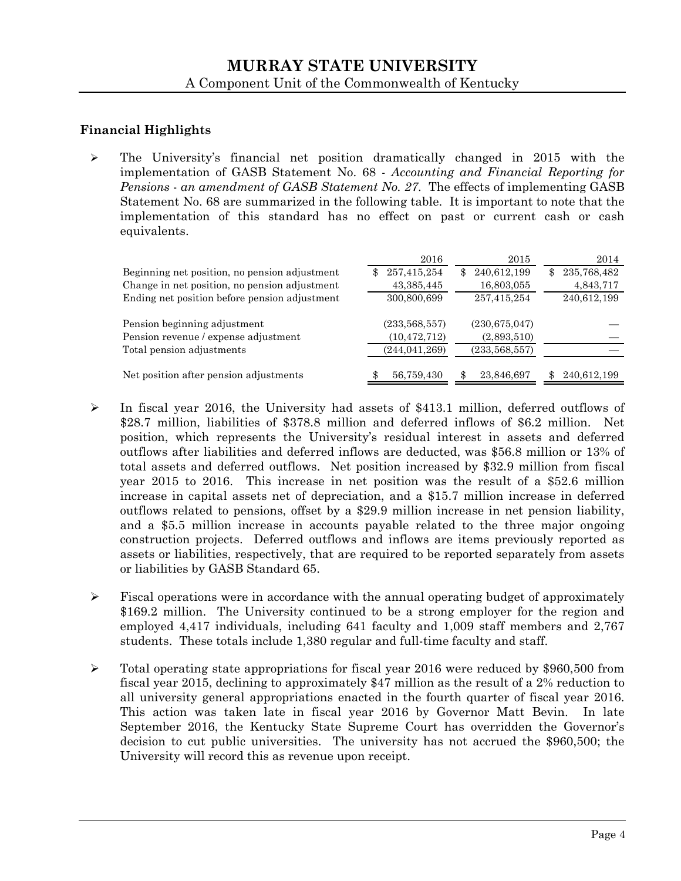## Financial Highlights

- The University's financial net position dramatically changed in 2015 with the implementation of GASB Statement No. 68 - *Accounting and Financial Reporting for Pensions - an amendment of GASB Statement No. 27.* The effects of implementing GASB Statement No. 68 are summarized in the following table. It is important to note that the implementation of this standard has no effect on past or current cash or cash equivalents.

| | 2016 | 2015 | 2014 |
|---|---|---|---|
| Beginning net position, no pension adjustment | $ 257,415,254 | $ 240,612,199 | $ 235,768,482 |
| Change in net position, no pension adjustment | 43,385,445 | 16,803,055 | 4,843,717 |
| Ending net position before pension adjustment | 300,800,699 | 257,415,254 | 240,612,199 |
| Pension beginning adjustment | (233,568,557) | (230,675,047) | — |
| Pension revenue / expense adjustment | (10,472,712) | (2,893,510) | — |
| Total pension adjustments | (244,041,269) | (233,568,557) | — |
| Net position after pension adjustments | $ 56,759,430 | $ 23,846,697 | $ 240,612,199 |

- In fiscal year 2016, the University had assets of $413.1 million, deferred outflows of $28.7 million, liabilities of $378.8 million and deferred inflows of $6.2 million. Net position, which represents the University's residual interest in assets and deferred outflows after liabilities and deferred inflows are deducted, was $56.8 million or 13% of total assets and deferred outflows. Net position increased by $32.9 million from fiscal year 2015 to 2016. This increase in net position was the result of a $52.6 million increase in capital assets net of depreciation, and a $15.7 million increase in deferred outflows related to pensions, offset by a $29.9 million increase in net pension liability, and a $5.5 million increase in accounts payable related to the three major ongoing construction projects. Deferred outflows and inflows are items previously reported as assets or liabilities, respectively, that are required to be reported separately from assets or liabilities by GASB Standard 65.

- Fiscal operations were in accordance with the annual operating budget of approximately $169.2 million. The University continued to be a strong employer for the region and employed 4,417 individuals, including 641 faculty and 1,009 staff members and 2,767 students. These totals include 1,380 regular and full-time faculty and staff.

- Total operating state appropriations for fiscal year 2016 were reduced by $960,500 from fiscal year 2015, declining to approximately $47 million as the result of a 2% reduction to all university general appropriations enacted in the fourth quarter of fiscal year 2016. This action was taken late in fiscal year 2016 by Governor Matt Bevin. In late September 2016, the Kentucky State Supreme Court has overridden the Governor's decision to cut public universities. The university has not accrued the $960,500; the University will record this as revenue upon receipt.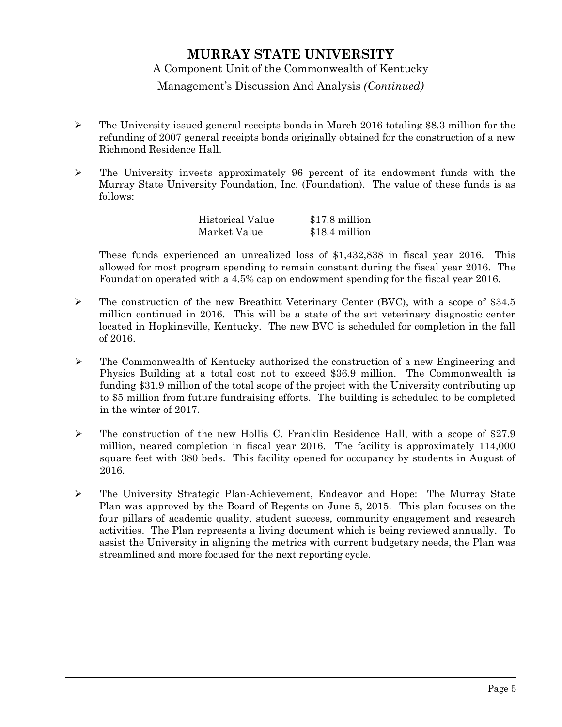- The University issued general receipts bonds in March 2016 totaling $8.3 million for the refunding of 2007 general receipts bonds originally obtained for the construction of a new Richmond Residence Hall.

- The University invests approximately 96 percent of its endowment funds with the Murray State University Foundation, Inc. (Foundation). The value of these funds is as follows:

| | |
|---|---|
| Historical Value | $17.8 million |
| Market Value | $18.4 million |

  These funds experienced an unrealized loss of $1,432,838 in fiscal year 2016. This allowed for most program spending to remain constant during the fiscal year 2016. The Foundation operated with a 4.5% cap on endowment spending for the fiscal year 2016.

- The construction of the new Breathitt Veterinary Center (BVC), with a scope of $34.5 million continued in 2016. This will be a state of the art veterinary diagnostic center located in Hopkinsville, Kentucky. The new BVC is scheduled for completion in the fall of 2016.

- The Commonwealth of Kentucky authorized the construction of a new Engineering and Physics Building at a total cost not to exceed $36.9 million. The Commonwealth is funding $31.9 million of the total scope of the project with the University contributing up to $5 million from future fundraising efforts. The building is scheduled to be completed in the winter of 2017.

- The construction of the new Hollis C. Franklin Residence Hall, with a scope of $27.9 million, neared completion in fiscal year 2016. The facility is approximately 114,000 square feet with 380 beds. This facility opened for occupancy by students in August of 2016.

- The University Strategic Plan-Achievement, Endeavor and Hope: The Murray State Plan was approved by the Board of Regents on June 5, 2015. This plan focuses on the four pillars of academic quality, student success, community engagement and research activities. The Plan represents a living document which is being reviewed annually. To assist the University in aligning the metrics with current budgetary needs, the Plan was streamlined and more focused for the next reporting cycle.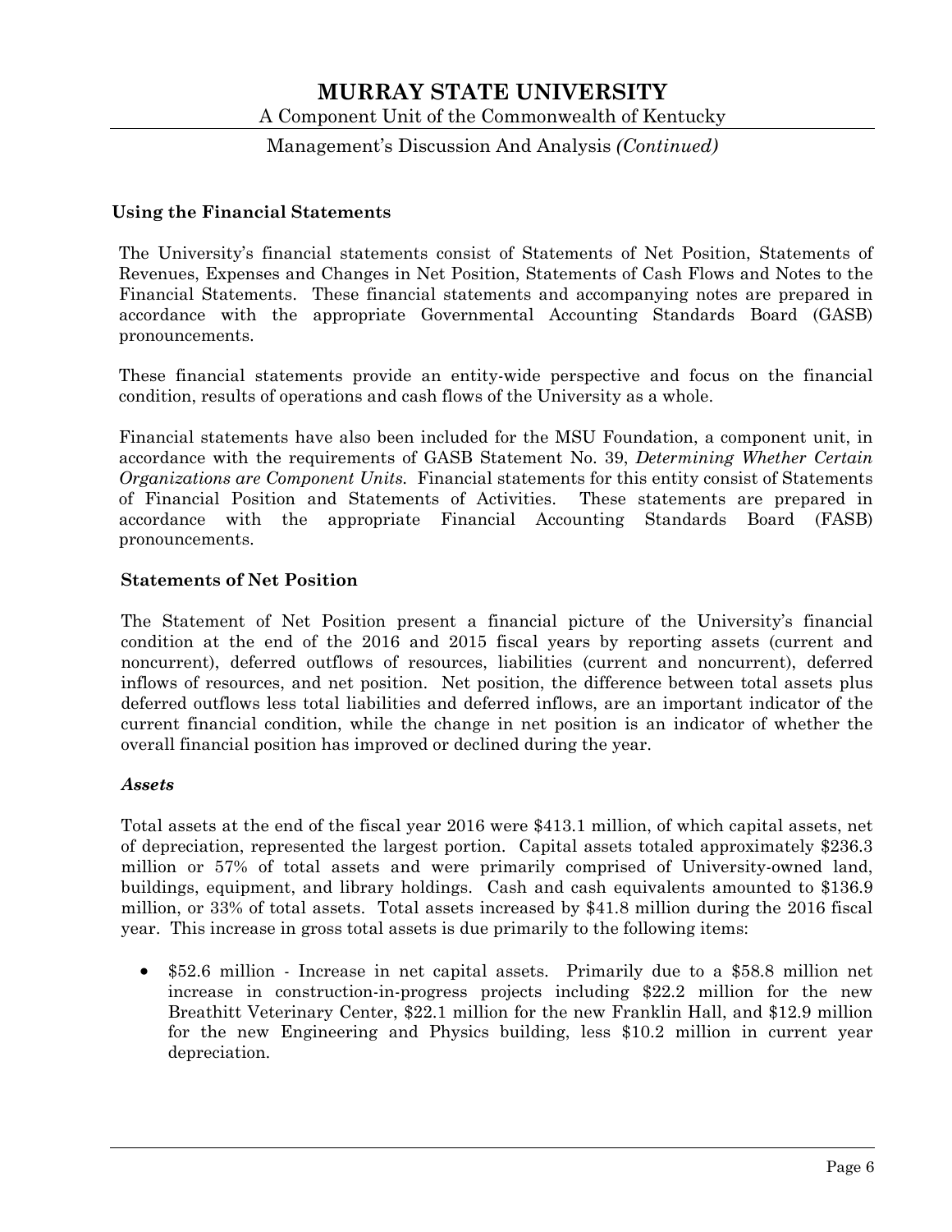## Using the Financial Statements

The University's financial statements consist of Statements of Net Position, Statements of Revenues, Expenses and Changes in Net Position, Statements of Cash Flows and Notes to the Financial Statements. These financial statements and accompanying notes are prepared in accordance with the appropriate Governmental Accounting Standards Board (GASB) pronouncements.

These financial statements provide an entity-wide perspective and focus on the financial condition, results of operations and cash flows of the University as a whole.

Financial statements have also been included for the MSU Foundation, a component unit, in accordance with the requirements of GASB Statement No. 39, *Determining Whether Certain Organizations are Component Units.* Financial statements for this entity consist of Statements of Financial Position and Statements of Activities. These statements are prepared in accordance with the appropriate Financial Accounting Standards Board (FASB) pronouncements.

## Statements of Net Position

The Statement of Net Position present a financial picture of the University's financial condition at the end of the 2016 and 2015 fiscal years by reporting assets (current and noncurrent), deferred outflows of resources, liabilities (current and noncurrent), deferred inflows of resources, and net position. Net position, the difference between total assets plus deferred outflows less total liabilities and deferred inflows, are an important indicator of the current financial condition, while the change in net position is an indicator of whether the overall financial position has improved or declined during the year.

### *Assets*

Total assets at the end of the fiscal year 2016 were $413.1 million, of which capital assets, net of depreciation, represented the largest portion. Capital assets totaled approximately $236.3 million or 57% of total assets and were primarily comprised of University-owned land, buildings, equipment, and library holdings. Cash and cash equivalents amounted to $136.9 million, or 33% of total assets. Total assets increased by $41.8 million during the 2016 fiscal year. This increase in gross total assets is due primarily to the following items:

- $52.6 million - Increase in net capital assets. Primarily due to a $58.8 million net increase in construction-in-progress projects including $22.2 million for the new Breathitt Veterinary Center, $22.1 million for the new Franklin Hall, and $12.9 million for the new Engineering and Physics building, less $10.2 million in current year depreciation.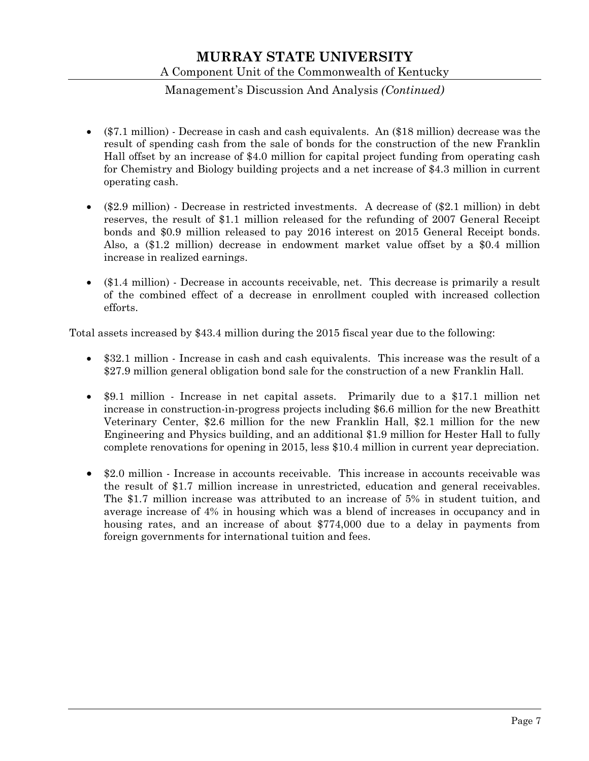- ($7.1 million) - Decrease in cash and cash equivalents. An ($18 million) decrease was the result of spending cash from the sale of bonds for the construction of the new Franklin Hall offset by an increase of $4.0 million for capital project funding from operating cash for Chemistry and Biology building projects and a net increase of $4.3 million in current operating cash.

- ($2.9 million) - Decrease in restricted investments. A decrease of ($2.1 million) in debt reserves, the result of $1.1 million released for the refunding of 2007 General Receipt bonds and $0.9 million released to pay 2016 interest on 2015 General Receipt bonds. Also, a ($1.2 million) decrease in endowment market value offset by a $0.4 million increase in realized earnings.

- ($1.4 million) - Decrease in accounts receivable, net. This decrease is primarily a result of the combined effect of a decrease in enrollment coupled with increased collection efforts.

Total assets increased by $43.4 million during the 2015 fiscal year due to the following:

- $32.1 million - Increase in cash and cash equivalents. This increase was the result of a $27.9 million general obligation bond sale for the construction of a new Franklin Hall.

- $9.1 million - Increase in net capital assets. Primarily due to a $17.1 million net increase in construction-in-progress projects including $6.6 million for the new Breathitt Veterinary Center, $2.6 million for the new Franklin Hall, $2.1 million for the new Engineering and Physics building, and an additional $1.9 million for Hester Hall to fully complete renovations for opening in 2015, less $10.4 million in current year depreciation.

- $2.0 million - Increase in accounts receivable. This increase in accounts receivable was the result of $1.7 million increase in unrestricted, education and general receivables. The $1.7 million increase was attributed to an increase of 5% in student tuition, and average increase of 4% in housing which was a blend of increases in occupancy and in housing rates, and an increase of about $774,000 due to a delay in payments from foreign governments for international tuition and fees.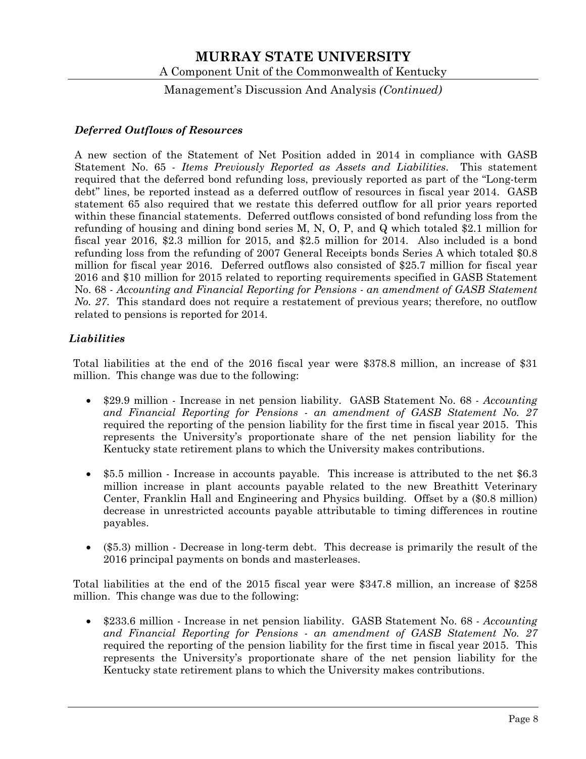### *Deferred Outflows of Resources*

A new section of the Statement of Net Position added in 2014 in compliance with GASB Statement No. 65 - *Items Previously Reported as Assets and Liabilities*. This statement required that the deferred bond refunding loss, previously reported as part of the "Long-term debt" lines, be reported instead as a deferred outflow of resources in fiscal year 2014. GASB statement 65 also required that we restate this deferred outflow for all prior years reported within these financial statements. Deferred outflows consisted of bond refunding loss from the refunding of housing and dining bond series M, N, O, P, and Q which totaled $2.1 million for fiscal year 2016, $2.3 million for 2015, and $2.5 million for 2014. Also included is a bond refunding loss from the refunding of 2007 General Receipts bonds Series A which totaled $0.8 million for fiscal year 2016. Deferred outflows also consisted of $25.7 million for fiscal year 2016 and $10 million for 2015 related to reporting requirements specified in GASB Statement No. 68 - *Accounting and Financial Reporting for Pensions - an amendment of GASB Statement No. 27*. This standard does not require a restatement of previous years; therefore, no outflow related to pensions is reported for 2014.

### *Liabilities*

Total liabilities at the end of the 2016 fiscal year were $378.8 million, an increase of $31 million. This change was due to the following:

- $29.9 million - Increase in net pension liability. GASB Statement No. 68 - *Accounting and Financial Reporting for Pensions - an amendment of GASB Statement No. 27* required the reporting of the pension liability for the first time in fiscal year 2015. This represents the University's proportionate share of the net pension liability for the Kentucky state retirement plans to which the University makes contributions.

- $5.5 million - Increase in accounts payable. This increase is attributed to the net $6.3 million increase in plant accounts payable related to the new Breathitt Veterinary Center, Franklin Hall and Engineering and Physics building. Offset by a ($0.8 million) decrease in unrestricted accounts payable attributable to timing differences in routine payables.

- ($5.3) million - Decrease in long-term debt. This decrease is primarily the result of the 2016 principal payments on bonds and masterleases.

Total liabilities at the end of the 2015 fiscal year were $347.8 million, an increase of $258 million. This change was due to the following:

- $233.6 million - Increase in net pension liability. GASB Statement No. 68 - *Accounting and Financial Reporting for Pensions - an amendment of GASB Statement No. 27* required the reporting of the pension liability for the first time in fiscal year 2015. This represents the University's proportionate share of the net pension liability for the Kentucky state retirement plans to which the University makes contributions.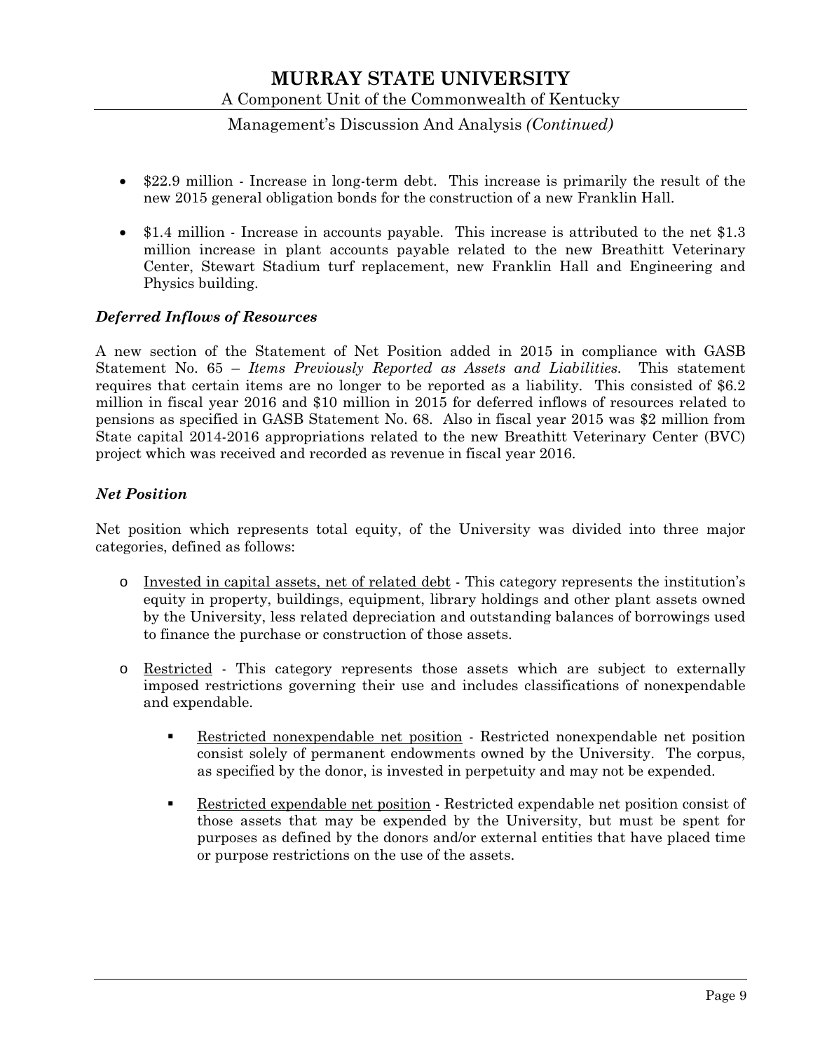- $22.9 million - Increase in long-term debt. This increase is primarily the result of the new 2015 general obligation bonds for the construction of a new Franklin Hall.

- $1.4 million - Increase in accounts payable. This increase is attributed to the net $1.3 million increase in plant accounts payable related to the new Breathitt Veterinary Center, Stewart Stadium turf replacement, new Franklin Hall and Engineering and Physics building.

### *Deferred Inflows of Resources*

A new section of the Statement of Net Position added in 2015 in compliance with GASB Statement No. 65 – *Items Previously Reported as Assets and Liabilities*. This statement requires that certain items are no longer to be reported as a liability. This consisted of $6.2 million in fiscal year 2016 and $10 million in 2015 for deferred inflows of resources related to pensions as specified in GASB Statement No. 68. Also in fiscal year 2015 was $2 million from State capital 2014-2016 appropriations related to the new Breathitt Veterinary Center (BVC) project which was received and recorded as revenue in fiscal year 2016.

### *Net Position*

Net position which represents total equity, of the University was divided into three major categories, defined as follows:

- <u>Invested in capital assets, net of related debt</u> - This category represents the institution's equity in property, buildings, equipment, library holdings and other plant assets owned by the University, less related depreciation and outstanding balances of borrowings used to finance the purchase or construction of those assets.

- <u>Restricted</u> - This category represents those assets which are subject to externally imposed restrictions governing their use and includes classifications of nonexpendable and expendable.

  - <u>Restricted nonexpendable net position</u> - Restricted nonexpendable net position consist solely of permanent endowments owned by the University. The corpus, as specified by the donor, is invested in perpetuity and may not be expended.

  - <u>Restricted expendable net position</u> - Restricted expendable net position consist of those assets that may be expended by the University, but must be spent for purposes as defined by the donors and/or external entities that have placed time or purpose restrictions on the use of the assets.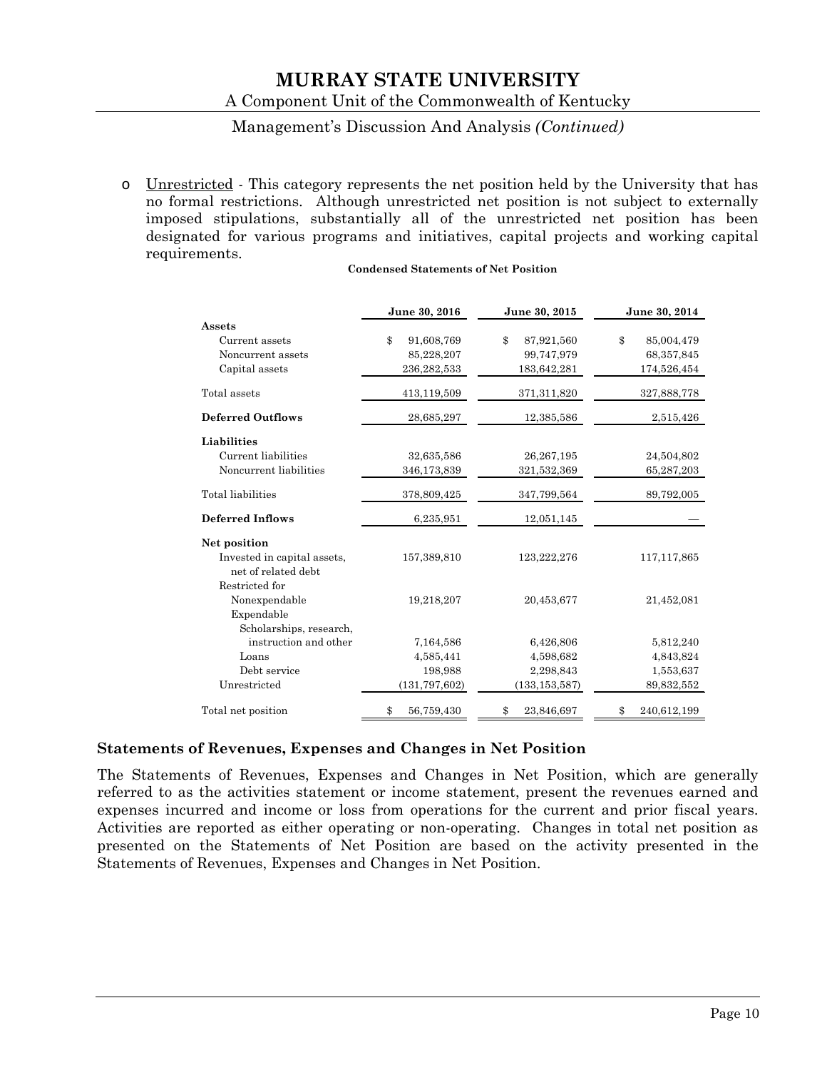- Unrestricted - This category represents the net position held by the University that has no formal restrictions. Although unrestricted net position is not subject to externally imposed stipulations, substantially all of the unrestricted net position has been designated for various programs and initiatives, capital projects and working capital requirements.

**Condensed Statements of Net Position**

| | June 30, 2016 | June 30, 2015 | June 30, 2014 |
|---|---|---|---|
| **Assets** | | | |
| Current assets | $ 91,608,769 | $ 87,921,560 | $ 85,004,479 |
| Noncurrent assets | 85,228,207 | 99,747,979 | 68,357,845 |
| Capital assets | 236,282,533 | 183,642,281 | 174,526,454 |
| Total assets | 413,119,509 | 371,311,820 | 327,888,778 |
| **Deferred Outflows** | 28,685,297 | 12,385,586 | 2,515,426 |
| **Liabilities** | | | |
| Current liabilities | 32,635,586 | 26,267,195 | 24,504,802 |
| Noncurrent liabilities | 346,173,839 | 321,532,369 | 65,287,203 |
| Total liabilities | 378,809,425 | 347,799,564 | 89,792,005 |
| **Deferred Inflows** | 6,235,951 | 12,051,145 | — |
| **Net position** | | | |
| Invested in capital assets, net of related debt | 157,389,810 | 123,222,276 | 117,117,865 |
| Restricted for | | | |
| Nonexpendable | 19,218,207 | 20,453,677 | 21,452,081 |
| Expendable | | | |
| Scholarships, research, instruction and other | 7,164,586 | 6,426,806 | 5,812,240 |
| Loans | 4,585,441 | 4,598,682 | 4,843,824 |
| Debt service | 198,988 | 2,298,843 | 1,553,637 |
| Unrestricted | (131,797,602) | (133,153,587) | 89,832,552 |
| Total net position | $ 56,759,430 | $ 23,846,697 | $ 240,612,199 |

## Statements of Revenues, Expenses and Changes in Net Position

The Statements of Revenues, Expenses and Changes in Net Position, which are generally referred to as the activities statement or income statement, present the revenues earned and expenses incurred and income or loss from operations for the current and prior fiscal years. Activities are reported as either operating or non-operating. Changes in total net position as presented on the Statements of Net Position are based on the activity presented in the Statements of Revenues, Expenses and Changes in Net Position.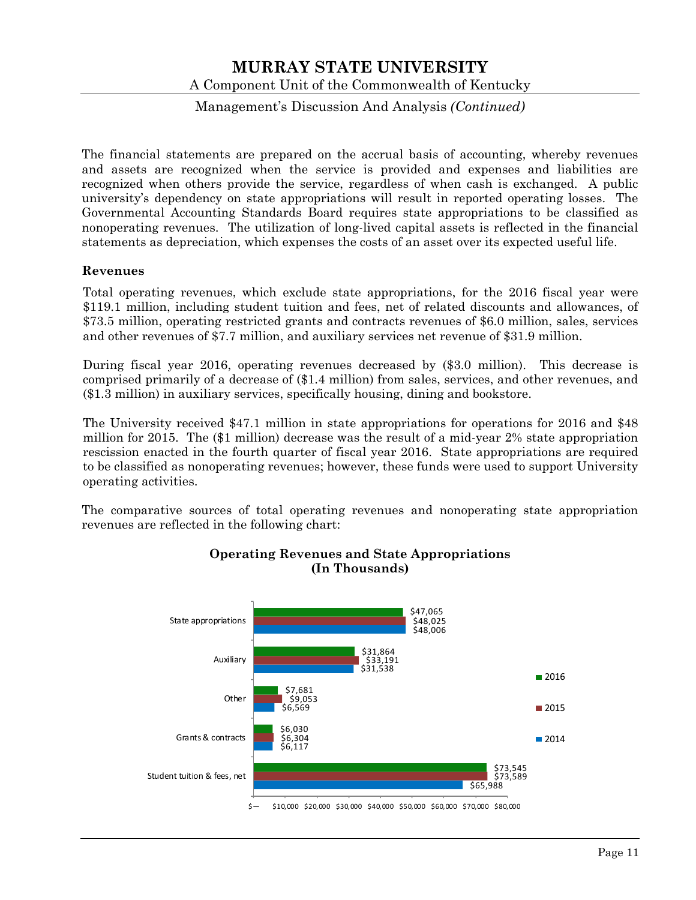The financial statements are prepared on the accrual basis of accounting, whereby revenues and assets are recognized when the service is provided and expenses and liabilities are recognized when others provide the service, regardless of when cash is exchanged. A public university's dependency on state appropriations will result in reported operating losses. The Governmental Accounting Standards Board requires state appropriations to be classified as nonoperating revenues. The utilization of long-lived capital assets is reflected in the financial statements as depreciation, which expenses the costs of an asset over its expected useful life.

### Revenues

Total operating revenues, which exclude state appropriations, for the 2016 fiscal year were $119.1 million, including student tuition and fees, net of related discounts and allowances, of $73.5 million, operating restricted grants and contracts revenues of $6.0 million, sales, services and other revenues of $7.7 million, and auxiliary services net revenue of $31.9 million.

During fiscal year 2016, operating revenues decreased by ($3.0 million). This decrease is comprised primarily of a decrease of ($1.4 million) from sales, services, and other revenues, and ($1.3 million) in auxiliary services, specifically housing, dining and bookstore.

The University received $47.1 million in state appropriations for operations for 2016 and $48 million for 2015. The ($1 million) decrease was the result of a mid-year 2% state appropriation rescission enacted in the fourth quarter of fiscal year 2016. State appropriations are required to be classified as nonoperating revenues; however, these funds were used to support University operating activities.

The comparative sources of total operating revenues and nonoperating state appropriation revenues are reflected in the following chart:

**Operating Revenues and State Appropriations (In Thousands)**

| | 2016 | 2015 | 2014 |
|---|---|---|---|
| State appropriations | $47,065 | $48,025 | $48,006 |
| Auxiliary | $31,864 | $33,191 | $31,538 |
| Other | $7,681 | $9,053 | $6,569 |
| Grants & contracts | $6,030 | $6,304 | $6,117 |
| Student tuition & fees, net | $73,545 | $73,589 | $65,988 |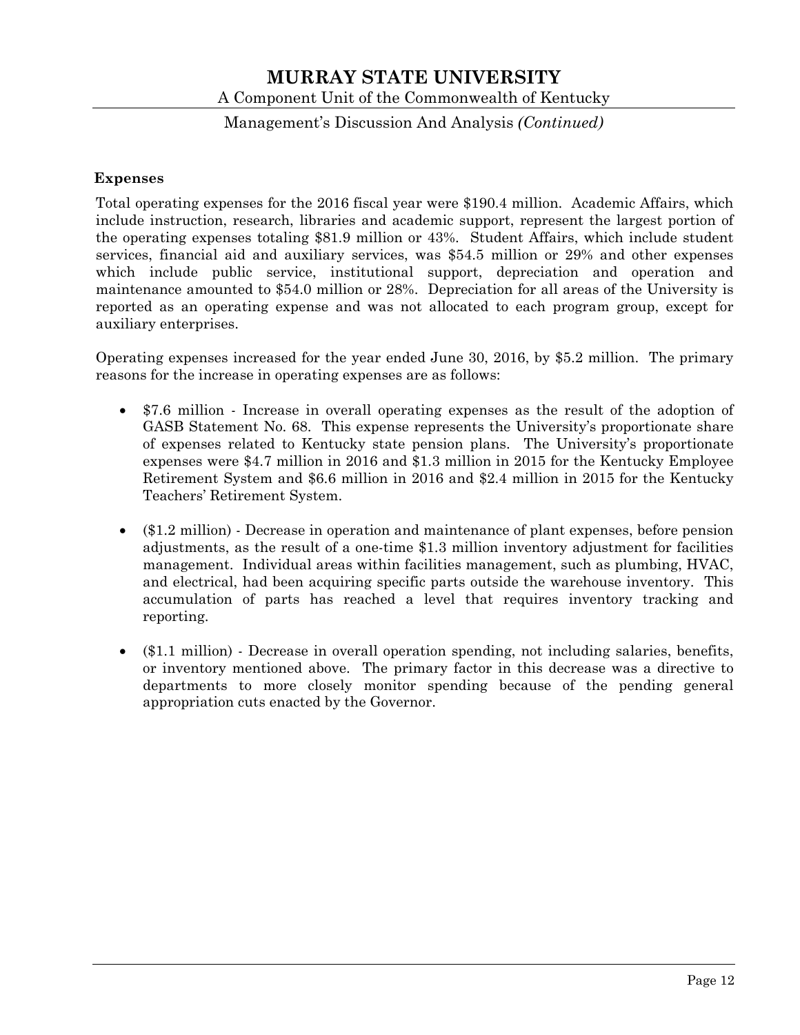### Expenses

Total operating expenses for the 2016 fiscal year were $190.4 million. Academic Affairs, which include instruction, research, libraries and academic support, represent the largest portion of the operating expenses totaling $81.9 million or 43%. Student Affairs, which include student services, financial aid and auxiliary services, was $54.5 million or 29% and other expenses which include public service, institutional support, depreciation and operation and maintenance amounted to $54.0 million or 28%. Depreciation for all areas of the University is reported as an operating expense and was not allocated to each program group, except for auxiliary enterprises.

Operating expenses increased for the year ended June 30, 2016, by $5.2 million. The primary reasons for the increase in operating expenses are as follows:

- $7.6 million - Increase in overall operating expenses as the result of the adoption of GASB Statement No. 68. This expense represents the University's proportionate share of expenses related to Kentucky state pension plans. The University's proportionate expenses were $4.7 million in 2016 and $1.3 million in 2015 for the Kentucky Employee Retirement System and $6.6 million in 2016 and $2.4 million in 2015 for the Kentucky Teachers' Retirement System.

- ($1.2 million) - Decrease in operation and maintenance of plant expenses, before pension adjustments, as the result of a one-time $1.3 million inventory adjustment for facilities management. Individual areas within facilities management, such as plumbing, HVAC, and electrical, had been acquiring specific parts outside the warehouse inventory. This accumulation of parts has reached a level that requires inventory tracking and reporting.

- ($1.1 million) - Decrease in overall operation spending, not including salaries, benefits, or inventory mentioned above. The primary factor in this decrease was a directive to departments to more closely monitor spending because of the pending general appropriation cuts enacted by the Governor.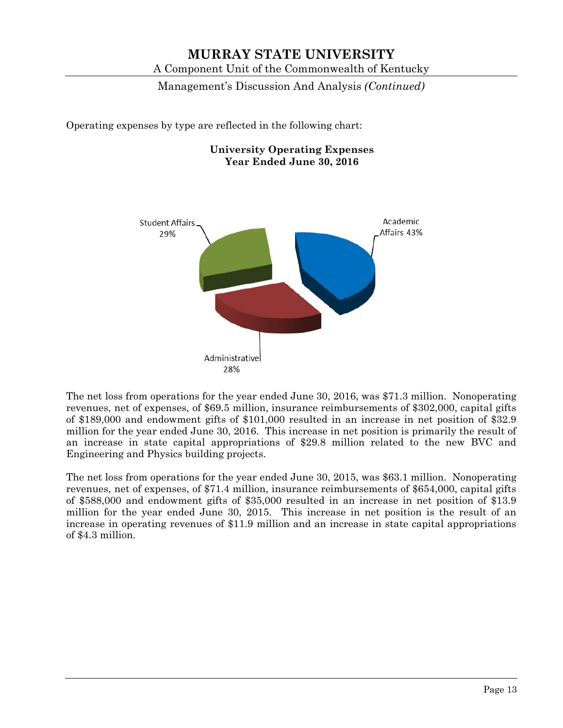Operating expenses by type are reflected in the following chart:

**University Operating Expenses**
**Year Ended June 30, 2016**

Student Affairs 29%

Academic Affairs 43%

Administrative 28%

The net loss from operations for the year ended June 30, 2016, was $71.3 million. Nonoperating revenues, net of expenses, of $69.5 million, insurance reimbursements of $302,000, capital gifts of $189,000 and endowment gifts of $101,000 resulted in an increase in net position of $32.9 million for the year ended June 30, 2016. This increase in net position is primarily the result of an increase in state capital appropriations of $29.8 million related to the new BVC and Engineering and Physics building projects.

The net loss from operations for the year ended June 30, 2015, was $63.1 million. Nonoperating revenues, net of expenses, of $71.4 million, insurance reimbursements of $654,000, capital gifts of $588,000 and endowment gifts of $35,000 resulted in an increase in net position of $13.9 million for the year ended June 30, 2015. This increase in net position is the result of an increase in operating revenues of $11.9 million and an increase in state capital appropriations of $4.3 million.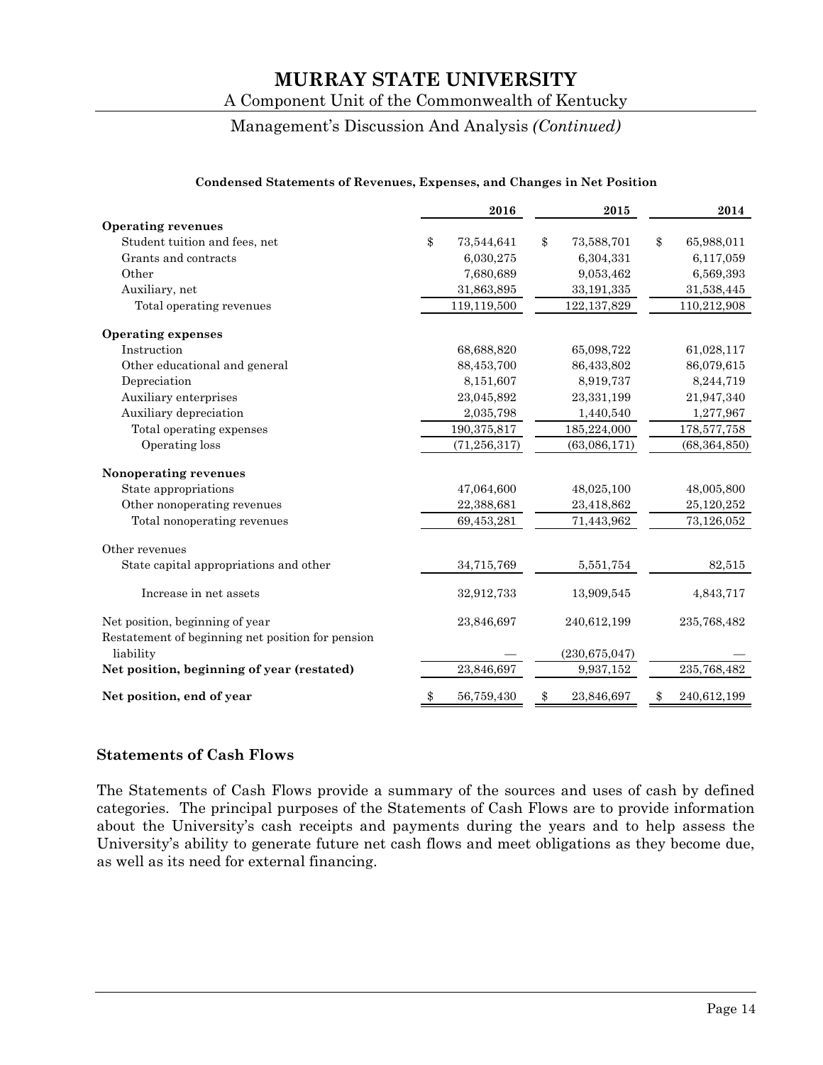# MURRAY STATE UNIVERSITY

A Component Unit of the Commonwealth of Kentucky

Management's Discussion And Analysis *(Continued)*

**Condensed Statements of Revenues, Expenses, and Changes in Net Position**

| | 2016 | 2015 | 2014 |
|---|---|---|---|
| **Operating revenues** | | | |
| Student tuition and fees, net | $ 73,544,641 | $ 73,588,701 | $ 65,988,011 |
| Grants and contracts | 6,030,275 | 6,304,331 | 6,117,059 |
| Other | 7,680,689 | 9,053,462 | 6,569,393 |
| Auxiliary, net | 31,863,895 | 33,191,335 | 31,538,445 |
| Total operating revenues | 119,119,500 | 122,137,829 | 110,212,908 |
| **Operating expenses** | | | |
| Instruction | 68,688,820 | 65,098,722 | 61,028,117 |
| Other educational and general | 88,453,700 | 86,433,802 | 86,079,615 |
| Depreciation | 8,151,607 | 8,919,737 | 8,244,719 |
| Auxiliary enterprises | 23,045,892 | 23,331,199 | 21,947,340 |
| Auxiliary depreciation | 2,035,798 | 1,440,540 | 1,277,967 |
| Total operating expenses | 190,375,817 | 185,224,000 | 178,577,758 |
| Operating loss | (71,256,317) | (63,086,171) | (68,364,850) |
| **Nonoperating revenues** | | | |
| State appropriations | 47,064,600 | 48,025,100 | 48,005,800 |
| Other nonoperating revenues | 22,388,681 | 23,418,862 | 25,120,252 |
| Total nonoperating revenues | 69,453,281 | 71,443,962 | 73,126,052 |
| Other revenues | | | |
| State capital appropriations and other | 34,715,769 | 5,551,754 | 82,515 |
| Increase in net assets | 32,912,733 | 13,909,545 | 4,843,717 |
| Net position, beginning of year | 23,846,697 | 240,612,199 | 235,768,482 |
| Restatement of beginning net position for pension liability | — | (230,675,047) | — |
| **Net position, beginning of year (restated)** | 23,846,697 | 9,937,152 | 235,768,482 |
| **Net position, end of year** | $ 56,759,430 | $ 23,846,697 | $ 240,612,199 |

## Statements of Cash Flows

The Statements of Cash Flows provide a summary of the sources and uses of cash by defined categories. The principal purposes of the Statements of Cash Flows are to provide information about the University's cash receipts and payments during the years and to help assess the University's ability to generate future net cash flows and meet obligations as they become due, as well as its need for external financing.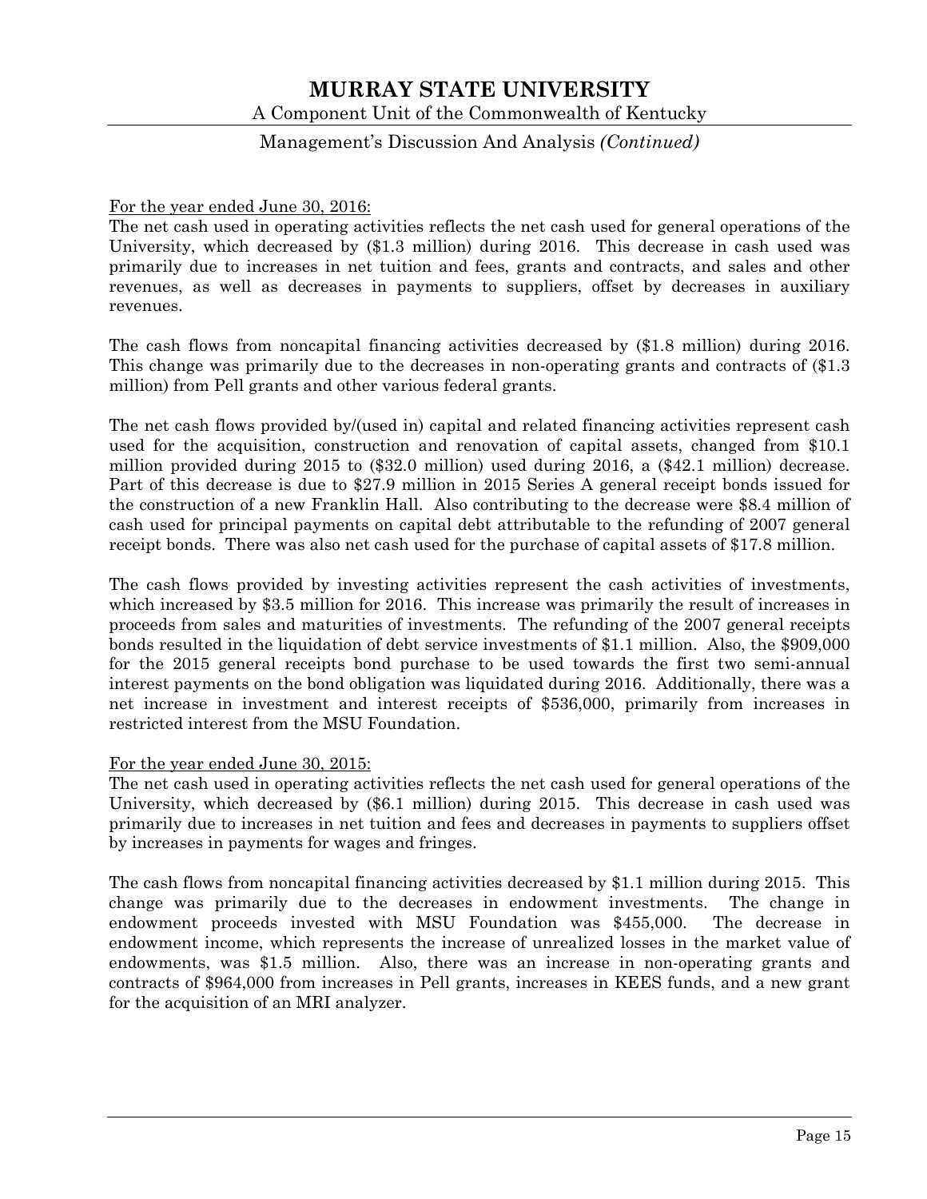For the year ended June 30, 2016:

The net cash used in operating activities reflects the net cash used for general operations of the University, which decreased by ($1.3 million) during 2016. This decrease in cash used was primarily due to increases in net tuition and fees, grants and contracts, and sales and other revenues, as well as decreases in payments to suppliers, offset by decreases in auxiliary revenues.

The cash flows from noncapital financing activities decreased by ($1.8 million) during 2016. This change was primarily due to the decreases in non-operating grants and contracts of ($1.3 million) from Pell grants and other various federal grants.

The net cash flows provided by/(used in) capital and related financing activities represent cash used for the acquisition, construction and renovation of capital assets, changed from $10.1 million provided during 2015 to ($32.0 million) used during 2016, a ($42.1 million) decrease. Part of this decrease is due to $27.9 million in 2015 Series A general receipt bonds issued for the construction of a new Franklin Hall. Also contributing to the decrease were $8.4 million of cash used for principal payments on capital debt attributable to the refunding of 2007 general receipt bonds. There was also net cash used for the purchase of capital assets of $17.8 million.

The cash flows provided by investing activities represent the cash activities of investments, which increased by $3.5 million for 2016. This increase was primarily the result of increases in proceeds from sales and maturities of investments. The refunding of the 2007 general receipts bonds resulted in the liquidation of debt service investments of $1.1 million. Also, the $909,000 for the 2015 general receipts bond purchase to be used towards the first two semi-annual interest payments on the bond obligation was liquidated during 2016. Additionally, there was a net increase in investment and interest receipts of $536,000, primarily from increases in restricted interest from the MSU Foundation.

For the year ended June 30, 2015:

The net cash used in operating activities reflects the net cash used for general operations of the University, which decreased by ($6.1 million) during 2015. This decrease in cash used was primarily due to increases in net tuition and fees and decreases in payments to suppliers offset by increases in payments for wages and fringes.

The cash flows from noncapital financing activities decreased by $1.1 million during 2015. This change was primarily due to the decreases in endowment investments. The change in endowment proceeds invested with MSU Foundation was $455,000. The decrease in endowment income, which represents the increase of unrealized losses in the market value of endowments, was $1.5 million. Also, there was an increase in non-operating grants and contracts of $964,000 from increases in Pell grants, increases in KEES funds, and a new grant for the acquisition of an MRI analyzer.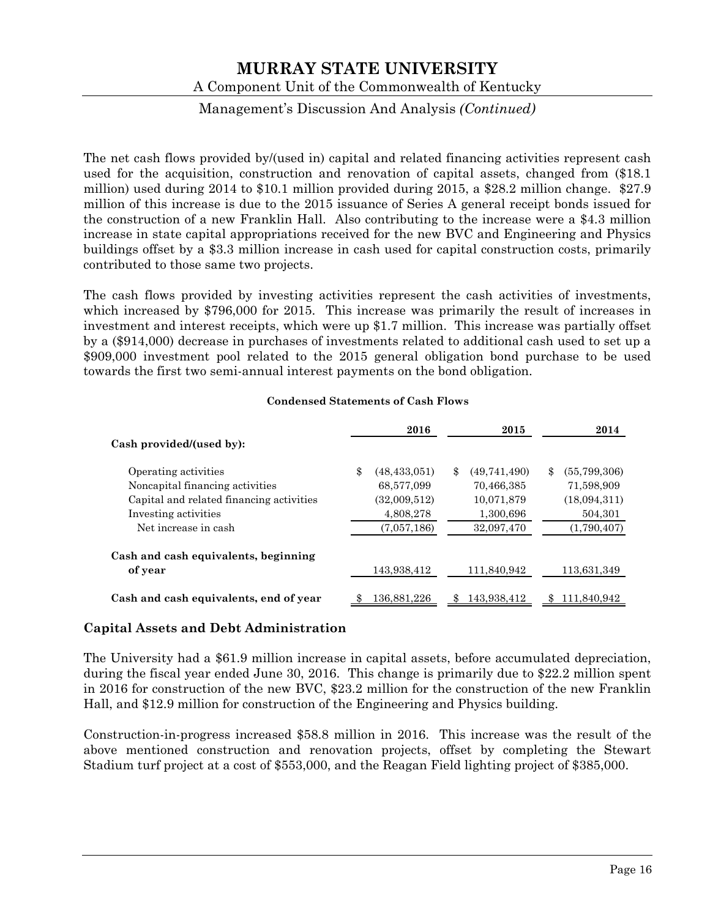The net cash flows provided by/(used in) capital and related financing activities represent cash used for the acquisition, construction and renovation of capital assets, changed from ($18.1 million) used during 2014 to $10.1 million provided during 2015, a $28.2 million change. $27.9 million of this increase is due to the 2015 issuance of Series A general receipt bonds issued for the construction of a new Franklin Hall. Also contributing to the increase were a $4.3 million increase in state capital appropriations received for the new BVC and Engineering and Physics buildings offset by a $3.3 million increase in cash used for capital construction costs, primarily contributed to those same two projects.

The cash flows provided by investing activities represent the cash activities of investments, which increased by $796,000 for 2015. This increase was primarily the result of increases in investment and interest receipts, which were up $1.7 million. This increase was partially offset by a ($914,000) decrease in purchases of investments related to additional cash used to set up a $909,000 investment pool related to the 2015 general obligation bond purchase to be used towards the first two semi-annual interest payments on the bond obligation.

**Condensed Statements of Cash Flows**

| | 2016 | 2015 | 2014 |
|---|---|---|---|
| **Cash provided/(used by):** | | | |
| Operating activities | $ (48,433,051) | $ (49,741,490) | $ (55,799,306) |
| Noncapital financing activities | 68,577,099 | 70,466,385 | 71,598,909 |
| Capital and related financing activities | (32,009,512) | 10,071,879 | (18,094,311) |
| Investing activities | 4,808,278 | 1,300,696 | 504,301 |
| Net increase in cash | (7,057,186) | 32,097,470 | (1,790,407) |
| **Cash and cash equivalents, beginning of year** | 143,938,412 | 111,840,942 | 113,631,349 |
| **Cash and cash equivalents, end of year** | $ 136,881,226 | $ 143,938,412 | $ 111,840,942 |

## Capital Assets and Debt Administration

The University had a $61.9 million increase in capital assets, before accumulated depreciation, during the fiscal year ended June 30, 2016. This change is primarily due to $22.2 million spent in 2016 for construction of the new BVC, $23.2 million for the construction of the new Franklin Hall, and $12.9 million for construction of the Engineering and Physics building.

Construction-in-progress increased $58.8 million in 2016. This increase was the result of the above mentioned construction and renovation projects, offset by completing the Stewart Stadium turf project at a cost of $553,000, and the Reagan Field lighting project of $385,000.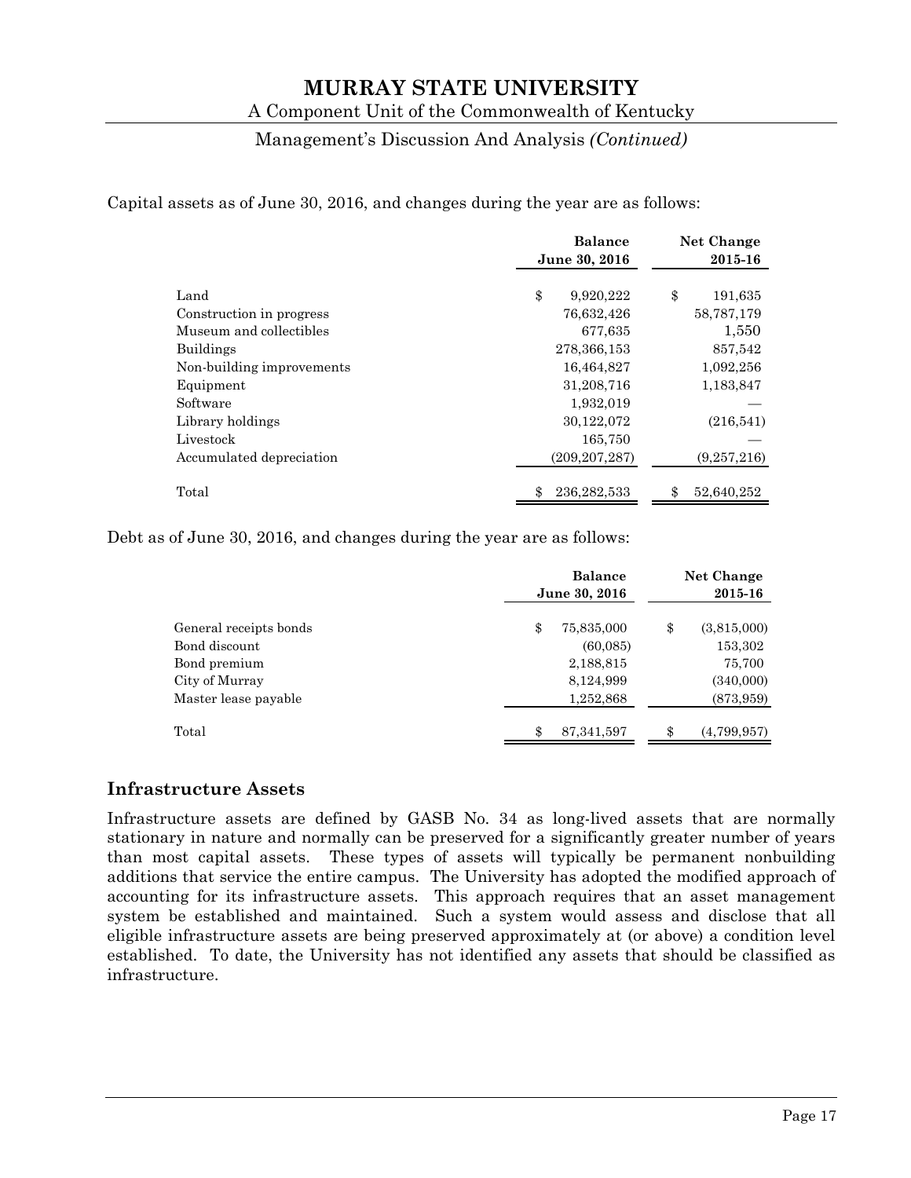Capital assets as of June 30, 2016, and changes during the year are as follows:

| | Balance June 30, 2016 | Net Change 2015-16 |
|---|---|---|
| Land | $ 9,920,222 | $ 191,635 |
| Construction in progress | 76,632,426 | 58,787,179 |
| Museum and collectibles | 677,635 | 1,550 |
| Buildings | 278,366,153 | 857,542 |
| Non-building improvements | 16,464,827 | 1,092,256 |
| Equipment | 31,208,716 | 1,183,847 |
| Software | 1,932,019 | — |
| Library holdings | 30,122,072 | (216,541) |
| Livestock | 165,750 | — |
| Accumulated depreciation | (209,207,287) | (9,257,216) |
| Total | $ 236,282,533 | $ 52,640,252 |

Debt as of June 30, 2016, and changes during the year are as follows:

| | Balance June 30, 2016 | Net Change 2015-16 |
|---|---|---|
| General receipts bonds | $ 75,835,000 | $ (3,815,000) |
| Bond discount | (60,085) | 153,302 |
| Bond premium | 2,188,815 | 75,700 |
| City of Murray | 8,124,999 | (340,000) |
| Master lease payable | 1,252,868 | (873,959) |
| Total | $ 87,341,597 | $ (4,799,957) |

## Infrastructure Assets

Infrastructure assets are defined by GASB No. 34 as long-lived assets that are normally stationary in nature and normally can be preserved for a significantly greater number of years than most capital assets. These types of assets will typically be permanent nonbuilding additions that service the entire campus. The University has adopted the modified approach of accounting for its infrastructure assets. This approach requires that an asset management system be established and maintained. Such a system would assess and disclose that all eligible infrastructure assets are being preserved approximately at (or above) a condition level established. To date, the University has not identified any assets that should be classified as infrastructure.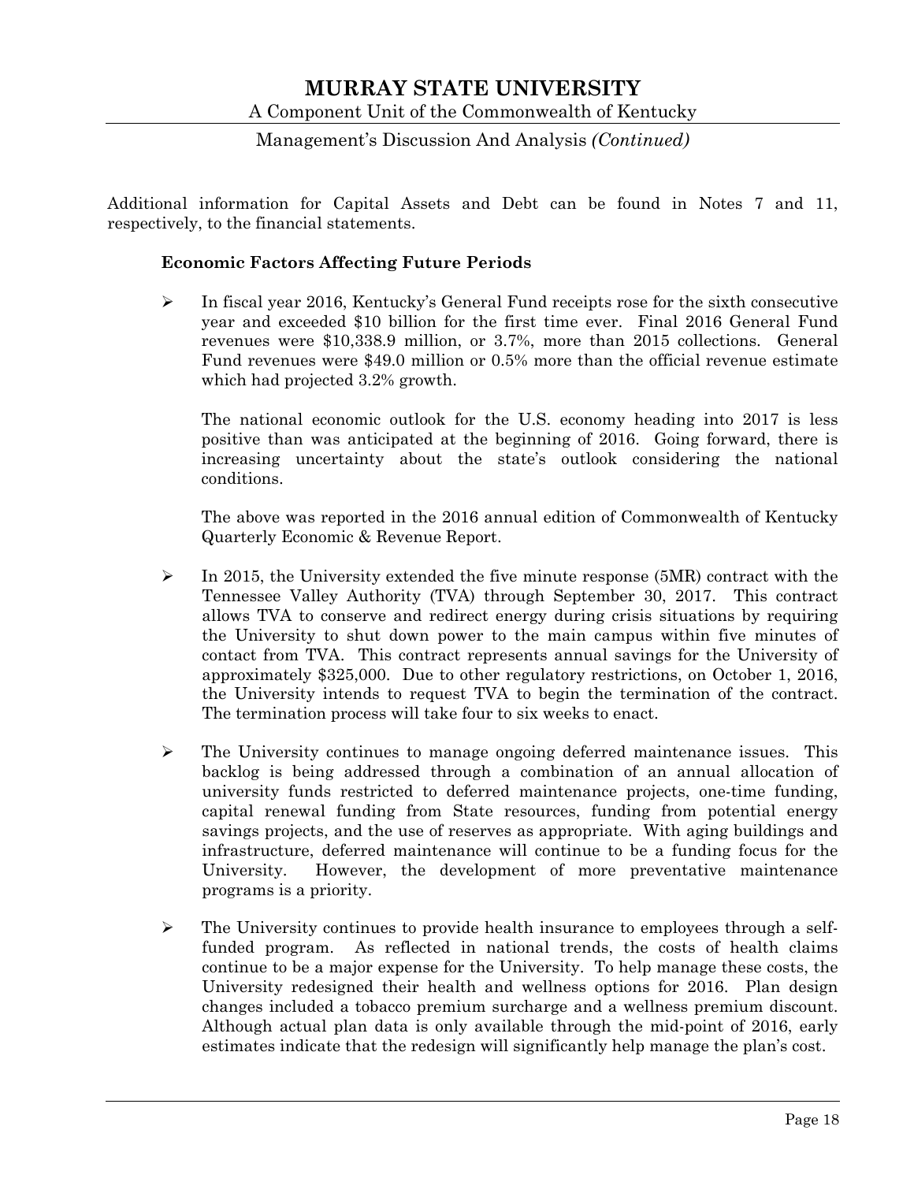Additional information for Capital Assets and Debt can be found in Notes 7 and 11, respectively, to the financial statements.

**Economic Factors Affecting Future Periods**

- In fiscal year 2016, Kentucky's General Fund receipts rose for the sixth consecutive year and exceeded $10 billion for the first time ever. Final 2016 General Fund revenues were $10,338.9 million, or 3.7%, more than 2015 collections. General Fund revenues were $49.0 million or 0.5% more than the official revenue estimate which had projected 3.2% growth.

  The national economic outlook for the U.S. economy heading into 2017 is less positive than was anticipated at the beginning of 2016. Going forward, there is increasing uncertainty about the state's outlook considering the national conditions.

  The above was reported in the 2016 annual edition of Commonwealth of Kentucky Quarterly Economic & Revenue Report.

- In 2015, the University extended the five minute response (5MR) contract with the Tennessee Valley Authority (TVA) through September 30, 2017. This contract allows TVA to conserve and redirect energy during crisis situations by requiring the University to shut down power to the main campus within five minutes of contact from TVA. This contract represents annual savings for the University of approximately $325,000. Due to other regulatory restrictions, on October 1, 2016, the University intends to request TVA to begin the termination of the contract. The termination process will take four to six weeks to enact.

- The University continues to manage ongoing deferred maintenance issues. This backlog is being addressed through a combination of an annual allocation of university funds restricted to deferred maintenance projects, one-time funding, capital renewal funding from State resources, funding from potential energy savings projects, and the use of reserves as appropriate. With aging buildings and infrastructure, deferred maintenance will continue to be a funding focus for the University. However, the development of more preventative maintenance programs is a priority.

- The University continues to provide health insurance to employees through a self-funded program. As reflected in national trends, the costs of health claims continue to be a major expense for the University. To help manage these costs, the University redesigned their health and wellness options for 2016. Plan design changes included a tobacco premium surcharge and a wellness premium discount. Although actual plan data is only available through the mid-point of 2016, early estimates indicate that the redesign will significantly help manage the plan's cost.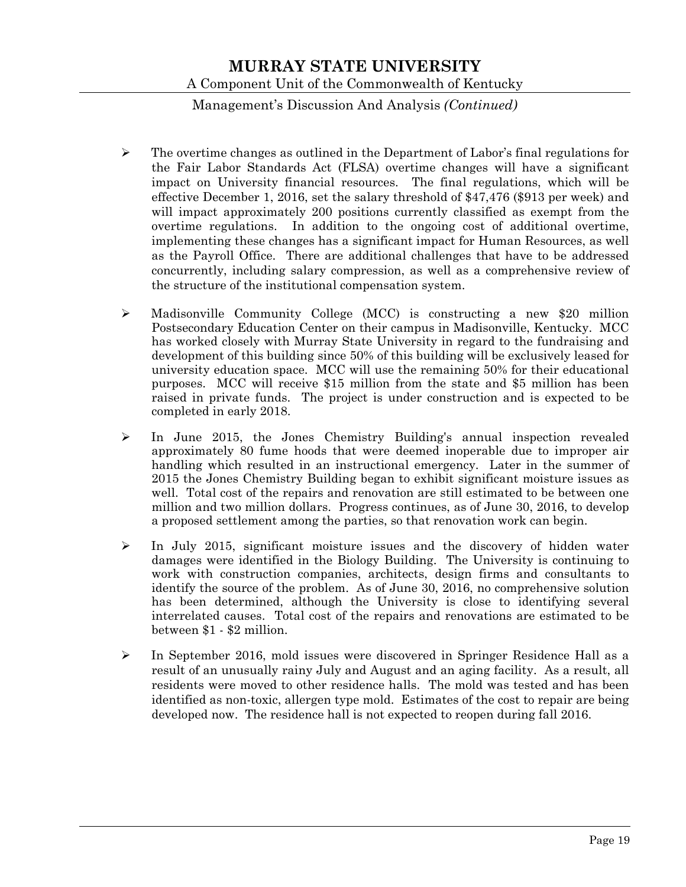- The overtime changes as outlined in the Department of Labor's final regulations for the Fair Labor Standards Act (FLSA) overtime changes will have a significant impact on University financial resources. The final regulations, which will be effective December 1, 2016, set the salary threshold of $47,476 ($913 per week) and will impact approximately 200 positions currently classified as exempt from the overtime regulations. In addition to the ongoing cost of additional overtime, implementing these changes has a significant impact for Human Resources, as well as the Payroll Office. There are additional challenges that have to be addressed concurrently, including salary compression, as well as a comprehensive review of the structure of the institutional compensation system.

- Madisonville Community College (MCC) is constructing a new $20 million Postsecondary Education Center on their campus in Madisonville, Kentucky. MCC has worked closely with Murray State University in regard to the fundraising and development of this building since 50% of this building will be exclusively leased for university education space. MCC will use the remaining 50% for their educational purposes. MCC will receive $15 million from the state and $5 million has been raised in private funds. The project is under construction and is expected to be completed in early 2018.

- In June 2015, the Jones Chemistry Building's annual inspection revealed approximately 80 fume hoods that were deemed inoperable due to improper air handling which resulted in an instructional emergency. Later in the summer of 2015 the Jones Chemistry Building began to exhibit significant moisture issues as well. Total cost of the repairs and renovation are still estimated to be between one million and two million dollars. Progress continues, as of June 30, 2016, to develop a proposed settlement among the parties, so that renovation work can begin.

- In July 2015, significant moisture issues and the discovery of hidden water damages were identified in the Biology Building. The University is continuing to work with construction companies, architects, design firms and consultants to identify the source of the problem. As of June 30, 2016, no comprehensive solution has been determined, although the University is close to identifying several interrelated causes. Total cost of the repairs and renovations are estimated to be between $1 - $2 million.

- In September 2016, mold issues were discovered in Springer Residence Hall as a result of an unusually rainy July and August and an aging facility. As a result, all residents were moved to other residence halls. The mold was tested and has been identified as non-toxic, allergen type mold. Estimates of the cost to repair are being developed now. The residence hall is not expected to reopen during fall 2016.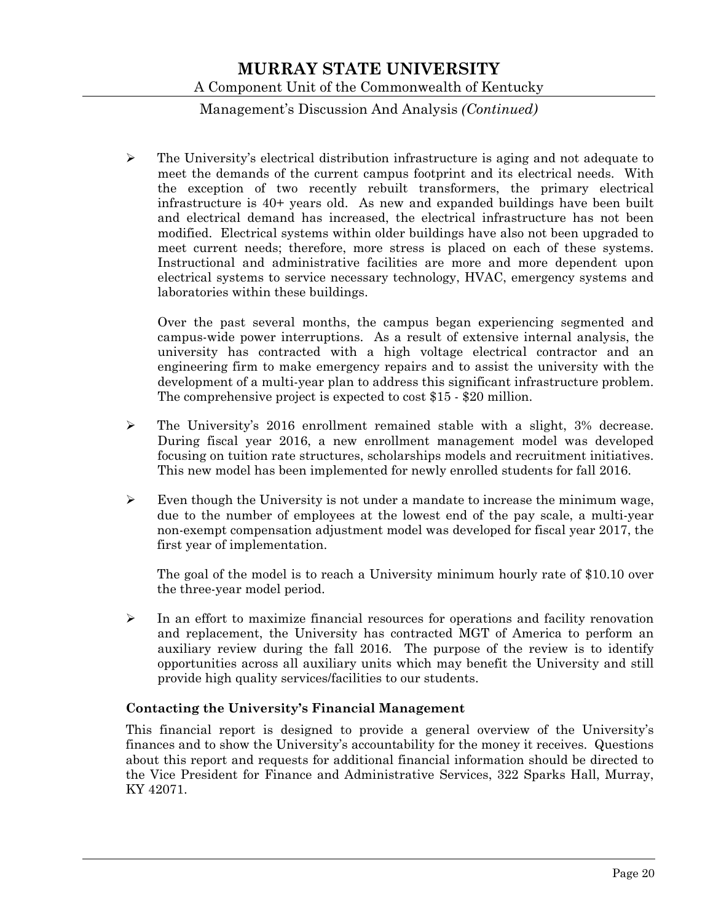- The University's electrical distribution infrastructure is aging and not adequate to meet the demands of the current campus footprint and its electrical needs. With the exception of two recently rebuilt transformers, the primary electrical infrastructure is 40+ years old. As new and expanded buildings have been built and electrical demand has increased, the electrical infrastructure has not been modified. Electrical systems within older buildings have also not been upgraded to meet current needs; therefore, more stress is placed on each of these systems. Instructional and administrative facilities are more and more dependent upon electrical systems to service necessary technology, HVAC, emergency systems and laboratories within these buildings.

  Over the past several months, the campus began experiencing segmented and campus-wide power interruptions. As a result of extensive internal analysis, the university has contracted with a high voltage electrical contractor and an engineering firm to make emergency repairs and to assist the university with the development of a multi-year plan to address this significant infrastructure problem. The comprehensive project is expected to cost $15 - $20 million.

- The University's 2016 enrollment remained stable with a slight, 3% decrease. During fiscal year 2016, a new enrollment management model was developed focusing on tuition rate structures, scholarships models and recruitment initiatives. This new model has been implemented for newly enrolled students for fall 2016.

- Even though the University is not under a mandate to increase the minimum wage, due to the number of employees at the lowest end of the pay scale, a multi-year non-exempt compensation adjustment model was developed for fiscal year 2017, the first year of implementation.

  The goal of the model is to reach a University minimum hourly rate of $10.10 over the three-year model period.

- In an effort to maximize financial resources for operations and facility renovation and replacement, the University has contracted MGT of America to perform an auxiliary review during the fall 2016. The purpose of the review is to identify opportunities across all auxiliary units which may benefit the University and still provide high quality services/facilities to our students.

**Contacting the University's Financial Management**

This financial report is designed to provide a general overview of the University's finances and to show the University's accountability for the money it receives. Questions about this report and requests for additional financial information should be directed to the Vice President for Finance and Administrative Services, 322 Sparks Hall, Murray, KY 42071.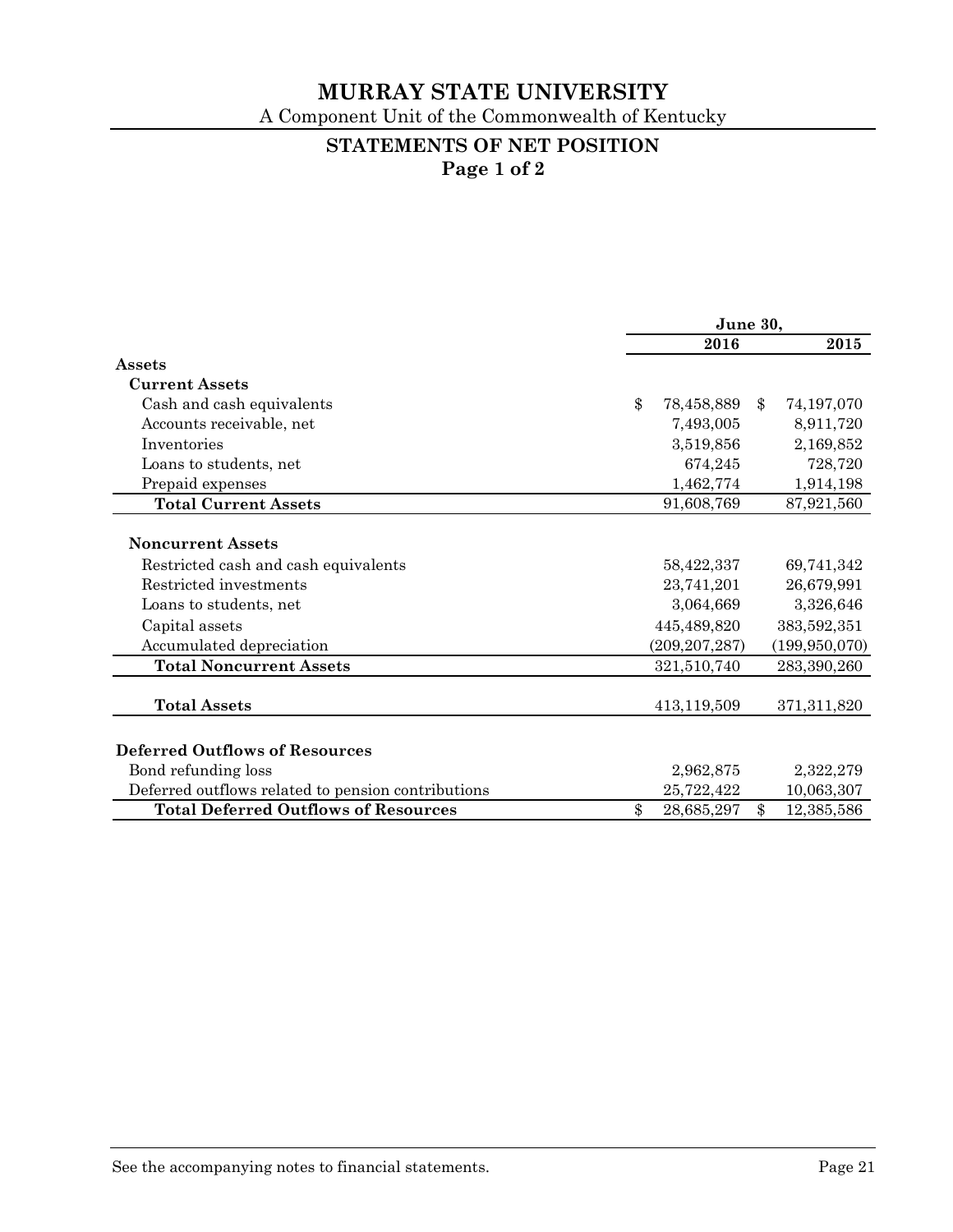# MURRAY STATE UNIVERSITY

A Component Unit of the Commonwealth of Kentucky

## STATEMENTS OF NET POSITION

**Page 1 of 2**

| | June 30, 2016 | June 30, 2015 |
|---|---|---|
| **Assets** | | |
| **Current Assets** | | |
| Cash and cash equivalents | $ 78,458,889 | $ 74,197,070 |
| Accounts receivable, net | 7,493,005 | 8,911,720 |
| Inventories | 3,519,856 | 2,169,852 |
| Loans to students, net | 674,245 | 728,720 |
| Prepaid expenses | 1,462,774 | 1,914,198 |
| **Total Current Assets** | 91,608,769 | 87,921,560 |
| **Noncurrent Assets** | | |
| Restricted cash and cash equivalents | 58,422,337 | 69,741,342 |
| Restricted investments | 23,741,201 | 26,679,991 |
| Loans to students, net | 3,064,669 | 3,326,646 |
| Capital assets | 445,489,820 | 383,592,351 |
| Accumulated depreciation | (209,207,287) | (199,950,070) |
| **Total Noncurrent Assets** | 321,510,740 | 283,390,260 |
| **Total Assets** | 413,119,509 | 371,311,820 |
| **Deferred Outflows of Resources** | | |
| Bond refunding loss | 2,962,875 | 2,322,279 |
| Deferred outflows related to pension contributions | 25,722,422 | 10,063,307 |
| **Total Deferred Outflows of Resources** | $ 28,685,297 | $ 12,385,586 |

See the accompanying notes to financial statements.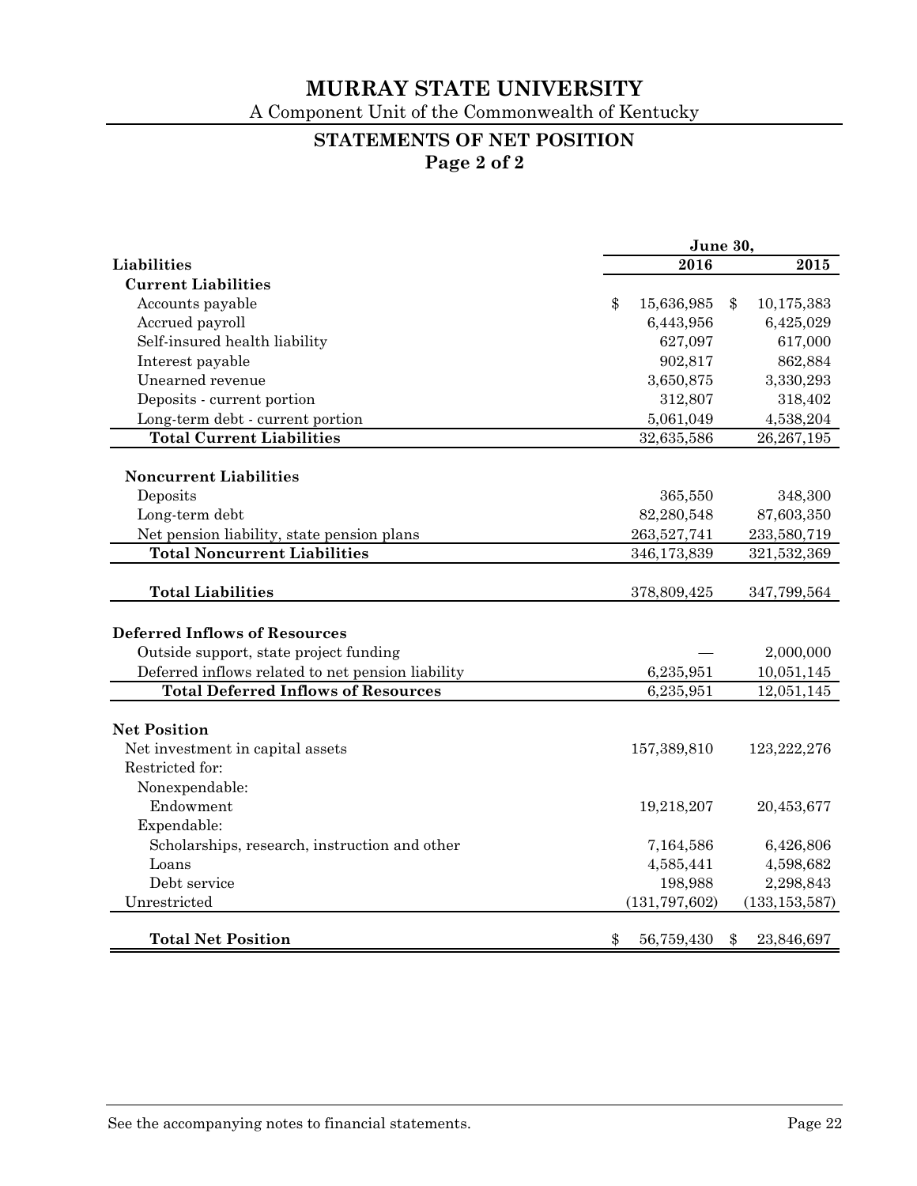# MURRAY STATE UNIVERSITY

A Component Unit of the Commonwealth of Kentucky

## STATEMENTS OF NET POSITION

### Page 2 of 2

| | June 30, | |
|---|---|---|
| **Liabilities** | **2016** | **2015** |
| **Current Liabilities** | | |
| Accounts payable | $ 15,636,985 | $ 10,175,383 |
| Accrued payroll | 6,443,956 | 6,425,029 |
| Self-insured health liability | 627,097 | 617,000 |
| Interest payable | 902,817 | 862,884 |
| Unearned revenue | 3,650,875 | 3,330,293 |
| Deposits - current portion | 312,807 | 318,402 |
| Long-term debt - current portion | 5,061,049 | 4,538,204 |
| **Total Current Liabilities** | 32,635,586 | 26,267,195 |
| | | |
| **Noncurrent Liabilities** | | |
| Deposits | 365,550 | 348,300 |
| Long-term debt | 82,280,548 | 87,603,350 |
| Net pension liability, state pension plans | 263,527,741 | 233,580,719 |
| **Total Noncurrent Liabilities** | 346,173,839 | 321,532,369 |
| | | |
| **Total Liabilities** | 378,809,425 | 347,799,564 |
| | | |
| **Deferred Inflows of Resources** | | |
| Outside support, state project funding | — | 2,000,000 |
| Deferred inflows related to net pension liability | 6,235,951 | 10,051,145 |
| **Total Deferred Inflows of Resources** | 6,235,951 | 12,051,145 |
| | | |
| **Net Position** | | |
| Net investment in capital assets | 157,389,810 | 123,222,276 |
| Restricted for: | | |
| Nonexpendable: | | |
| Endowment | 19,218,207 | 20,453,677 |
| Expendable: | | |
| Scholarships, research, instruction and other | 7,164,586 | 6,426,806 |
| Loans | 4,585,441 | 4,598,682 |
| Debt service | 198,988 | 2,298,843 |
| Unrestricted | (131,797,602) | (133,153,587) |
| | | |
| **Total Net Position** | $ 56,759,430 | $ 23,846,697 |

See the accompanying notes to financial statements.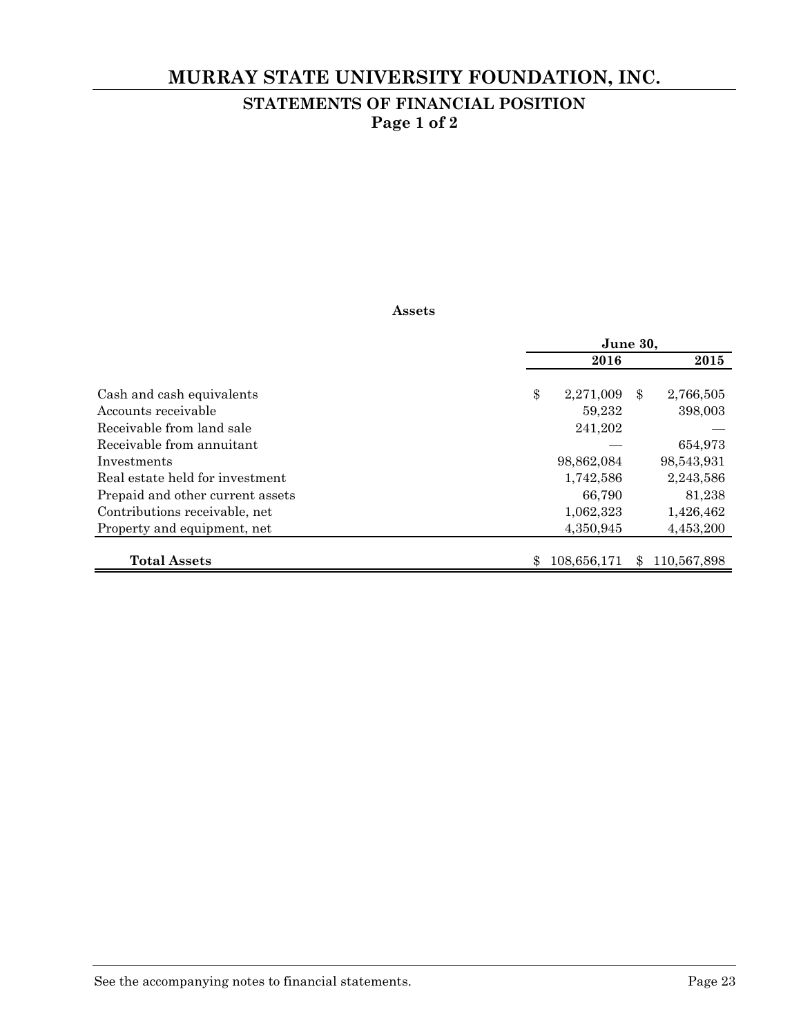# MURRAY STATE UNIVERSITY FOUNDATION, INC.

## STATEMENTS OF FINANCIAL POSITION
**Page 1 of 2**

**Assets**

| | June 30, | |
|---|---|---|
| | **2016** | **2015** |
| Cash and cash equivalents | $ 2,271,009 | $ 2,766,505 |
| Accounts receivable | 59,232 | 398,003 |
| Receivable from land sale | 241,202 | — |
| Receivable from annuitant | — | 654,973 |
| Investments | 98,862,084 | 98,543,931 |
| Real estate held for investment | 1,742,586 | 2,243,586 |
| Prepaid and other current assets | 66,790 | 81,238 |
| Contributions receivable, net | 1,062,323 | 1,426,462 |
| Property and equipment, net | 4,350,945 | 4,453,200 |
| **Total Assets** | $ 108,656,171 | $ 110,567,898 |

See the accompanying notes to financial statements.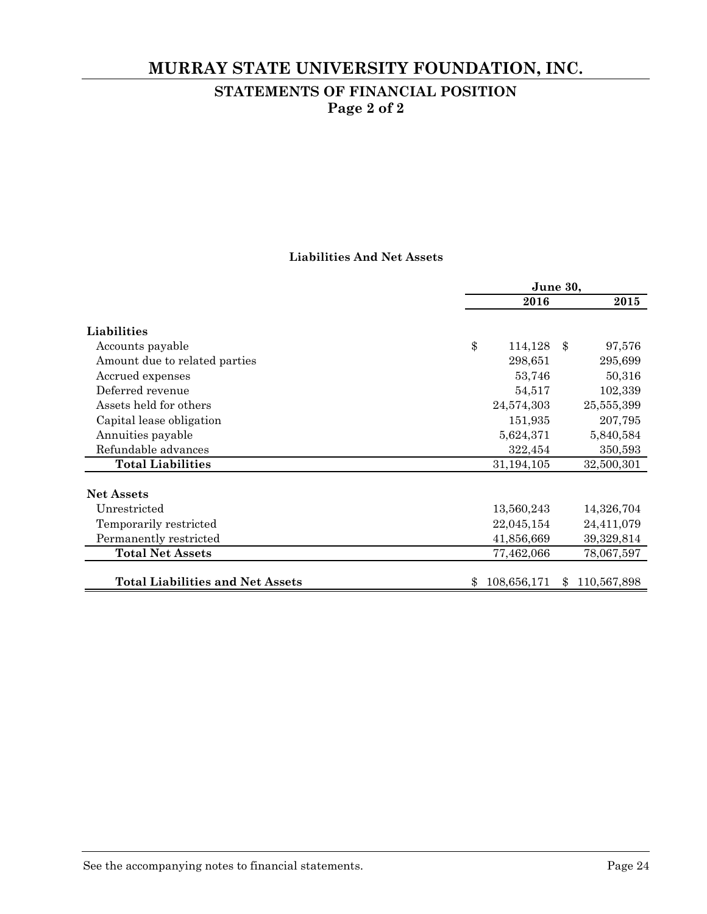# MURRAY STATE UNIVERSITY FOUNDATION, INC.

## STATEMENTS OF FINANCIAL POSITION
### Page 2 of 2

**Liabilities And Net Assets**

| | June 30, | |
|---|---|---|
| | **2016** | **2015** |
| **Liabilities** | | |
| Accounts payable | $ 114,128 | $ 97,576 |
| Amount due to related parties | 298,651 | 295,699 |
| Accrued expenses | 53,746 | 50,316 |
| Deferred revenue | 54,517 | 102,339 |
| Assets held for others | 24,574,303 | 25,555,399 |
| Capital lease obligation | 151,935 | 207,795 |
| Annuities payable | 5,624,371 | 5,840,584 |
| Refundable advances | 322,454 | 350,593 |
| **Total Liabilities** | 31,194,105 | 32,500,301 |
| **Net Assets** | | |
| Unrestricted | 13,560,243 | 14,326,704 |
| Temporarily restricted | 22,045,154 | 24,411,079 |
| Permanently restricted | 41,856,669 | 39,329,814 |
| **Total Net Assets** | 77,462,066 | 78,067,597 |
| **Total Liabilities and Net Assets** | $ 108,656,171 | $ 110,567,898 |

See the accompanying notes to financial statements.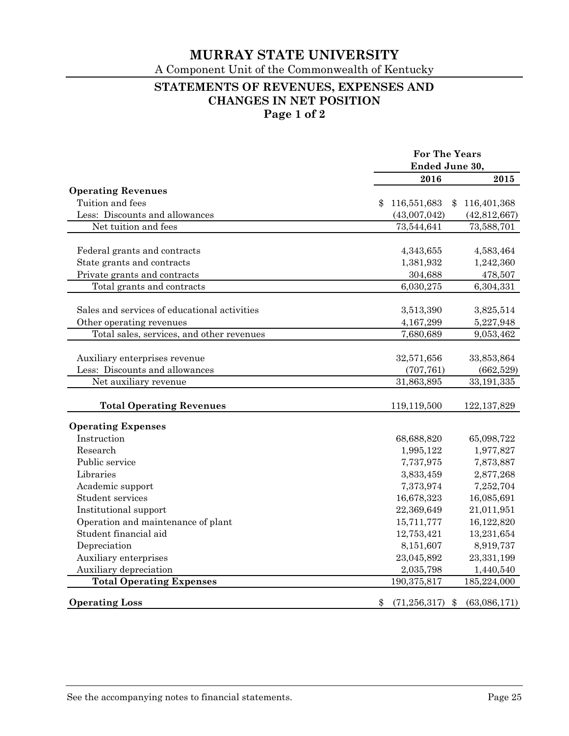# MURRAY STATE UNIVERSITY

A Component Unit of the Commonwealth of Kentucky

## STATEMENTS OF REVENUES, EXPENSES AND CHANGES IN NET POSITION

**Page 1 of 2**

| | For The Years Ended June 30, | |
|---|---:|---:|
| | **2016** | **2015** |
| **Operating Revenues** | | |
| Tuition and fees | $ 116,551,683 | $ 116,401,368 |
| Less: Discounts and allowances | (43,007,042) | (42,812,667) |
| Net tuition and fees | 73,544,641 | 73,588,701 |
| | | |
| Federal grants and contracts | 4,343,655 | 4,583,464 |
| State grants and contracts | 1,381,932 | 1,242,360 |
| Private grants and contracts | 304,688 | 478,507 |
| Total grants and contracts | 6,030,275 | 6,304,331 |
| | | |
| Sales and services of educational activities | 3,513,390 | 3,825,514 |
| Other operating revenues | 4,167,299 | 5,227,948 |
| Total sales, services, and other revenues | 7,680,689 | 9,053,462 |
| | | |
| Auxiliary enterprises revenue | 32,571,656 | 33,853,864 |
| Less: Discounts and allowances | (707,761) | (662,529) |
| Net auxiliary revenue | 31,863,895 | 33,191,335 |
| | | |
| **Total Operating Revenues** | 119,119,500 | 122,137,829 |
| **Operating Expenses** | | |
| Instruction | 68,688,820 | 65,098,722 |
| Research | 1,995,122 | 1,977,827 |
| Public service | 7,737,975 | 7,873,887 |
| Libraries | 3,833,459 | 2,877,268 |
| Academic support | 7,373,974 | 7,252,704 |
| Student services | 16,678,323 | 16,085,691 |
| Institutional support | 22,369,649 | 21,011,951 |
| Operation and maintenance of plant | 15,711,777 | 16,122,820 |
| Student financial aid | 12,753,421 | 13,231,654 |
| Depreciation | 8,151,607 | 8,919,737 |
| Auxiliary enterprises | 23,045,892 | 23,331,199 |
| Auxiliary depreciation | 2,035,798 | 1,440,540 |
| **Total Operating Expenses** | 190,375,817 | 185,224,000 |
| **Operating Loss** | $ (71,256,317) | $ (63,086,171) |

See the accompanying notes to financial statements.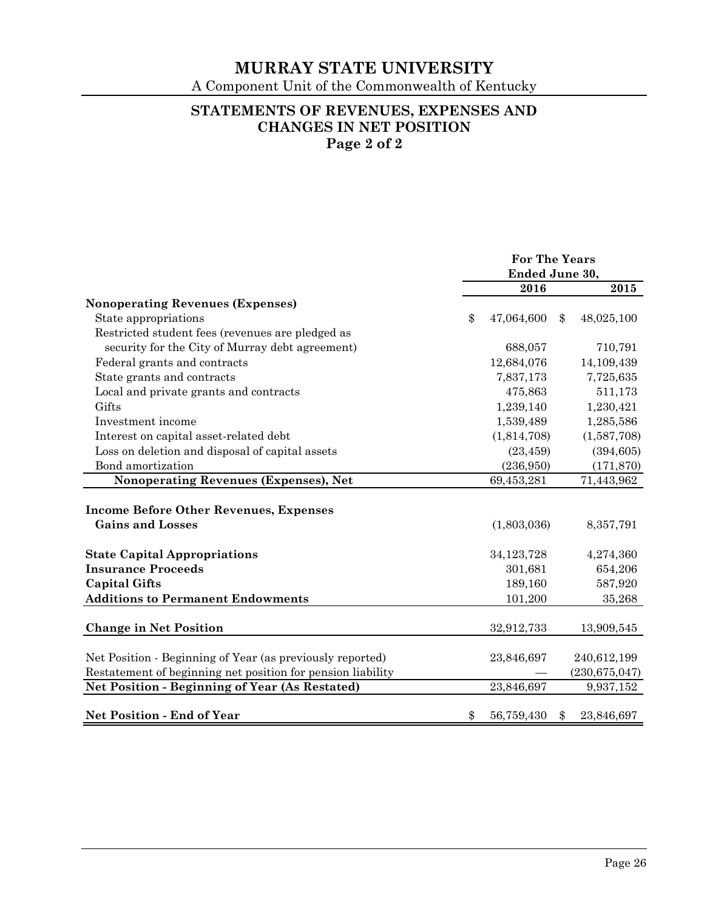# MURRAY STATE UNIVERSITY

A Component Unit of the Commonwealth of Kentucky

## STATEMENTS OF REVENUES, EXPENSES AND CHANGES IN NET POSITION
### Page 2 of 2

| | For The Years Ended June 30, | |
|---|---|---|
| | **2016** | **2015** |
| **Nonoperating Revenues (Expenses)** | | |
| State appropriations | $ 47,064,600 | $ 48,025,100 |
| Restricted student fees (revenues are pledged as security for the City of Murray debt agreement) | 688,057 | 710,791 |
| Federal grants and contracts | 12,684,076 | 14,109,439 |
| State grants and contracts | 7,837,173 | 7,725,635 |
| Local and private grants and contracts | 475,863 | 511,173 |
| Gifts | 1,239,140 | 1,230,421 |
| Investment income | 1,539,489 | 1,285,586 |
| Interest on capital asset-related debt | (1,814,708) | (1,587,708) |
| Loss on deletion and disposal of capital assets | (23,459) | (394,605) |
| Bond amortization | (236,950) | (171,870) |
| **Nonoperating Revenues (Expenses), Net** | 69,453,281 | 71,443,962 |
| **Income Before Other Revenues, Expenses Gains and Losses** | (1,803,036) | 8,357,791 |
| **State Capital Appropriations** | 34,123,728 | 4,274,360 |
| **Insurance Proceeds** | 301,681 | 654,206 |
| **Capital Gifts** | 189,160 | 587,920 |
| **Additions to Permanent Endowments** | 101,200 | 35,268 |
| **Change in Net Position** | 32,912,733 | 13,909,545 |
| Net Position - Beginning of Year (as previously reported) | 23,846,697 | 240,612,199 |
| Restatement of beginning net position for pension liability | — | (230,675,047) |
| **Net Position - Beginning of Year (As Restated)** | 23,846,697 | 9,937,152 |
| **Net Position - End of Year** | $ 56,759,430 | $ 23,846,697 |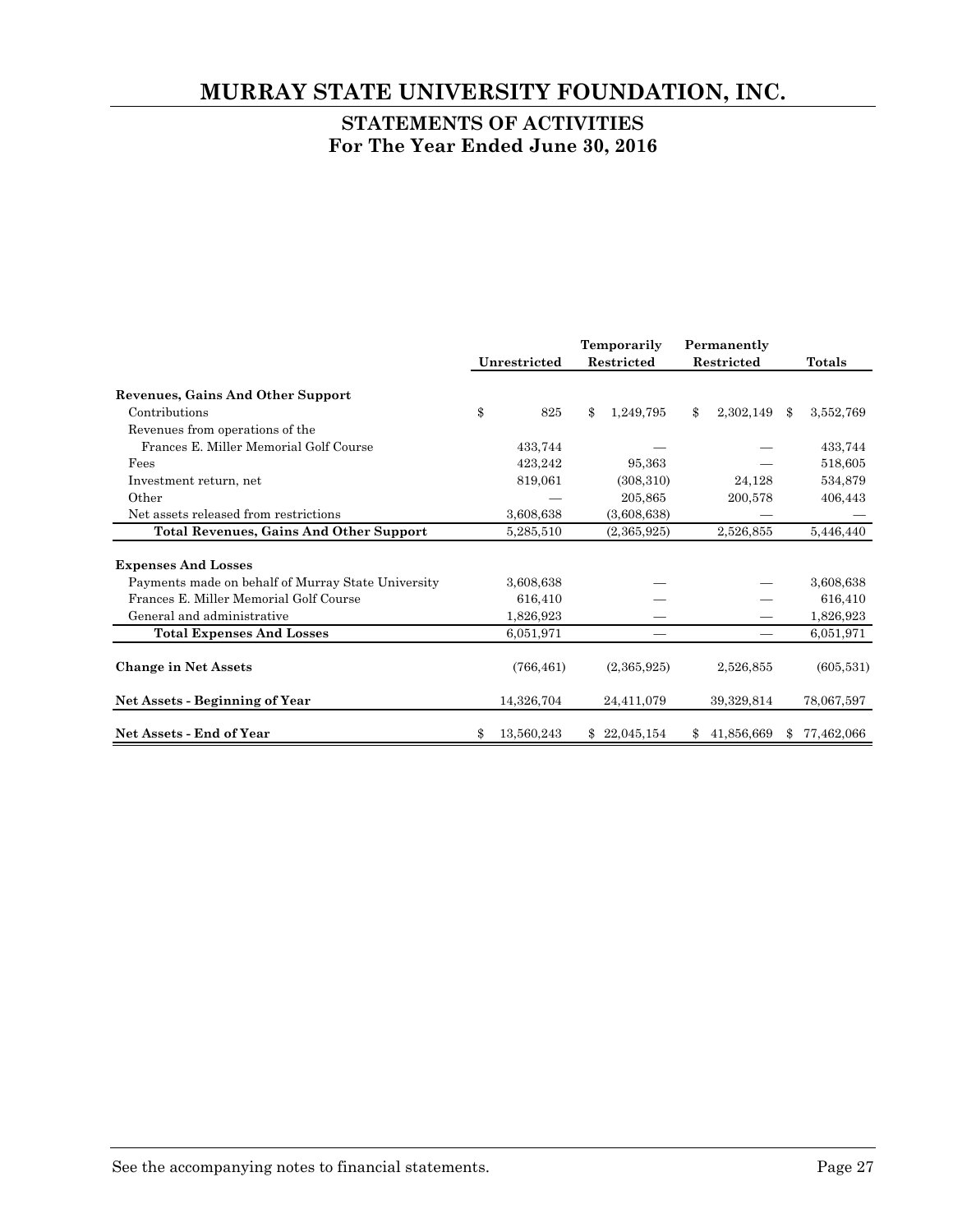# MURRAY STATE UNIVERSITY FOUNDATION, INC.

## STATEMENTS OF ACTIVITIES
## For The Year Ended June 30, 2016

| | Unrestricted | Temporarily Restricted | Permanently Restricted | Totals |
|---|---|---|---|---|
| **Revenues, Gains And Other Support** | | | | |
| Contributions | $ 825 | $ 1,249,795 | $ 2,302,149 | $ 3,552,769 |
| Revenues from operations of the Frances E. Miller Memorial Golf Course | 433,744 | — | — | 433,744 |
| Fees | 423,242 | 95,363 | — | 518,605 |
| Investment return, net | 819,061 | (308,310) | 24,128 | 534,879 |
| Other | — | 205,865 | 200,578 | 406,443 |
| Net assets released from restrictions | 3,608,638 | (3,608,638) | — | — |
| **Total Revenues, Gains And Other Support** | 5,285,510 | (2,365,925) | 2,526,855 | 5,446,440 |
| **Expenses And Losses** | | | | |
| Payments made on behalf of Murray State University | 3,608,638 | — | — | 3,608,638 |
| Frances E. Miller Memorial Golf Course | 616,410 | — | — | 616,410 |
| General and administrative | 1,826,923 | — | — | 1,826,923 |
| **Total Expenses And Losses** | 6,051,971 | — | — | 6,051,971 |
| **Change in Net Assets** | (766,461) | (2,365,925) | 2,526,855 | (605,531) |
| **Net Assets - Beginning of Year** | 14,326,704 | 24,411,079 | 39,329,814 | 78,067,597 |
| **Net Assets - End of Year** | $ 13,560,243 | $ 22,045,154 | $ 41,856,669 | $ 77,462,066 |

See the accompanying notes to financial statements.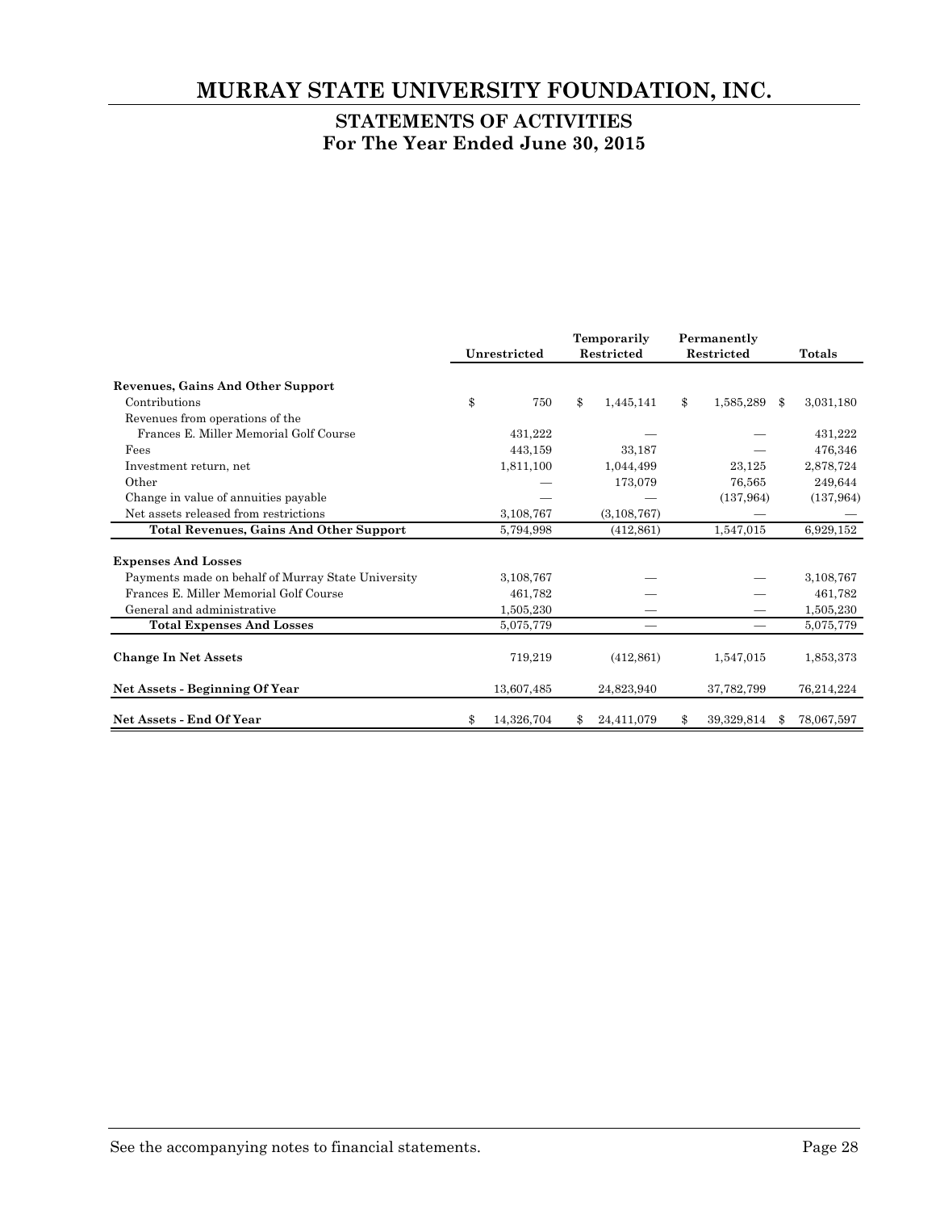# MURRAY STATE UNIVERSITY FOUNDATION, INC.

## STATEMENTS OF ACTIVITIES
## For The Year Ended June 30, 2015

| | Unrestricted | Temporarily Restricted | Permanently Restricted | Totals |
|---|---|---|---|---|
| **Revenues, Gains And Other Support** | | | | |
| Contributions | $ 750 | $ 1,445,141 | $ 1,585,289 | $ 3,031,180 |
| Revenues from operations of the Frances E. Miller Memorial Golf Course | 431,222 | — | — | 431,222 |
| Fees | 443,159 | 33,187 | — | 476,346 |
| Investment return, net | 1,811,100 | 1,044,499 | 23,125 | 2,878,724 |
| Other | — | 173,079 | 76,565 | 249,644 |
| Change in value of annuities payable | — | — | (137,964) | (137,964) |
| Net assets released from restrictions | 3,108,767 | (3,108,767) | — | — |
| **Total Revenues, Gains And Other Support** | 5,794,998 | (412,861) | 1,547,015 | 6,929,152 |
| **Expenses And Losses** | | | | |
| Payments made on behalf of Murray State University | 3,108,767 | — | — | 3,108,767 |
| Frances E. Miller Memorial Golf Course | 461,782 | — | — | 461,782 |
| General and administrative | 1,505,230 | — | — | 1,505,230 |
| **Total Expenses And Losses** | 5,075,779 | — | — | 5,075,779 |
| **Change In Net Assets** | 719,219 | (412,861) | 1,547,015 | 1,853,373 |
| **Net Assets - Beginning Of Year** | 13,607,485 | 24,823,940 | 37,782,799 | 76,214,224 |
| **Net Assets - End Of Year** | $ 14,326,704 | $ 24,411,079 | $ 39,329,814 | $ 78,067,597 |

See the accompanying notes to financial statements.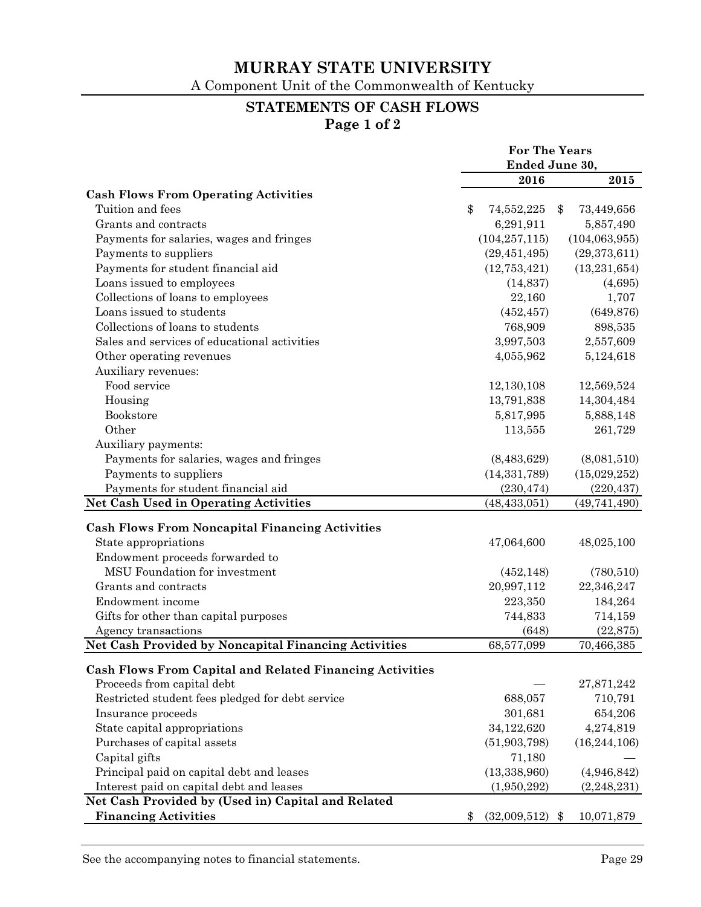# MURRAY STATE UNIVERSITY

A Component Unit of the Commonwealth of Kentucky

## STATEMENTS OF CASH FLOWS

### Page 1 of 2

| | For The Years Ended June 30, | |
|---|---|---|
| | **2016** | **2015** |
| **Cash Flows From Operating Activities** | | |
| Tuition and fees | $ 74,552,225 | $ 73,449,656 |
| Grants and contracts | 6,291,911 | 5,857,490 |
| Payments for salaries, wages and fringes | (104,257,115) | (104,063,955) |
| Payments to suppliers | (29,451,495) | (29,373,611) |
| Payments for student financial aid | (12,753,421) | (13,231,654) |
| Loans issued to employees | (14,837) | (4,695) |
| Collections of loans to employees | 22,160 | 1,707 |
| Loans issued to students | (452,457) | (649,876) |
| Collections of loans to students | 768,909 | 898,535 |
| Sales and services of educational activities | 3,997,503 | 2,557,609 |
| Other operating revenues | 4,055,962 | 5,124,618 |
| Auxiliary revenues: | | |
| Food service | 12,130,108 | 12,569,524 |
| Housing | 13,791,838 | 14,304,484 |
| Bookstore | 5,817,995 | 5,888,148 |
| Other | 113,555 | 261,729 |
| Auxiliary payments: | | |
| Payments for salaries, wages and fringes | (8,483,629) | (8,081,510) |
| Payments to suppliers | (14,331,789) | (15,029,252) |
| Payments for student financial aid | (230,474) | (220,437) |
| **Net Cash Used in Operating Activities** | (48,433,051) | (49,741,490) |
| **Cash Flows From Noncapital Financing Activities** | | |
| State appropriations | 47,064,600 | 48,025,100 |
| Endowment proceeds forwarded to MSU Foundation for investment | (452,148) | (780,510) |
| Grants and contracts | 20,997,112 | 22,346,247 |
| Endowment income | 223,350 | 184,264 |
| Gifts for other than capital purposes | 744,833 | 714,159 |
| Agency transactions | (648) | (22,875) |
| **Net Cash Provided by Noncapital Financing Activities** | 68,577,099 | 70,466,385 |
| **Cash Flows From Capital and Related Financing Activities** | | |
| Proceeds from capital debt | — | 27,871,242 |
| Restricted student fees pledged for debt service | 688,057 | 710,791 |
| Insurance proceeds | 301,681 | 654,206 |
| State capital appropriations | 34,122,620 | 4,274,819 |
| Purchases of capital assets | (51,903,798) | (16,244,106) |
| Capital gifts | 71,180 | — |
| Principal paid on capital debt and leases | (13,338,960) | (4,946,842) |
| Interest paid on capital debt and leases | (1,950,292) | (2,248,231) |
| **Net Cash Provided by (Used in) Capital and Related Financing Activities** | $ (32,009,512) | $ 10,071,879 |

See the accompanying notes to financial statements.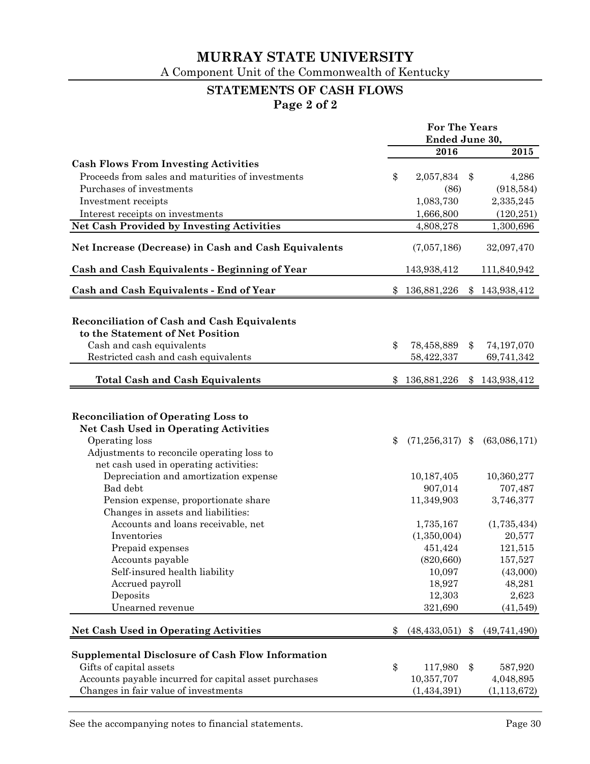# MURRAY STATE UNIVERSITY

A Component Unit of the Commonwealth of Kentucky

## STATEMENTS OF CASH FLOWS

**Page 2 of 2**

| | For The Years Ended June 30, | |
|---|---|---|
| | **2016** | **2015** |
| **Cash Flows From Investing Activities** | | |
| Proceeds from sales and maturities of investments | $ 2,057,834 | $ 4,286 |
| Purchases of investments | (86) | (918,584) |
| Investment receipts | 1,083,730 | 2,335,245 |
| Interest receipts on investments | 1,666,800 | (120,251) |
| **Net Cash Provided by Investing Activities** | 4,808,278 | 1,300,696 |
| **Net Increase (Decrease) in Cash and Cash Equivalents** | (7,057,186) | 32,097,470 |
| **Cash and Cash Equivalents - Beginning of Year** | 143,938,412 | 111,840,942 |
| **Cash and Cash Equivalents - End of Year** | $ 136,881,226 | $ 143,938,412 |
| | | |
| **Reconciliation of Cash and Cash Equivalents to the Statement of Net Position** | | |
| Cash and cash equivalents | $ 78,458,889 | $ 74,197,070 |
| Restricted cash and cash equivalents | 58,422,337 | 69,741,342 |
| **Total Cash and Cash Equivalents** | $ 136,881,226 | $ 143,938,412 |
| | | |
| **Reconciliation of Operating Loss to Net Cash Used in Operating Activities** | | |
| Operating loss | $ (71,256,317) | $ (63,086,171) |
| Adjustments to reconcile operating loss to net cash used in operating activities: | | |
| Depreciation and amortization expense | 10,187,405 | 10,360,277 |
| Bad debt | 907,014 | 707,487 |
| Pension expense, proportionate share | 11,349,903 | 3,746,377 |
| Changes in assets and liabilities: | | |
| Accounts and loans receivable, net | 1,735,167 | (1,735,434) |
| Inventories | (1,350,004) | 20,577 |
| Prepaid expenses | 451,424 | 121,515 |
| Accounts payable | (820,660) | 157,527 |
| Self-insured health liability | 10,097 | (43,000) |
| Accrued payroll | 18,927 | 48,281 |
| Deposits | 12,303 | 2,623 |
| Unearned revenue | 321,690 | (41,549) |
| **Net Cash Used in Operating Activities** | $ (48,433,051) | $ (49,741,490) |
| | | |
| **Supplemental Disclosure of Cash Flow Information** | | |
| Gifts of capital assets | $ 117,980 | $ 587,920 |
| Accounts payable incurred for capital asset purchases | 10,357,707 | 4,048,895 |
| Changes in fair value of investments | (1,434,391) | (1,113,672) |

See the accompanying notes to financial statements.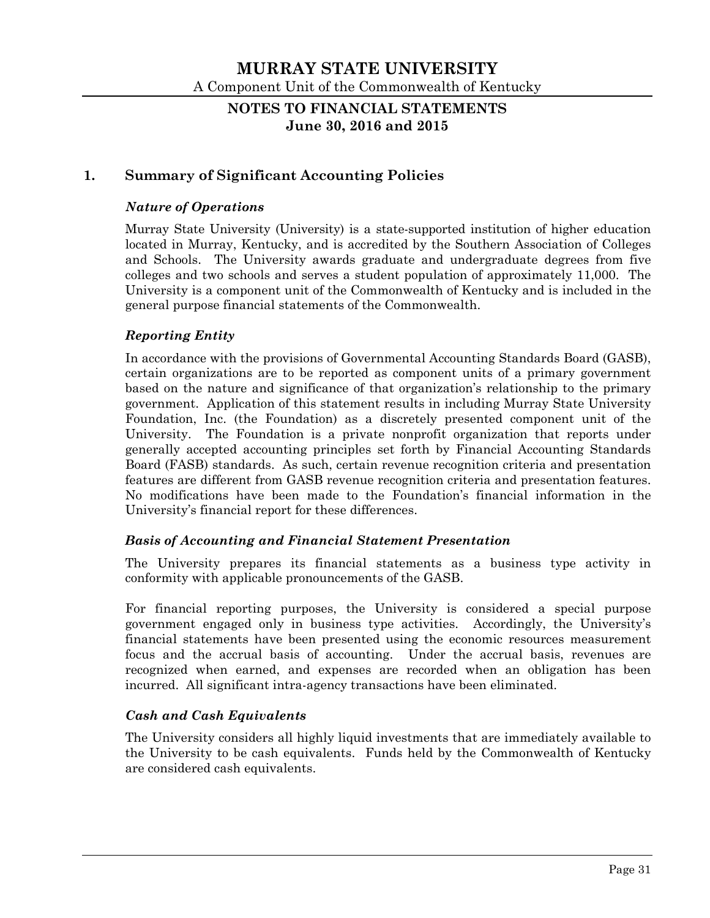# MURRAY STATE UNIVERSITY

A Component Unit of the Commonwealth of Kentucky

## NOTES TO FINANCIAL STATEMENTS

**June 30, 2016 and 2015**

## 1. Summary of Significant Accounting Policies

### *Nature of Operations*

Murray State University (University) is a state-supported institution of higher education located in Murray, Kentucky, and is accredited by the Southern Association of Colleges and Schools. The University awards graduate and undergraduate degrees from five colleges and two schools and serves a student population of approximately 11,000. The University is a component unit of the Commonwealth of Kentucky and is included in the general purpose financial statements of the Commonwealth.

### *Reporting Entity*

In accordance with the provisions of Governmental Accounting Standards Board (GASB), certain organizations are to be reported as component units of a primary government based on the nature and significance of that organization's relationship to the primary government. Application of this statement results in including Murray State University Foundation, Inc. (the Foundation) as a discretely presented component unit of the University. The Foundation is a private nonprofit organization that reports under generally accepted accounting principles set forth by Financial Accounting Standards Board (FASB) standards. As such, certain revenue recognition criteria and presentation features are different from GASB revenue recognition criteria and presentation features. No modifications have been made to the Foundation's financial information in the University's financial report for these differences.

### *Basis of Accounting and Financial Statement Presentation*

The University prepares its financial statements as a business type activity in conformity with applicable pronouncements of the GASB.

For financial reporting purposes, the University is considered a special purpose government engaged only in business type activities. Accordingly, the University's financial statements have been presented using the economic resources measurement focus and the accrual basis of accounting. Under the accrual basis, revenues are recognized when earned, and expenses are recorded when an obligation has been incurred. All significant intra-agency transactions have been eliminated.

### *Cash and Cash Equivalents*

The University considers all highly liquid investments that are immediately available to the University to be cash equivalents. Funds held by the Commonwealth of Kentucky are considered cash equivalents.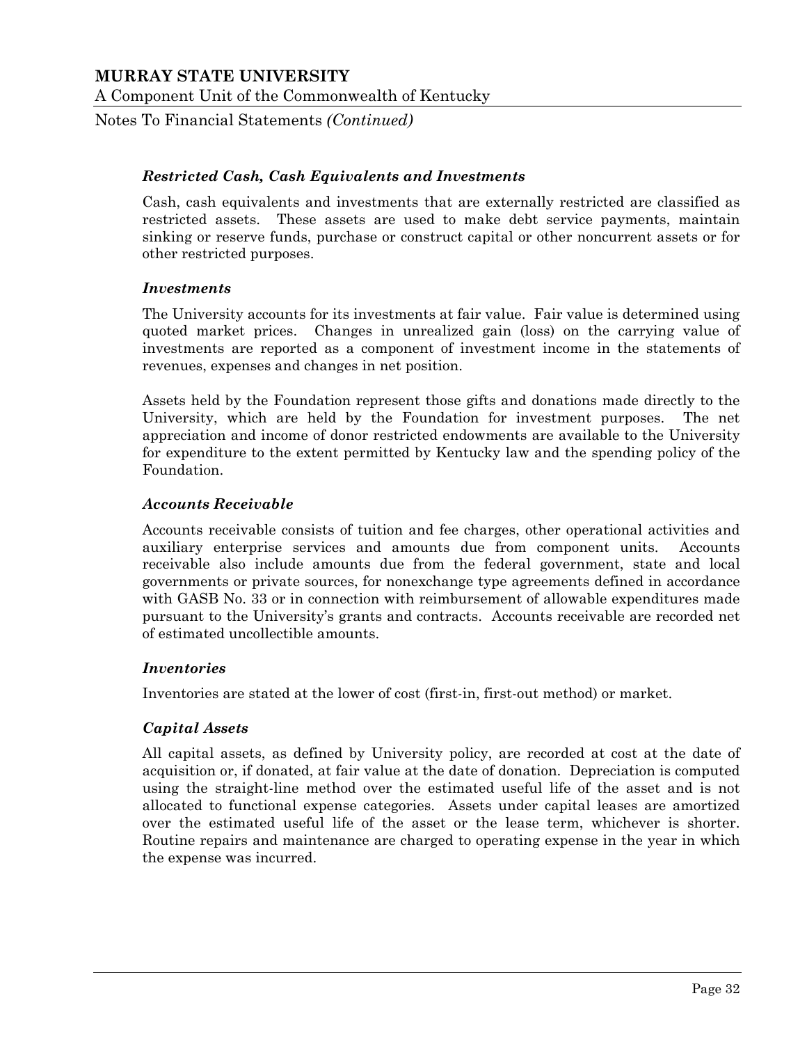### *Restricted Cash, Cash Equivalents and Investments*

Cash, cash equivalents and investments that are externally restricted are classified as restricted assets. These assets are used to make debt service payments, maintain sinking or reserve funds, purchase or construct capital or other noncurrent assets or for other restricted purposes.

### *Investments*

The University accounts for its investments at fair value. Fair value is determined using quoted market prices. Changes in unrealized gain (loss) on the carrying value of investments are reported as a component of investment income in the statements of revenues, expenses and changes in net position.

Assets held by the Foundation represent those gifts and donations made directly to the University, which are held by the Foundation for investment purposes. The net appreciation and income of donor restricted endowments are available to the University for expenditure to the extent permitted by Kentucky law and the spending policy of the Foundation.

### *Accounts Receivable*

Accounts receivable consists of tuition and fee charges, other operational activities and auxiliary enterprise services and amounts due from component units. Accounts receivable also include amounts due from the federal government, state and local governments or private sources, for nonexchange type agreements defined in accordance with GASB No. 33 or in connection with reimbursement of allowable expenditures made pursuant to the University's grants and contracts. Accounts receivable are recorded net of estimated uncollectible amounts.

### *Inventories*

Inventories are stated at the lower of cost (first-in, first-out method) or market.

### *Capital Assets*

All capital assets, as defined by University policy, are recorded at cost at the date of acquisition or, if donated, at fair value at the date of donation. Depreciation is computed using the straight-line method over the estimated useful life of the asset and is not allocated to functional expense categories. Assets under capital leases are amortized over the estimated useful life of the asset or the lease term, whichever is shorter. Routine repairs and maintenance are charged to operating expense in the year in which the expense was incurred.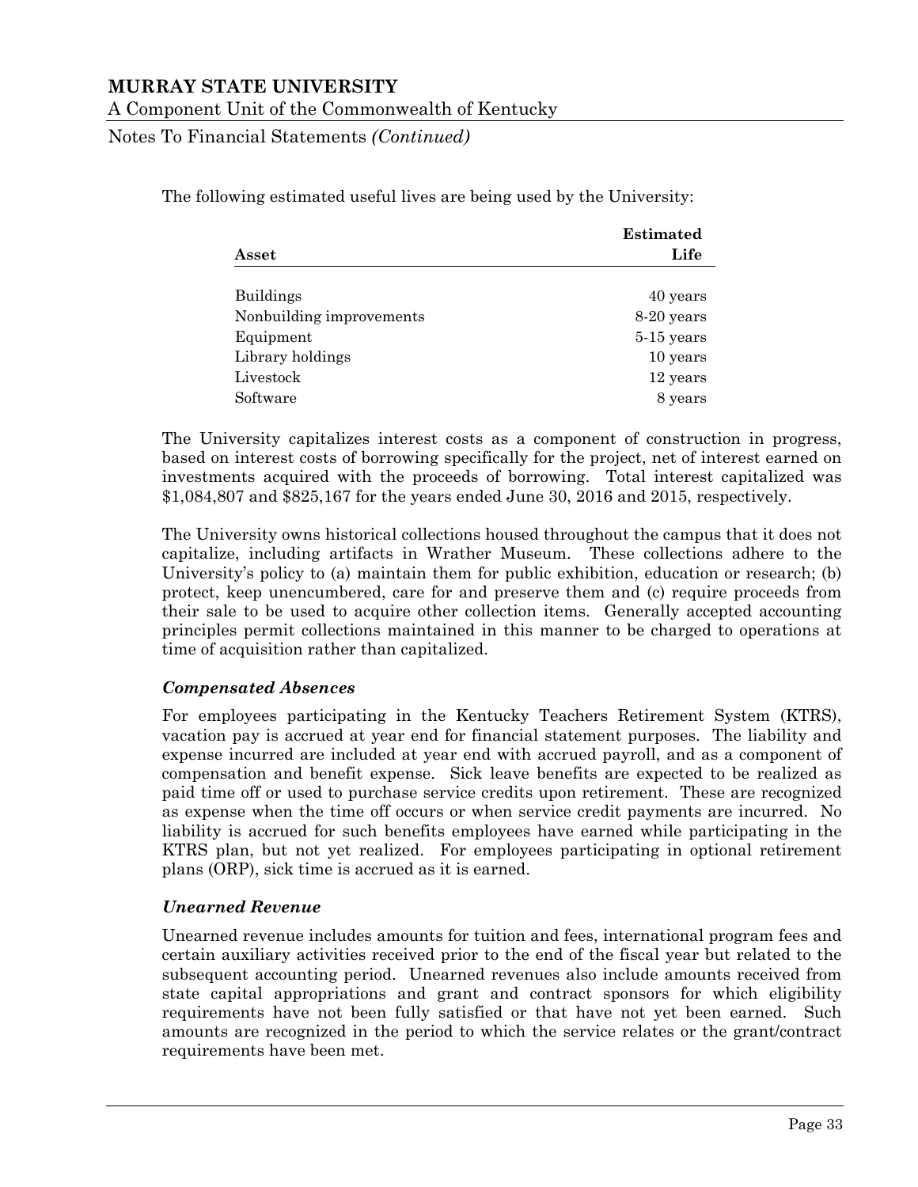The following estimated useful lives are being used by the University:

| Asset | Estimated Life |
|---|---|
| Buildings | 40 years |
| Nonbuilding improvements | 8-20 years |
| Equipment | 5-15 years |
| Library holdings | 10 years |
| Livestock | 12 years |
| Software | 8 years |

The University capitalizes interest costs as a component of construction in progress, based on interest costs of borrowing specifically for the project, net of interest earned on investments acquired with the proceeds of borrowing. Total interest capitalized was $1,084,807 and $825,167 for the years ended June 30, 2016 and 2015, respectively.

The University owns historical collections housed throughout the campus that it does not capitalize, including artifacts in Wrather Museum. These collections adhere to the University's policy to (a) maintain them for public exhibition, education or research; (b) protect, keep unencumbered, care for and preserve them and (c) require proceeds from their sale to be used to acquire other collection items. Generally accepted accounting principles permit collections maintained in this manner to be charged to operations at time of acquisition rather than capitalized.

***Compensated Absences***

For employees participating in the Kentucky Teachers Retirement System (KTRS), vacation pay is accrued at year end for financial statement purposes. The liability and expense incurred are included at year end with accrued payroll, and as a component of compensation and benefit expense. Sick leave benefits are expected to be realized as paid time off or used to purchase service credits upon retirement. These are recognized as expense when the time off occurs or when service credit payments are incurred. No liability is accrued for such benefits employees have earned while participating in the KTRS plan, but not yet realized. For employees participating in optional retirement plans (ORP), sick time is accrued as it is earned.

***Unearned Revenue***

Unearned revenue includes amounts for tuition and fees, international program fees and certain auxiliary activities received prior to the end of the fiscal year but related to the subsequent accounting period. Unearned revenues also include amounts received from state capital appropriations and grant and contract sponsors for which eligibility requirements have not been fully satisfied or that have not yet been earned. Such amounts are recognized in the period to which the service relates or the grant/contract requirements have been met.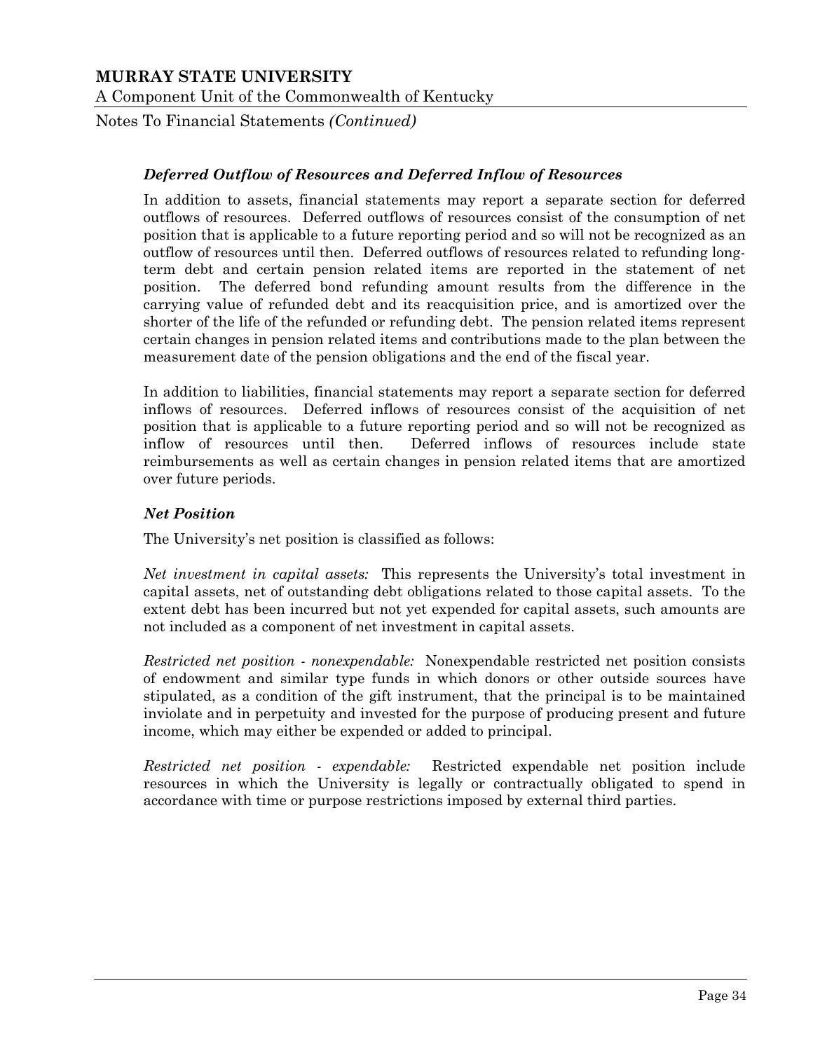### *Deferred Outflow of Resources and Deferred Inflow of Resources*

In addition to assets, financial statements may report a separate section for deferred outflows of resources. Deferred outflows of resources consist of the consumption of net position that is applicable to a future reporting period and so will not be recognized as an outflow of resources until then. Deferred outflows of resources related to refunding long-term debt and certain pension related items are reported in the statement of net position. The deferred bond refunding amount results from the difference in the carrying value of refunded debt and its reacquisition price, and is amortized over the shorter of the life of the refunded or refunding debt. The pension related items represent certain changes in pension related items and contributions made to the plan between the measurement date of the pension obligations and the end of the fiscal year.

In addition to liabilities, financial statements may report a separate section for deferred inflows of resources. Deferred inflows of resources consist of the acquisition of net position that is applicable to a future reporting period and so will not be recognized as inflow of resources until then. Deferred inflows of resources include state reimbursements as well as certain changes in pension related items that are amortized over future periods.

### *Net Position*

The University's net position is classified as follows:

*Net investment in capital assets:* This represents the University's total investment in capital assets, net of outstanding debt obligations related to those capital assets. To the extent debt has been incurred but not yet expended for capital assets, such amounts are not included as a component of net investment in capital assets.

*Restricted net position - nonexpendable:* Nonexpendable restricted net position consists of endowment and similar type funds in which donors or other outside sources have stipulated, as a condition of the gift instrument, that the principal is to be maintained inviolate and in perpetuity and invested for the purpose of producing present and future income, which may either be expended or added to principal.

*Restricted net position - expendable:* Restricted expendable net position include resources in which the University is legally or contractually obligated to spend in accordance with time or purpose restrictions imposed by external third parties.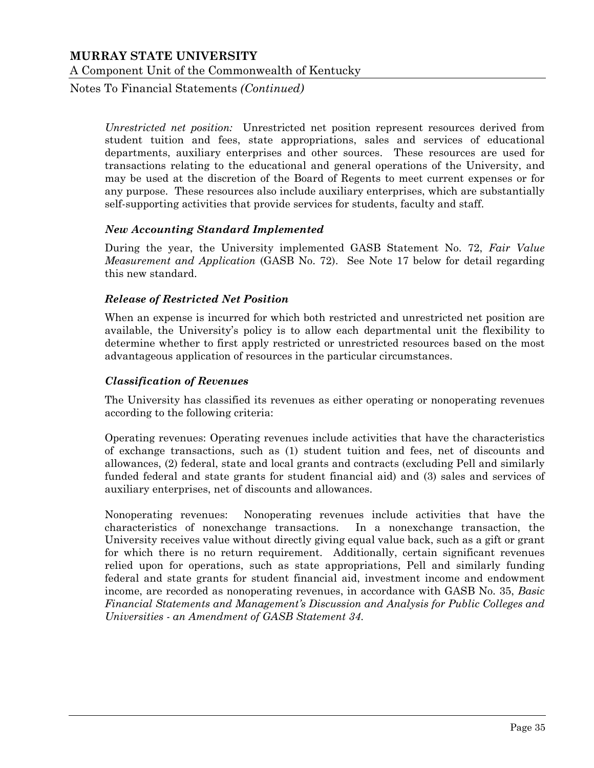*Unrestricted net position:* Unrestricted net position represent resources derived from student tuition and fees, state appropriations, sales and services of educational departments, auxiliary enterprises and other sources. These resources are used for transactions relating to the educational and general operations of the University, and may be used at the discretion of the Board of Regents to meet current expenses or for any purpose. These resources also include auxiliary enterprises, which are substantially self-supporting activities that provide services for students, faculty and staff.

### *New Accounting Standard Implemented*

During the year, the University implemented GASB Statement No. 72, *Fair Value Measurement and Application* (GASB No. 72). See Note 17 below for detail regarding this new standard.

### *Release of Restricted Net Position*

When an expense is incurred for which both restricted and unrestricted net position are available, the University's policy is to allow each departmental unit the flexibility to determine whether to first apply restricted or unrestricted resources based on the most advantageous application of resources in the particular circumstances.

### *Classification of Revenues*

The University has classified its revenues as either operating or nonoperating revenues according to the following criteria:

Operating revenues: Operating revenues include activities that have the characteristics of exchange transactions, such as (1) student tuition and fees, net of discounts and allowances, (2) federal, state and local grants and contracts (excluding Pell and similarly funded federal and state grants for student financial aid) and (3) sales and services of auxiliary enterprises, net of discounts and allowances.

Nonoperating revenues: Nonoperating revenues include activities that have the characteristics of nonexchange transactions. In a nonexchange transaction, the University receives value without directly giving equal value back, such as a gift or grant for which there is no return requirement. Additionally, certain significant revenues relied upon for operations, such as state appropriations, Pell and similarly funding federal and state grants for student financial aid, investment income and endowment income, are recorded as nonoperating revenues, in accordance with GASB No. 35, *Basic Financial Statements and Management's Discussion and Analysis for Public Colleges and Universities - an Amendment of GASB Statement 34.*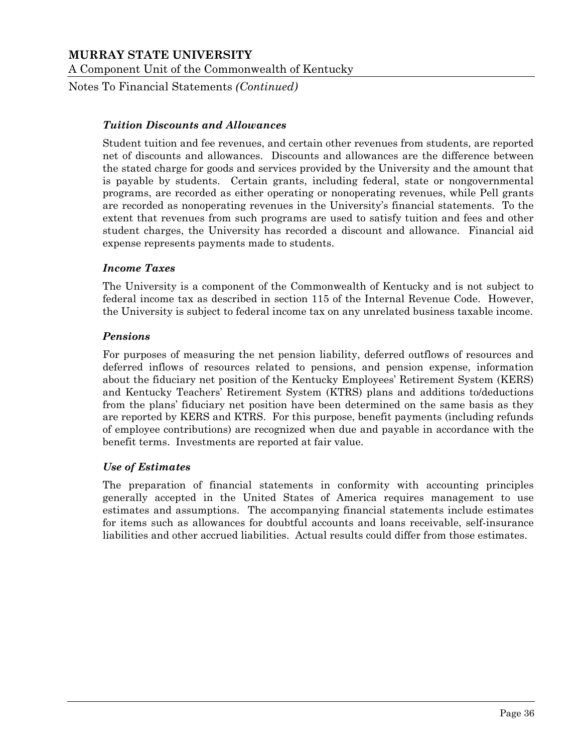### *Tuition Discounts and Allowances*

Student tuition and fee revenues, and certain other revenues from students, are reported net of discounts and allowances. Discounts and allowances are the difference between the stated charge for goods and services provided by the University and the amount that is payable by students. Certain grants, including federal, state or nongovernmental programs, are recorded as either operating or nonoperating revenues, while Pell grants are recorded as nonoperating revenues in the University's financial statements. To the extent that revenues from such programs are used to satisfy tuition and fees and other student charges, the University has recorded a discount and allowance. Financial aid expense represents payments made to students.

### *Income Taxes*

The University is a component of the Commonwealth of Kentucky and is not subject to federal income tax as described in section 115 of the Internal Revenue Code. However, the University is subject to federal income tax on any unrelated business taxable income.

### *Pensions*

For purposes of measuring the net pension liability, deferred outflows of resources and deferred inflows of resources related to pensions, and pension expense, information about the fiduciary net position of the Kentucky Employees' Retirement System (KERS) and Kentucky Teachers' Retirement System (KTRS) plans and additions to/deductions from the plans' fiduciary net position have been determined on the same basis as they are reported by KERS and KTRS. For this purpose, benefit payments (including refunds of employee contributions) are recognized when due and payable in accordance with the benefit terms. Investments are reported at fair value.

### *Use of Estimates*

The preparation of financial statements in conformity with accounting principles generally accepted in the United States of America requires management to use estimates and assumptions. The accompanying financial statements include estimates for items such as allowances for doubtful accounts and loans receivable, self-insurance liabilities and other accrued liabilities. Actual results could differ from those estimates.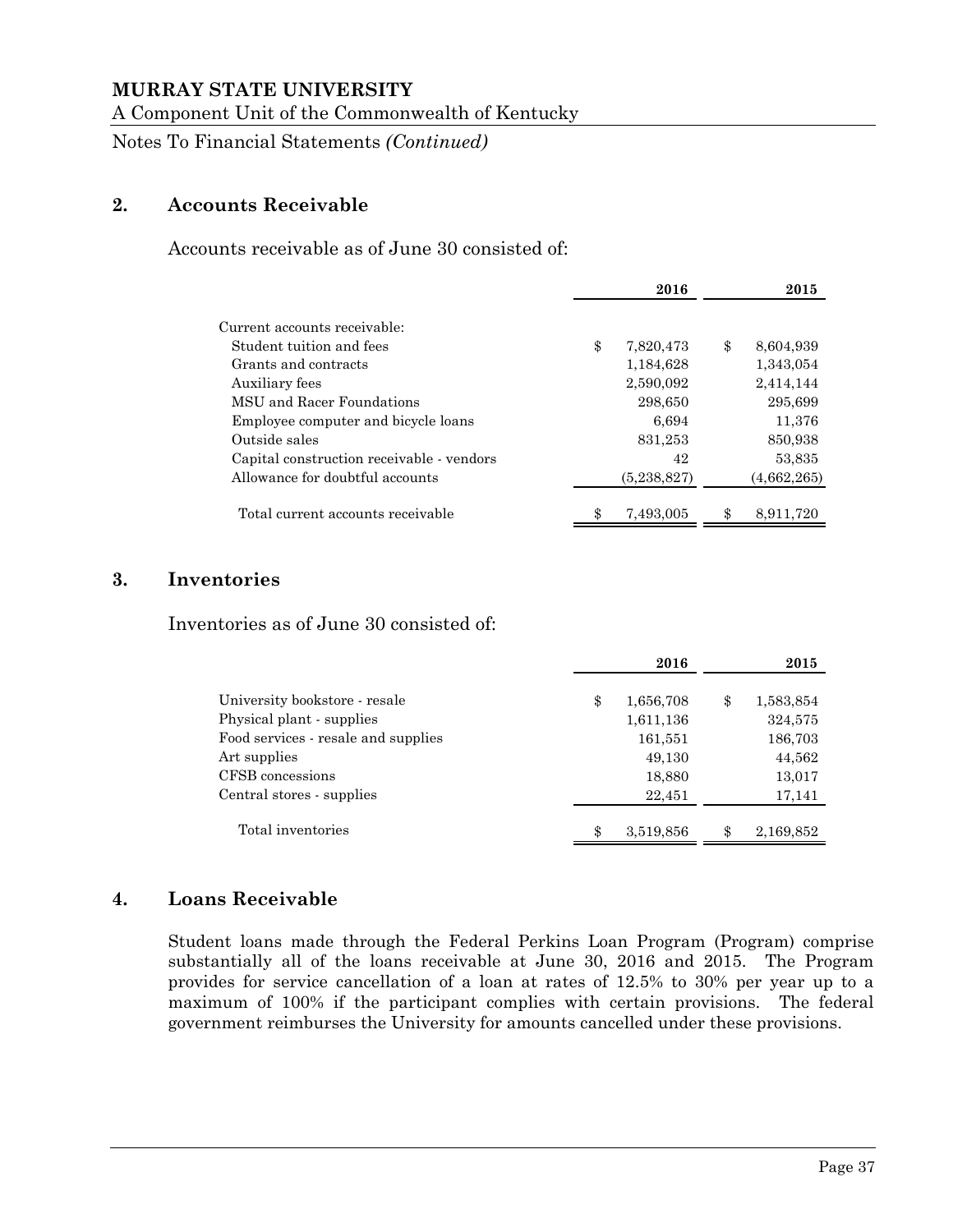**MURRAY STATE UNIVERSITY**

A Component Unit of the Commonwealth of Kentucky

Notes To Financial Statements *(Continued)*

## 2. Accounts Receivable

Accounts receivable as of June 30 consisted of:

| | 2016 | 2015 |
|---|---|---|
| Current accounts receivable: | | |
| Student tuition and fees | $ 7,820,473 | $ 8,604,939 |
| Grants and contracts | 1,184,628 | 1,343,054 |
| Auxiliary fees | 2,590,092 | 2,414,144 |
| MSU and Racer Foundations | 298,650 | 295,699 |
| Employee computer and bicycle loans | 6,694 | 11,376 |
| Outside sales | 831,253 | 850,938 |
| Capital construction receivable - vendors | 42 | 53,835 |
| Allowance for doubtful accounts | (5,238,827) | (4,662,265) |
| Total current accounts receivable | $ 7,493,005 | $ 8,911,720 |

## 3. Inventories

Inventories as of June 30 consisted of:

| | 2016 | 2015 |
|---|---|---|
| University bookstore - resale | $ 1,656,708 | $ 1,583,854 |
| Physical plant - supplies | 1,611,136 | 324,575 |
| Food services - resale and supplies | 161,551 | 186,703 |
| Art supplies | 49,130 | 44,562 |
| CFSB concessions | 18,880 | 13,017 |
| Central stores - supplies | 22,451 | 17,141 |
| Total inventories | $ 3,519,856 | $ 2,169,852 |

## 4. Loans Receivable

Student loans made through the Federal Perkins Loan Program (Program) comprise substantially all of the loans receivable at June 30, 2016 and 2015. The Program provides for service cancellation of a loan at rates of 12.5% to 30% per year up to a maximum of 100% if the participant complies with certain provisions. The federal government reimburses the University for amounts cancelled under these provisions.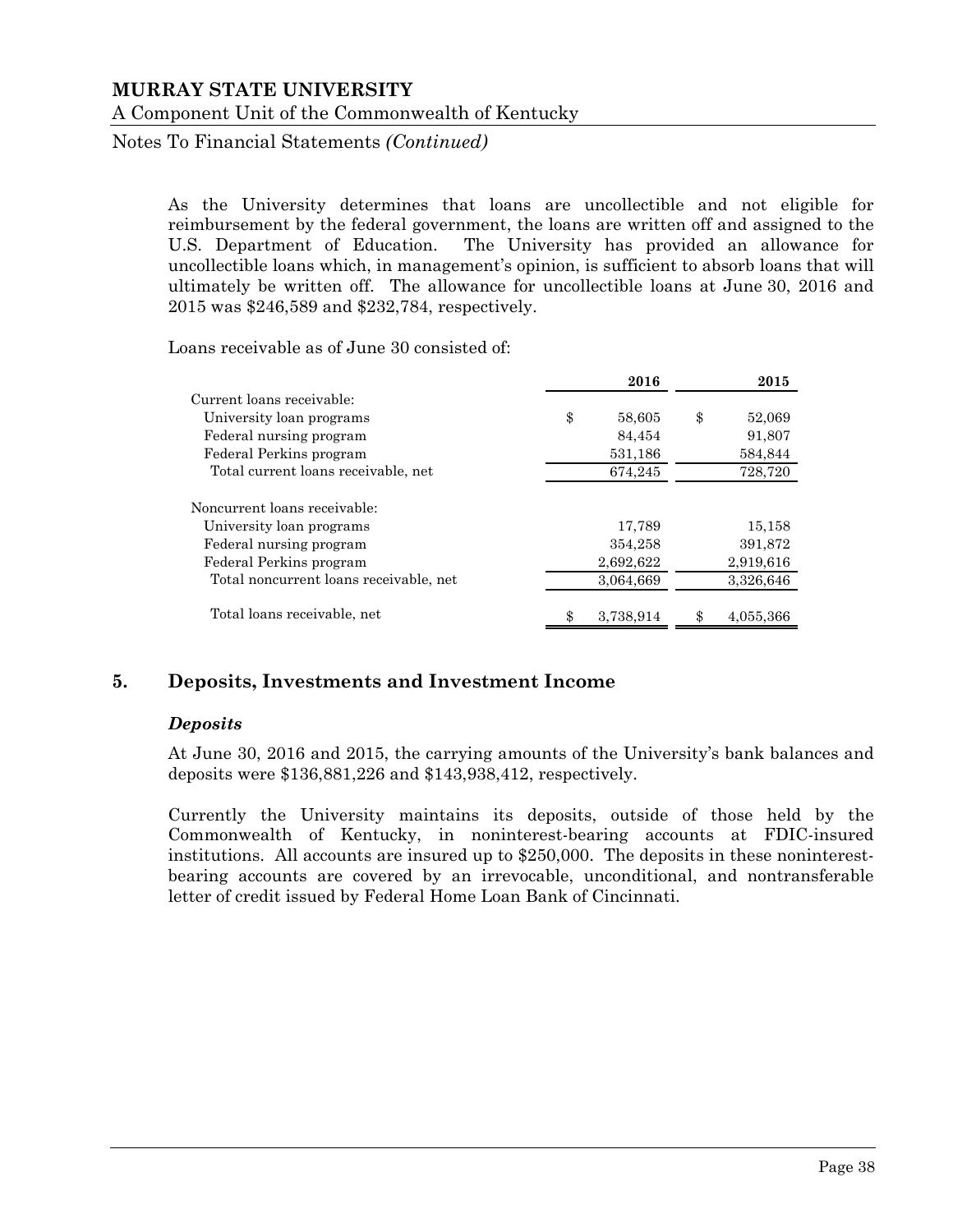As the University determines that loans are uncollectible and not eligible for reimbursement by the federal government, the loans are written off and assigned to the U.S. Department of Education. The University has provided an allowance for uncollectible loans which, in management's opinion, is sufficient to absorb loans that will ultimately be written off. The allowance for uncollectible loans at June 30, 2016 and 2015 was $246,589 and $232,784, respectively.

Loans receivable as of June 30 consisted of:

| | 2016 | 2015 |
|---|---|---|
| Current loans receivable: | | |
| University loan programs | $ 58,605 | $ 52,069 |
| Federal nursing program | 84,454 | 91,807 |
| Federal Perkins program | 531,186 | 584,844 |
| Total current loans receivable, net | 674,245 | 728,720 |
| Noncurrent loans receivable: | | |
| University loan programs | 17,789 | 15,158 |
| Federal nursing program | 354,258 | 391,872 |
| Federal Perkins program | 2,692,622 | 2,919,616 |
| Total noncurrent loans receivable, net | 3,064,669 | 3,326,646 |
| Total loans receivable, net | $ 3,738,914 | $ 4,055,366 |

## 5. Deposits, Investments and Investment Income

### *Deposits*

At June 30, 2016 and 2015, the carrying amounts of the University's bank balances and deposits were $136,881,226 and $143,938,412, respectively.

Currently the University maintains its deposits, outside of those held by the Commonwealth of Kentucky, in noninterest-bearing accounts at FDIC-insured institutions. All accounts are insured up to $250,000. The deposits in these noninterest-bearing accounts are covered by an irrevocable, unconditional, and nontransferable letter of credit issued by Federal Home Loan Bank of Cincinnati.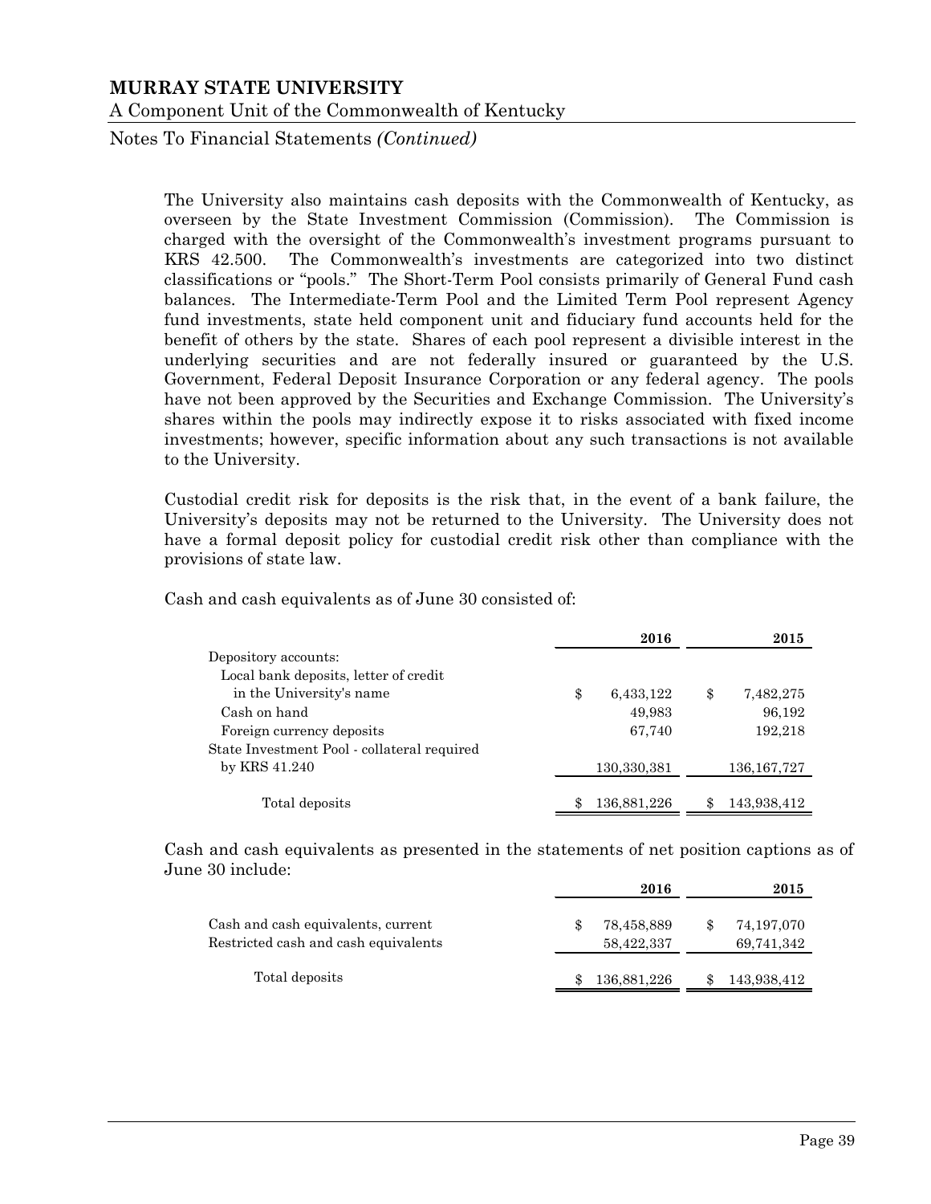The University also maintains cash deposits with the Commonwealth of Kentucky, as overseen by the State Investment Commission (Commission). The Commission is charged with the oversight of the Commonwealth's investment programs pursuant to KRS 42.500. The Commonwealth's investments are categorized into two distinct classifications or "pools." The Short-Term Pool consists primarily of General Fund cash balances. The Intermediate-Term Pool and the Limited Term Pool represent Agency fund investments, state held component unit and fiduciary fund accounts held for the benefit of others by the state. Shares of each pool represent a divisible interest in the underlying securities and are not federally insured or guaranteed by the U.S. Government, Federal Deposit Insurance Corporation or any federal agency. The pools have not been approved by the Securities and Exchange Commission. The University's shares within the pools may indirectly expose it to risks associated with fixed income investments; however, specific information about any such transactions is not available to the University.

Custodial credit risk for deposits is the risk that, in the event of a bank failure, the University's deposits may not be returned to the University. The University does not have a formal deposit policy for custodial credit risk other than compliance with the provisions of state law.

Cash and cash equivalents as of June 30 consisted of:

| | 2016 | 2015 |
|---|---|---|
| Depository accounts: | | |
| Local bank deposits, letter of credit in the University's name | $ 6,433,122 | $ 7,482,275 |
| Cash on hand | 49,983 | 96,192 |
| Foreign currency deposits | 67,740 | 192,218 |
| State Investment Pool - collateral required by KRS 41.240 | 130,330,381 | 136,167,727 |
| Total deposits | $ 136,881,226 | $ 143,938,412 |

Cash and cash equivalents as presented in the statements of net position captions as of June 30 include:

| | 2016 | 2015 |
|---|---|---|
| Cash and cash equivalents, current | $ 78,458,889 | $ 74,197,070 |
| Restricted cash and cash equivalents | 58,422,337 | 69,741,342 |
| Total deposits | $ 136,881,226 | $ 143,938,412 |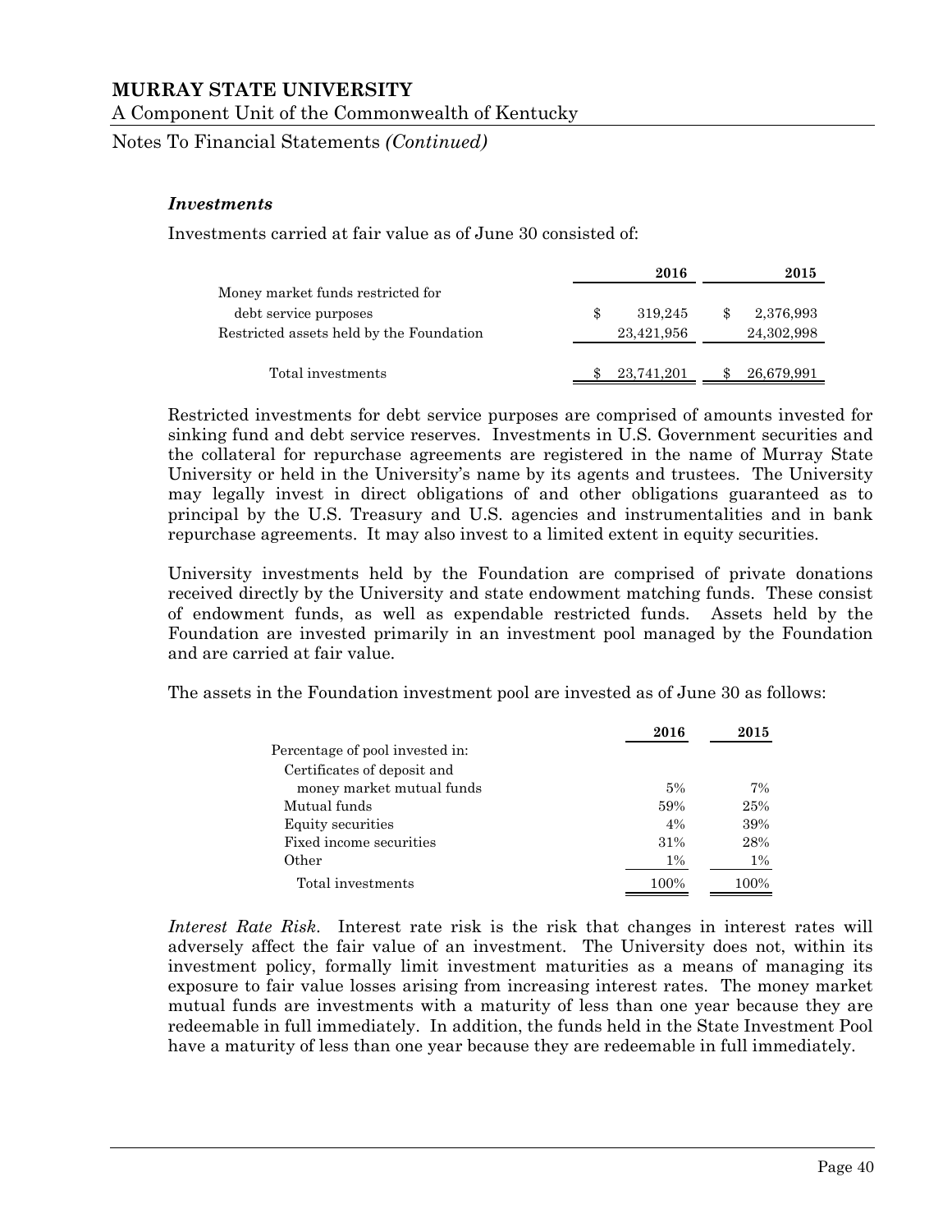### *Investments*

Investments carried at fair value as of June 30 consisted of:

| | 2016 | 2015 |
|---|---|---|
| Money market funds restricted for debt service purposes | $ 319,245 | $ 2,376,993 |
| Restricted assets held by the Foundation | 23,421,956 | 24,302,998 |
| Total investments | $ 23,741,201 | $ 26,679,991 |

Restricted investments for debt service purposes are comprised of amounts invested for sinking fund and debt service reserves. Investments in U.S. Government securities and the collateral for repurchase agreements are registered in the name of Murray State University or held in the University's name by its agents and trustees. The University may legally invest in direct obligations of and other obligations guaranteed as to principal by the U.S. Treasury and U.S. agencies and instrumentalities and in bank repurchase agreements. It may also invest to a limited extent in equity securities.

University investments held by the Foundation are comprised of private donations received directly by the University and state endowment matching funds. These consist of endowment funds, as well as expendable restricted funds. Assets held by the Foundation are invested primarily in an investment pool managed by the Foundation and are carried at fair value.

The assets in the Foundation investment pool are invested as of June 30 as follows:

| | 2016 | 2015 |
|---|---|---|
| Percentage of pool invested in: | | |
| Certificates of deposit and money market mutual funds | 5% | 7% |
| Mutual funds | 59% | 25% |
| Equity securities | 4% | 39% |
| Fixed income securities | 31% | 28% |
| Other | 1% | 1% |
| Total investments | 100% | 100% |

*Interest Rate Risk.* Interest rate risk is the risk that changes in interest rates will adversely affect the fair value of an investment. The University does not, within its investment policy, formally limit investment maturities as a means of managing its exposure to fair value losses arising from increasing interest rates. The money market mutual funds are investments with a maturity of less than one year because they are redeemable in full immediately. In addition, the funds held in the State Investment Pool have a maturity of less than one year because they are redeemable in full immediately.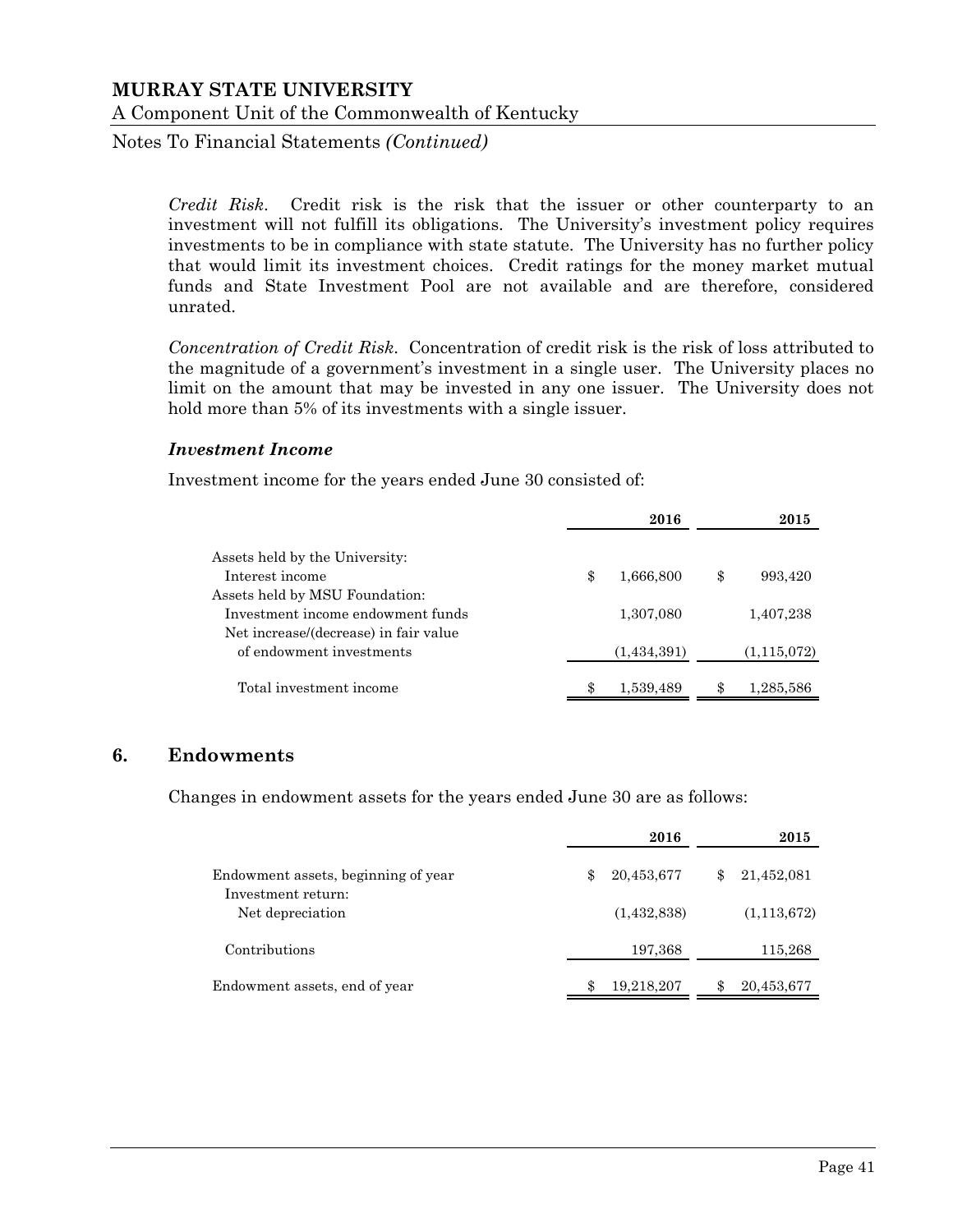*Credit Risk*. Credit risk is the risk that the issuer or other counterparty to an investment will not fulfill its obligations. The University's investment policy requires investments to be in compliance with state statute. The University has no further policy that would limit its investment choices. Credit ratings for the money market mutual funds and State Investment Pool are not available and are therefore, considered unrated.

*Concentration of Credit Risk*. Concentration of credit risk is the risk of loss attributed to the magnitude of a government's investment in a single user. The University places no limit on the amount that may be invested in any one issuer. The University does not hold more than 5% of its investments with a single issuer.

### *Investment Income*

Investment income for the years ended June 30 consisted of:

| | 2016 | 2015 |
|---|---|---|
| Assets held by the University: | | |
| Interest income | $ 1,666,800 | $ 993,420 |
| Assets held by MSU Foundation: | | |
| Investment income endowment funds | 1,307,080 | 1,407,238 |
| Net increase/(decrease) in fair value of endowment investments | (1,434,391) | (1,115,072) |
| Total investment income | $ 1,539,489 | $ 1,285,586 |

## 6. Endowments

Changes in endowment assets for the years ended June 30 are as follows:

| | 2016 | 2015 |
|---|---|---|
| Endowment assets, beginning of year | $ 20,453,677 | $ 21,452,081 |
| Investment return: | | |
| Net depreciation | (1,432,838) | (1,113,672) |
| Contributions | 197,368 | 115,268 |
| Endowment assets, end of year | $ 19,218,207 | $ 20,453,677 |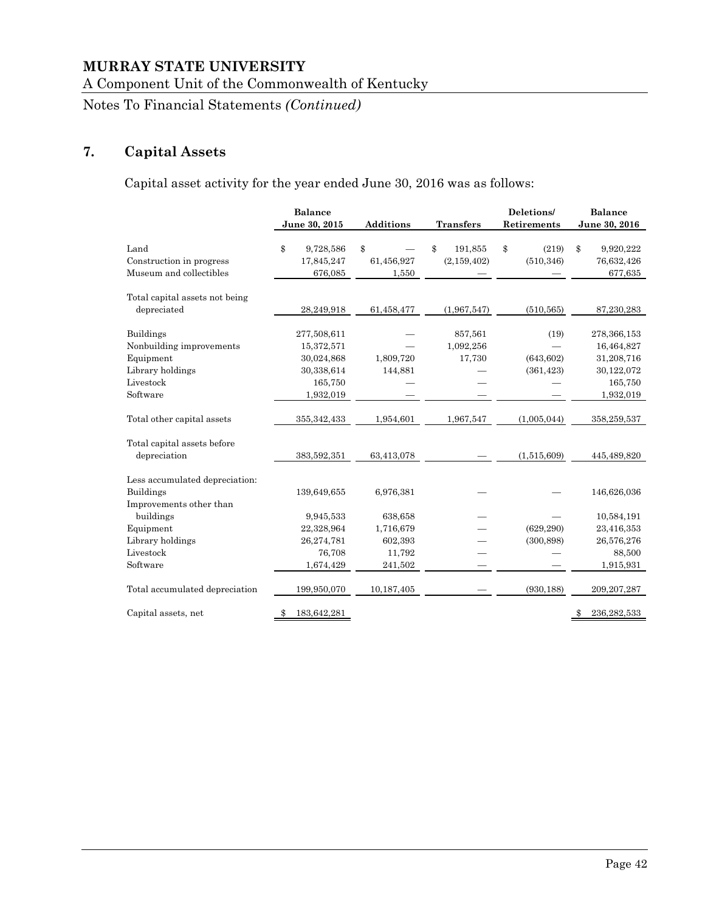# MURRAY STATE UNIVERSITY

A Component Unit of the Commonwealth of Kentucky

Notes To Financial Statements *(Continued)*

## 7. Capital Assets

Capital asset activity for the year ended June 30, 2016 was as follows:

| | Balance June 30, 2015 | Additions | Transfers | Deletions/ Retirements | Balance June 30, 2016 |
|---|---|---|---|---|---|
| Land | $ 9,728,586 | $ — | $ 191,855 | $ (219) | $ 9,920,222 |
| Construction in progress | 17,845,247 | 61,456,927 | (2,159,402) | (510,346) | 76,632,426 |
| Museum and collectibles | 676,085 | 1,550 | — | — | 677,635 |
| Total capital assets not being depreciated | 28,249,918 | 61,458,477 | (1,967,547) | (510,565) | 87,230,283 |
| Buildings | 277,508,611 | — | 857,561 | (19) | 278,366,153 |
| Nonbuilding improvements | 15,372,571 | — | 1,092,256 | — | 16,464,827 |
| Equipment | 30,024,868 | 1,809,720 | 17,730 | (643,602) | 31,208,716 |
| Library holdings | 30,338,614 | 144,881 | — | (361,423) | 30,122,072 |
| Livestock | 165,750 | — | — | — | 165,750 |
| Software | 1,932,019 | — | — | — | 1,932,019 |
| Total other capital assets | 355,342,433 | 1,954,601 | 1,967,547 | (1,005,044) | 358,259,537 |
| Total capital assets before depreciation | 383,592,351 | 63,413,078 | — | (1,515,609) | 445,489,820 |
| Less accumulated depreciation: | | | | | |
| Buildings | 139,649,655 | 6,976,381 | — | — | 146,626,036 |
| Improvements other than buildings | 9,945,533 | 638,658 | — | — | 10,584,191 |
| Equipment | 22,328,964 | 1,716,679 | — | (629,290) | 23,416,353 |
| Library holdings | 26,274,781 | 602,393 | — | (300,898) | 26,576,276 |
| Livestock | 76,708 | 11,792 | — | — | 88,500 |
| Software | 1,674,429 | 241,502 | — | — | 1,915,931 |
| Total accumulated depreciation | 199,950,070 | 10,187,405 | — | (930,188) | 209,207,287 |
| Capital assets, net | $ 183,642,281 | | | | $ 236,282,533 |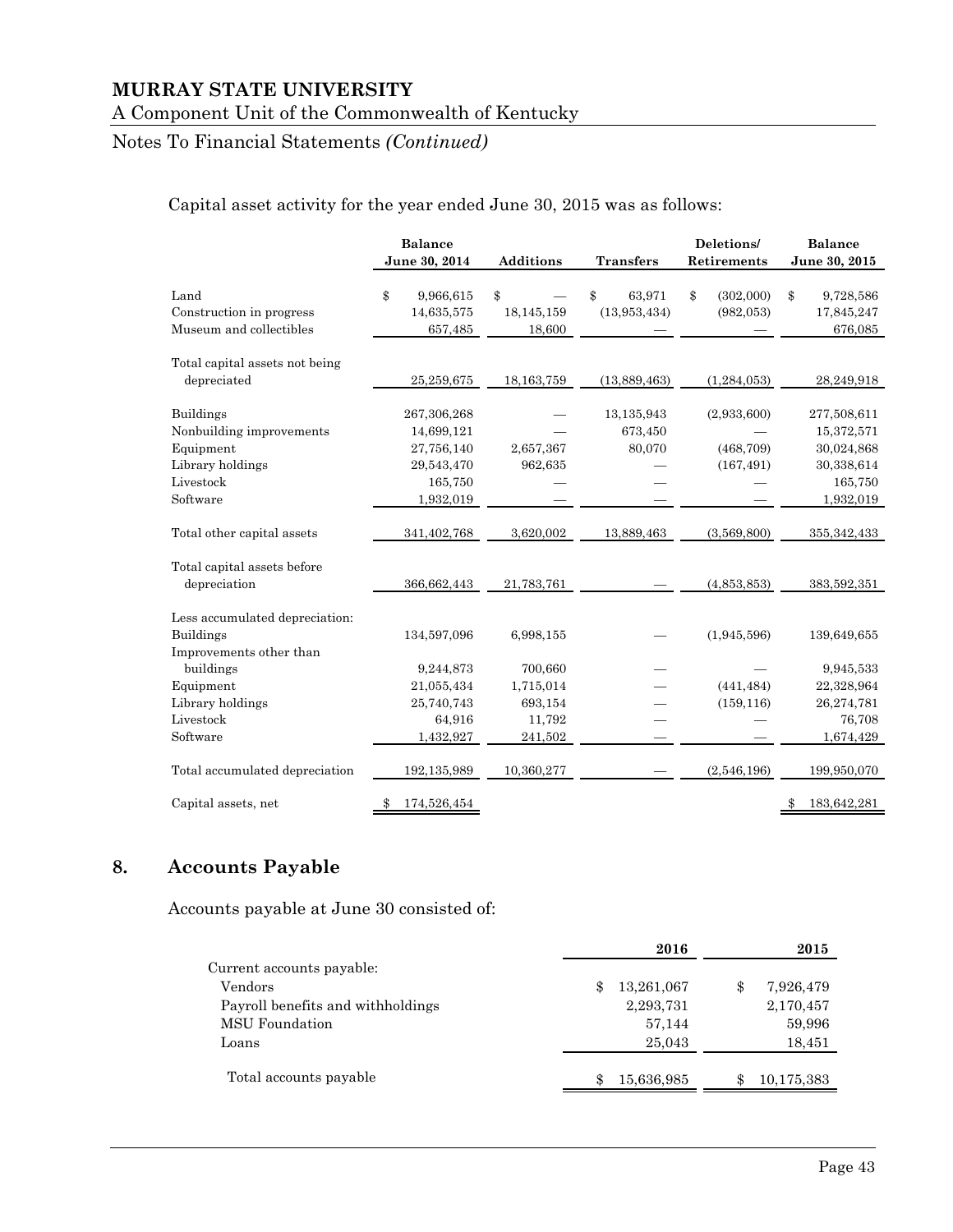Capital asset activity for the year ended June 30, 2015 was as follows:

| | Balance June 30, 2014 | Additions | Transfers | Deletions/ Retirements | Balance June 30, 2015 |
|---|---|---|---|---|---|
| Land | $ 9,966,615 | $ — | $ 63,971 | $ (302,000) | $ 9,728,586 |
| Construction in progress | 14,635,575 | 18,145,159 | (13,953,434) | (982,053) | 17,845,247 |
| Museum and collectibles | 657,485 | 18,600 | — | — | 676,085 |
| Total capital assets not being depreciated | 25,259,675 | 18,163,759 | (13,889,463) | (1,284,053) | 28,249,918 |
| Buildings | 267,306,268 | — | 13,135,943 | (2,933,600) | 277,508,611 |
| Nonbuilding improvements | 14,699,121 | — | 673,450 | — | 15,372,571 |
| Equipment | 27,756,140 | 2,657,367 | 80,070 | (468,709) | 30,024,868 |
| Library holdings | 29,543,470 | 962,635 | — | (167,491) | 30,338,614 |
| Livestock | 165,750 | — | — | — | 165,750 |
| Software | 1,932,019 | — | — | — | 1,932,019 |
| Total other capital assets | 341,402,768 | 3,620,002 | 13,889,463 | (3,569,800) | 355,342,433 |
| Total capital assets before depreciation | 366,662,443 | 21,783,761 | — | (4,853,853) | 383,592,351 |
| Less accumulated depreciation: | | | | | |
| Buildings | 134,597,096 | 6,998,155 | — | (1,945,596) | 139,649,655 |
| Improvements other than buildings | 9,244,873 | 700,660 | — | — | 9,945,533 |
| Equipment | 21,055,434 | 1,715,014 | — | (441,484) | 22,328,964 |
| Library holdings | 25,740,743 | 693,154 | — | (159,116) | 26,274,781 |
| Livestock | 64,916 | 11,792 | — | — | 76,708 |
| Software | 1,432,927 | 241,502 | — | — | 1,674,429 |
| Total accumulated depreciation | 192,135,989 | 10,360,277 | — | (2,546,196) | 199,950,070 |
| Capital assets, net | $ 174,526,454 | | | | $ 183,642,281 |

## 8. Accounts Payable

Accounts payable at June 30 consisted of:

| | 2016 | 2015 |
|---|---|---|
| Current accounts payable: | | |
| Vendors | $ 13,261,067 | $ 7,926,479 |
| Payroll benefits and withholdings | 2,293,731 | 2,170,457 |
| MSU Foundation | 57,144 | 59,996 |
| Loans | 25,043 | 18,451 |
| Total accounts payable | $ 15,636,985 | $ 10,175,383 |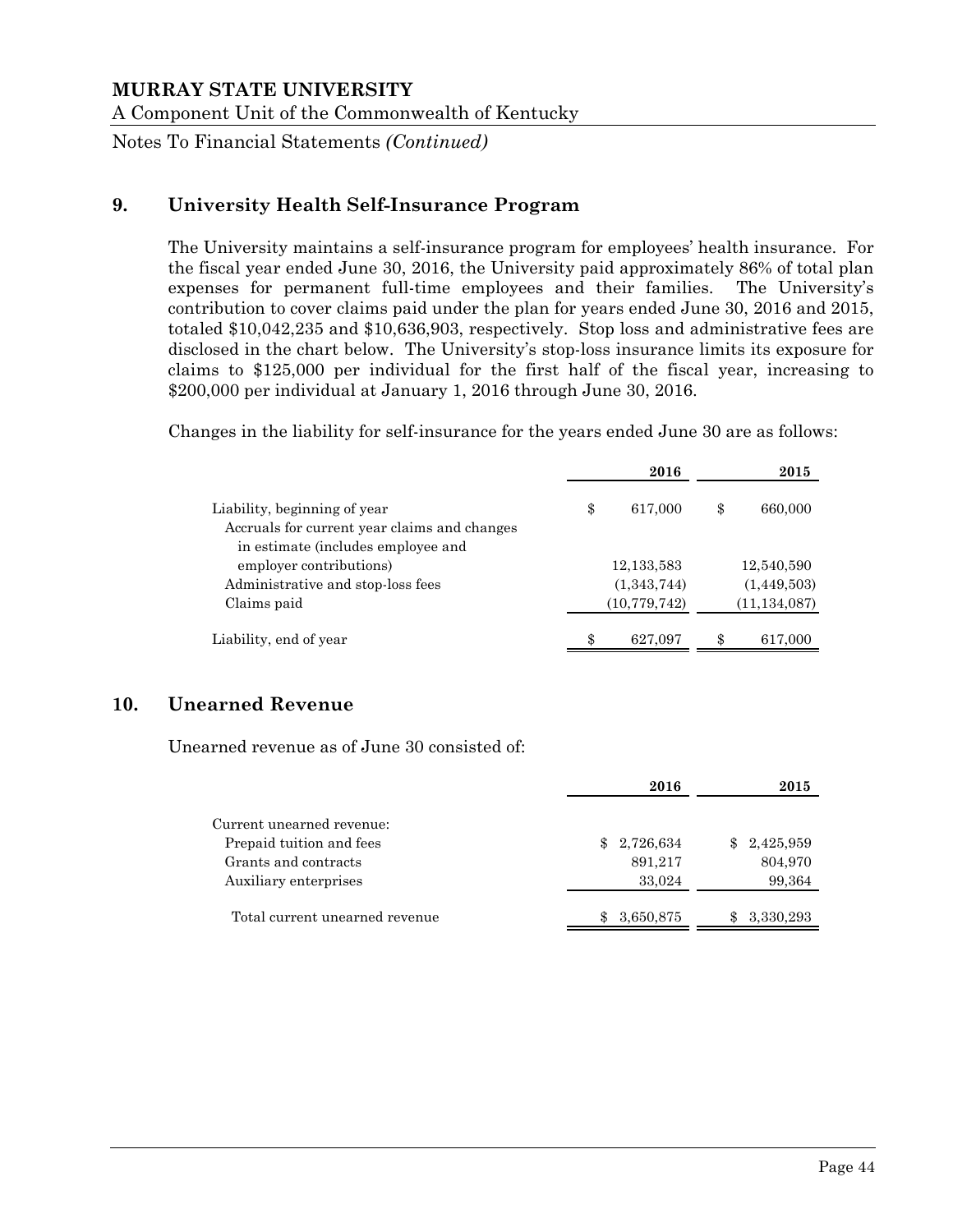## 9. University Health Self-Insurance Program

The University maintains a self-insurance program for employees' health insurance. For the fiscal year ended June 30, 2016, the University paid approximately 86% of total plan expenses for permanent full-time employees and their families. The University's contribution to cover claims paid under the plan for years ended June 30, 2016 and 2015, totaled $10,042,235 and $10,636,903, respectively. Stop loss and administrative fees are disclosed in the chart below. The University's stop-loss insurance limits its exposure for claims to $125,000 per individual for the first half of the fiscal year, increasing to $200,000 per individual at January 1, 2016 through June 30, 2016.

Changes in the liability for self-insurance for the years ended June 30 are as follows:

| | 2016 | 2015 |
|---|---|---|
| Liability, beginning of year | $ 617,000 | $ 660,000 |
| Accruals for current year claims and changes in estimate (includes employee and employer contributions) | 12,133,583 | 12,540,590 |
| Administrative and stop-loss fees | (1,343,744) | (1,449,503) |
| Claims paid | (10,779,742) | (11,134,087) |
| Liability, end of year | $ 627,097 | $ 617,000 |

## 10. Unearned Revenue

Unearned revenue as of June 30 consisted of:

| | 2016 | 2015 |
|---|---|---|
| Current unearned revenue: | | |
| Prepaid tuition and fees | $ 2,726,634 | $ 2,425,959 |
| Grants and contracts | 891,217 | 804,970 |
| Auxiliary enterprises | 33,024 | 99,364 |
| Total current unearned revenue | $ 3,650,875 | $ 3,330,293 |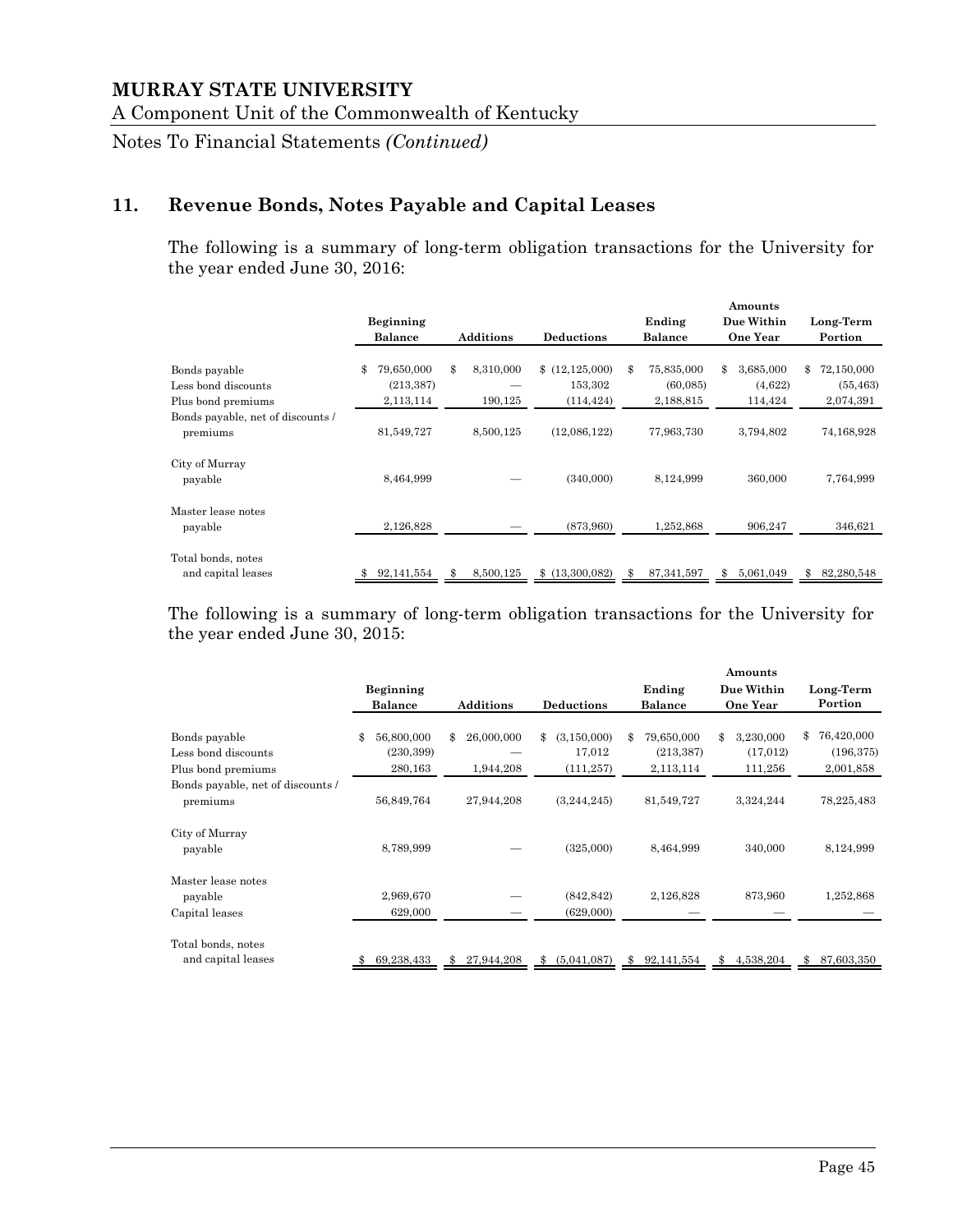# MURRAY STATE UNIVERSITY

A Component Unit of the Commonwealth of Kentucky

Notes To Financial Statements *(Continued)*

## 11. Revenue Bonds, Notes Payable and Capital Leases

The following is a summary of long-term obligation transactions for the University for the year ended June 30, 2016:

| | Beginning Balance | Additions | Deductions | Ending Balance | Amounts Due Within One Year | Long-Term Portion |
|---|---|---|---|---|---|---|
| Bonds payable | $ 79,650,000 | $ 8,310,000 | $ (12,125,000) | $ 75,835,000 | $ 3,685,000 | $ 72,150,000 |
| Less bond discounts | (213,387) | — | 153,302 | (60,085) | (4,622) | (55,463) |
| Plus bond premiums | 2,113,114 | 190,125 | (114,424) | 2,188,815 | 114,424 | 2,074,391 |
| Bonds payable, net of discounts / premiums | 81,549,727 | 8,500,125 | (12,086,122) | 77,963,730 | 3,794,802 | 74,168,928 |
| City of Murray payable | 8,464,999 | — | (340,000) | 8,124,999 | 360,000 | 7,764,999 |
| Master lease notes payable | 2,126,828 | — | (873,960) | 1,252,868 | 906,247 | 346,621 |
| Total bonds, notes and capital leases | $ 92,141,554 | $ 8,500,125 | $ (13,300,082) | $ 87,341,597 | $ 5,061,049 | $ 82,280,548 |

The following is a summary of long-term obligation transactions for the University for the year ended June 30, 2015:

| | Beginning Balance | Additions | Deductions | Ending Balance | Amounts Due Within One Year | Long-Term Portion |
|---|---|---|---|---|---|---|
| Bonds payable | $ 56,800,000 | $ 26,000,000 | $ (3,150,000) | $ 79,650,000 | $ 3,230,000 | $ 76,420,000 |
| Less bond discounts | (230,399) | — | 17,012 | (213,387) | (17,012) | (196,375) |
| Plus bond premiums | 280,163 | 1,944,208 | (111,257) | 2,113,114 | 111,256 | 2,001,858 |
| Bonds payable, net of discounts / premiums | 56,849,764 | 27,944,208 | (3,244,245) | 81,549,727 | 3,324,244 | 78,225,483 |
| City of Murray payable | 8,789,999 | — | (325,000) | 8,464,999 | 340,000 | 8,124,999 |
| Master lease notes payable | 2,969,670 | — | (842,842) | 2,126,828 | 873,960 | 1,252,868 |
| Capital leases | 629,000 | — | (629,000) | — | — | — |
| Total bonds, notes and capital leases | $ 69,238,433 | $ 27,944,208 | $ (5,041,087) | $ 92,141,554 | $ 4,538,204 | $ 87,603,350 |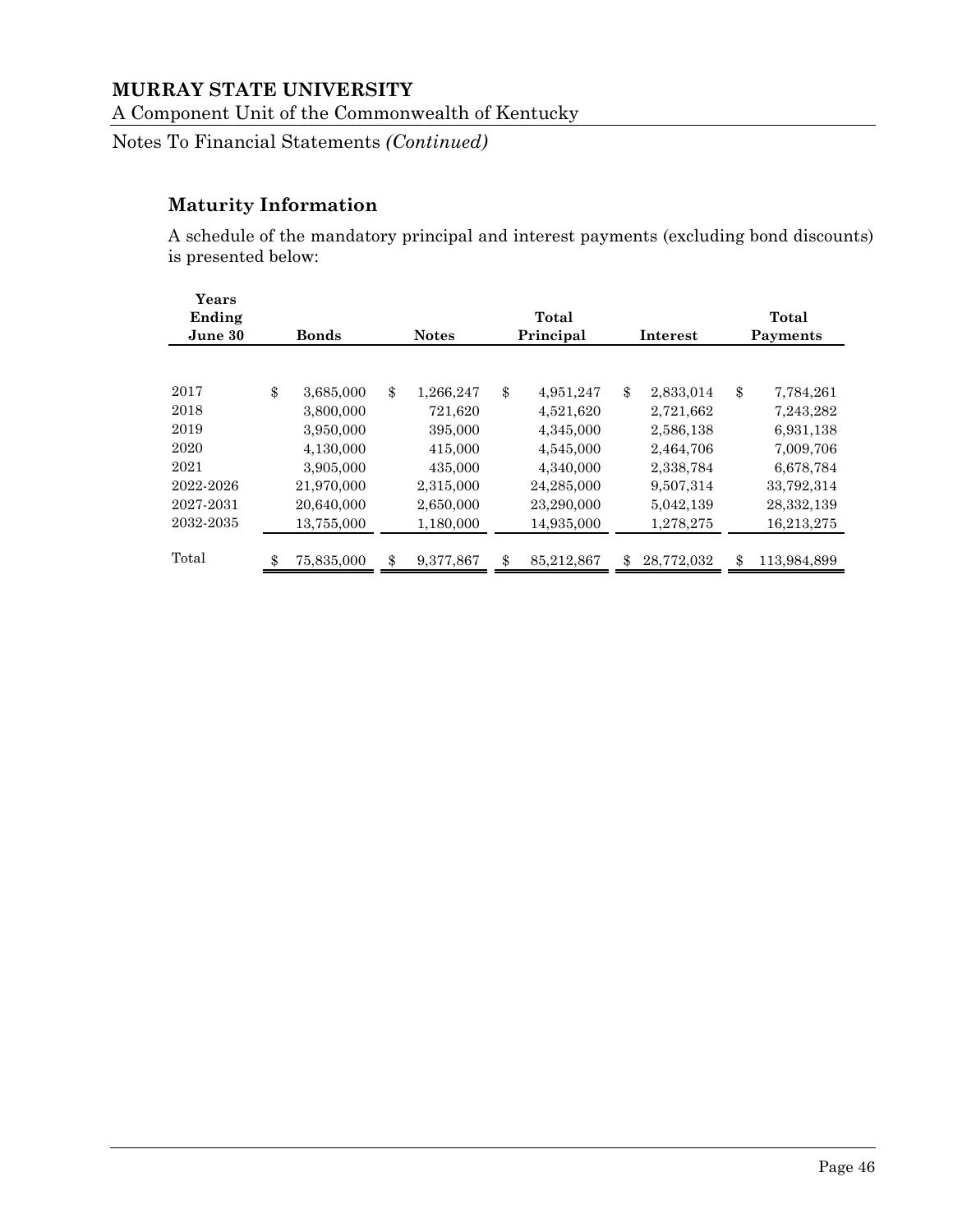## Maturity Information

A schedule of the mandatory principal and interest payments (excluding bond discounts) is presented below:

| Years Ending June 30 | Bonds | Notes | Total Principal | Interest | Total Payments |
|---|---|---|---|---|---|
| 2017 | $ 3,685,000 | $ 1,266,247 | $ 4,951,247 | $ 2,833,014 | $ 7,784,261 |
| 2018 | 3,800,000 | 721,620 | 4,521,620 | 2,721,662 | 7,243,282 |
| 2019 | 3,950,000 | 395,000 | 4,345,000 | 2,586,138 | 6,931,138 |
| 2020 | 4,130,000 | 415,000 | 4,545,000 | 2,464,706 | 7,009,706 |
| 2021 | 3,905,000 | 435,000 | 4,340,000 | 2,338,784 | 6,678,784 |
| 2022-2026 | 21,970,000 | 2,315,000 | 24,285,000 | 9,507,314 | 33,792,314 |
| 2027-2031 | 20,640,000 | 2,650,000 | 23,290,000 | 5,042,139 | 28,332,139 |
| 2032-2035 | 13,755,000 | 1,180,000 | 14,935,000 | 1,278,275 | 16,213,275 |
| Total | $ 75,835,000 | $ 9,377,867 | $ 85,212,867 | $ 28,772,032 | $ 113,984,899 |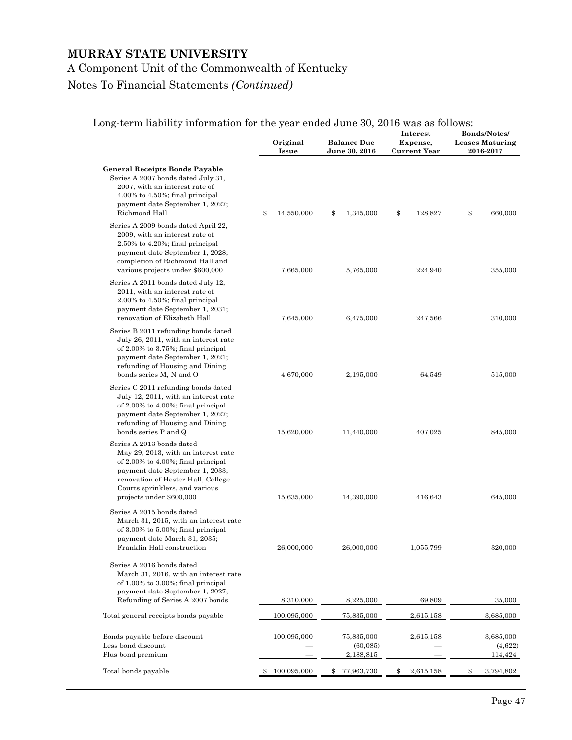# MURRAY STATE UNIVERSITY

A Component Unit of the Commonwealth of Kentucky

Notes To Financial Statements *(Continued)*

Long-term liability information for the year ended June 30, 2016 was as follows:

| | Original Issue | Balance Due June 30, 2016 | Interest Expense, Current Year | Bonds/Notes/ Leases Maturing 2016-2017 |
|---|---|---|---|---|
| **General Receipts Bonds Payable** | | | | |
| Series A 2007 bonds dated July 31, 2007, with an interest rate of 4.00% to 4.50%; final principal payment date September 1, 2027; Richmond Hall | $ 14,550,000 | $ 1,345,000 | $ 128,827 | $ 660,000 |
| Series A 2009 bonds dated April 22, 2009, with an interest rate of 2.50% to 4.20%; final principal payment date September 1, 2028; completion of Richmond Hall and various projects under $600,000 | 7,665,000 | 5,765,000 | 224,940 | 355,000 |
| Series A 2011 bonds dated July 12, 2011, with an interest rate of 2.00% to 4.50%; final principal payment date September 1, 2031; renovation of Elizabeth Hall | 7,645,000 | 6,475,000 | 247,566 | 310,000 |
| Series B 2011 refunding bonds dated July 26, 2011, with an interest rate of 2.00% to 3.75%; final principal payment date September 1, 2021; refunding of Housing and Dining bonds series M, N and O | 4,670,000 | 2,195,000 | 64,549 | 515,000 |
| Series C 2011 refunding bonds dated July 12, 2011, with an interest rate of 2.00% to 4.00%; final principal payment date September 1, 2027; refunding of Housing and Dining bonds series P and Q | 15,620,000 | 11,440,000 | 407,025 | 845,000 |
| Series A 2013 bonds dated May 29, 2013, with an interest rate of 2.00% to 4.00%; final principal payment date September 1, 2033; renovation of Hester Hall, College Courts sprinklers, and various projects under $600,000 | 15,635,000 | 14,390,000 | 416,643 | 645,000 |
| Series A 2015 bonds dated March 31, 2015, with an interest rate of 3.00% to 5.00%; final principal payment date March 31, 2035; Franklin Hall construction | 26,000,000 | 26,000,000 | 1,055,799 | 320,000 |
| Series A 2016 bonds dated March 31, 2016, with an interest rate of 1.00% to 3.00%; final principal payment date September 1, 2027; Refunding of Series A 2007 bonds | 8,310,000 | 8,225,000 | 69,809 | 35,000 |
| Total general receipts bonds payable | 100,095,000 | 75,835,000 | 2,615,158 | 3,685,000 |
| Bonds payable before discount | 100,095,000 | 75,835,000 | 2,615,158 | 3,685,000 |
| Less bond discount | — | (60,085) | — | (4,622) |
| Plus bond premium | — | 2,188,815 | — | 114,424 |
| Total bonds payable | $ 100,095,000 | $ 77,963,730 | $ 2,615,158 | $ 3,794,802 |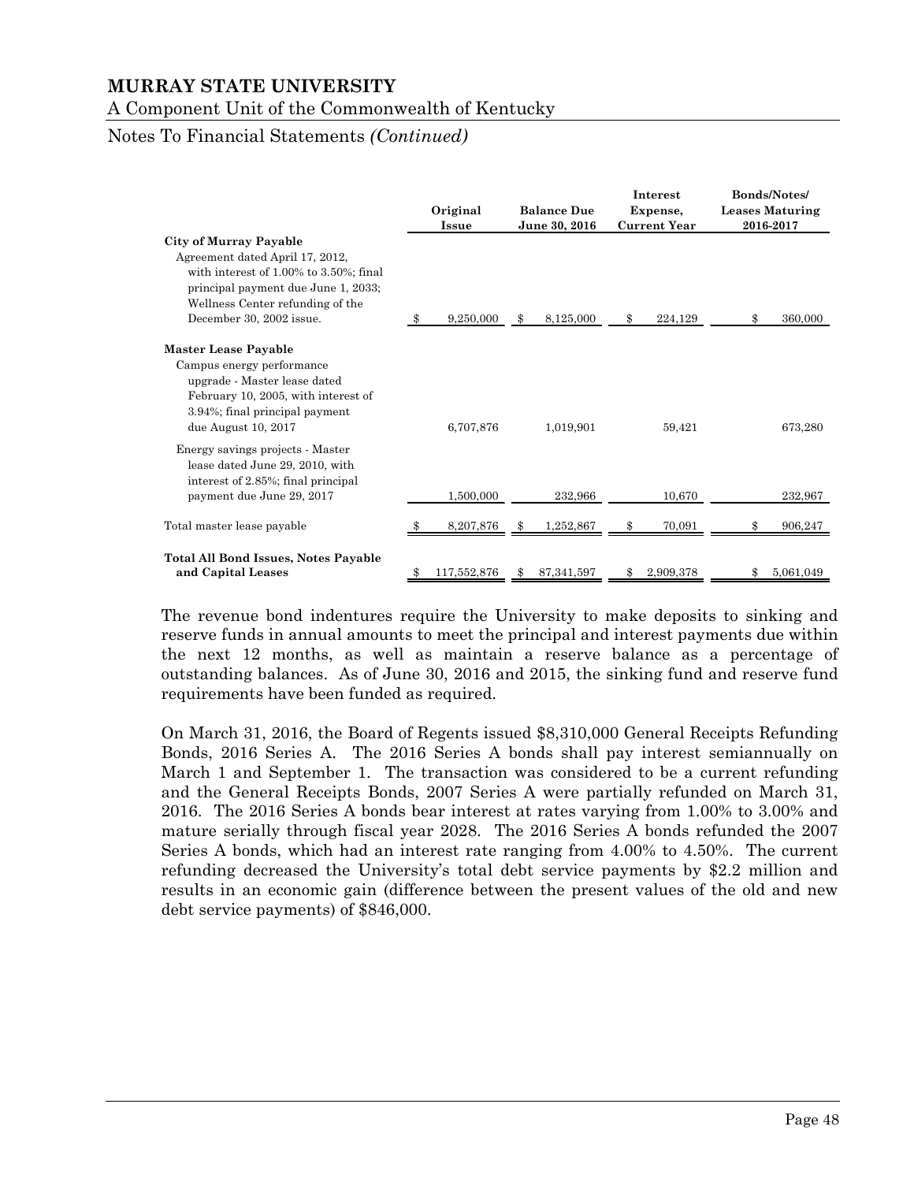|  | Original Issue | Balance Due June 30, 2016 | Interest Expense, Current Year | Bonds/Notes/ Leases Maturing 2016-2017 |
|---|---|---|---|---|
| **City of Murray Payable** |  |  |  |  |
| Agreement dated April 17, 2012, with interest of 1.00% to 3.50%; final principal payment due June 1, 2033; Wellness Center refunding of the December 30, 2002 issue. | $ 9,250,000 | $ 8,125,000 | $ 224,129 | $ 360,000 |
| **Master Lease Payable** |  |  |  |  |
| Campus energy performance upgrade - Master lease dated February 10, 2005, with interest of 3.94%; final principal payment due August 10, 2017 | 6,707,876 | 1,019,901 | 59,421 | 673,280 |
| Energy savings projects - Master lease dated June 29, 2010, with interest of 2.85%; final principal payment due June 29, 2017 | 1,500,000 | 232,966 | 10,670 | 232,967 |
| Total master lease payable | $ 8,207,876 | $ 1,252,867 | $ 70,091 | $ 906,247 |
| **Total All Bond Issues, Notes Payable and Capital Leases** | $ 117,552,876 | $ 87,341,597 | $ 2,909,378 | $ 5,061,049 |

The revenue bond indentures require the University to make deposits to sinking and reserve funds in annual amounts to meet the principal and interest payments due within the next 12 months, as well as maintain a reserve balance as a percentage of outstanding balances. As of June 30, 2016 and 2015, the sinking fund and reserve fund requirements have been funded as required.

On March 31, 2016, the Board of Regents issued $8,310,000 General Receipts Refunding Bonds, 2016 Series A. The 2016 Series A bonds shall pay interest semiannually on March 1 and September 1. The transaction was considered to be a current refunding and the General Receipts Bonds, 2007 Series A were partially refunded on March 31, 2016. The 2016 Series A bonds bear interest at rates varying from 1.00% to 3.00% and mature serially through fiscal year 2028. The 2016 Series A bonds refunded the 2007 Series A bonds, which had an interest rate ranging from 4.00% to 4.50%. The current refunding decreased the University's total debt service payments by $2.2 million and results in an economic gain (difference between the present values of the old and new debt service payments) of $846,000.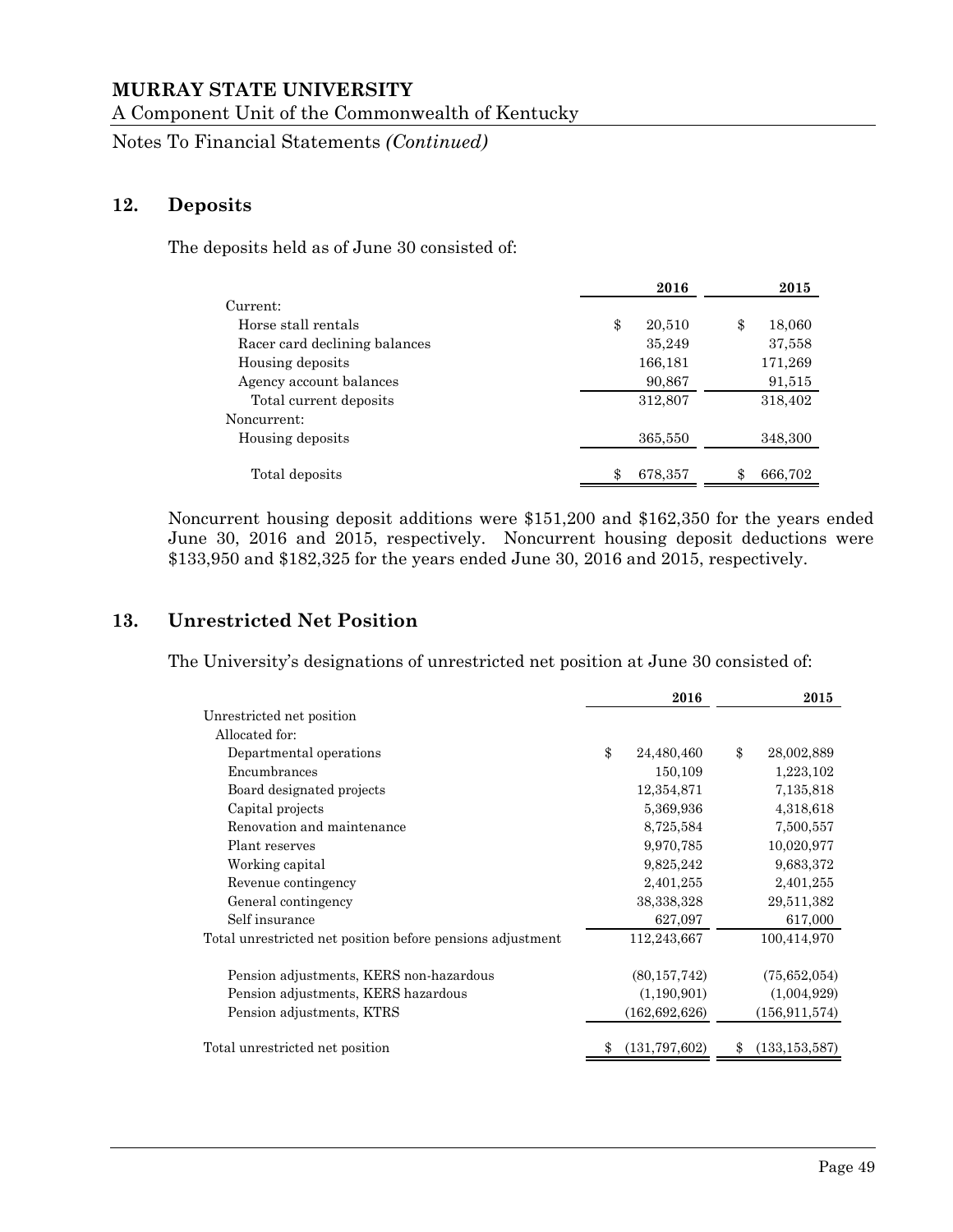**MURRAY STATE UNIVERSITY**

A Component Unit of the Commonwealth of Kentucky

Notes To Financial Statements *(Continued)*

## 12. Deposits

The deposits held as of June 30 consisted of:

| | 2016 | 2015 |
|---|---|---|
| Current: | | |
| Horse stall rentals | $ 20,510 | $ 18,060 |
| Racer card declining balances | 35,249 | 37,558 |
| Housing deposits | 166,181 | 171,269 |
| Agency account balances | 90,867 | 91,515 |
| Total current deposits | 312,807 | 318,402 |
| Noncurrent: | | |
| Housing deposits | 365,550 | 348,300 |
| Total deposits | $ 678,357 | $ 666,702 |

Noncurrent housing deposit additions were $151,200 and $162,350 for the years ended June 30, 2016 and 2015, respectively. Noncurrent housing deposit deductions were $133,950 and $182,325 for the years ended June 30, 2016 and 2015, respectively.

## 13. Unrestricted Net Position

The University's designations of unrestricted net position at June 30 consisted of:

| | 2016 | 2015 |
|---|---|---|
| Unrestricted net position | | |
| Allocated for: | | |
| Departmental operations | $ 24,480,460 | $ 28,002,889 |
| Encumbrances | 150,109 | 1,223,102 |
| Board designated projects | 12,354,871 | 7,135,818 |
| Capital projects | 5,369,936 | 4,318,618 |
| Renovation and maintenance | 8,725,584 | 7,500,557 |
| Plant reserves | 9,970,785 | 10,020,977 |
| Working capital | 9,825,242 | 9,683,372 |
| Revenue contingency | 2,401,255 | 2,401,255 |
| General contingency | 38,338,328 | 29,511,382 |
| Self insurance | 627,097 | 617,000 |
| Total unrestricted net position before pensions adjustment | 112,243,667 | 100,414,970 |
| Pension adjustments, KERS non-hazardous | (80,157,742) | (75,652,054) |
| Pension adjustments, KERS hazardous | (1,190,901) | (1,004,929) |
| Pension adjustments, KTRS | (162,692,626) | (156,911,574) |
| Total unrestricted net position | $ (131,797,602) | $ (133,153,587) |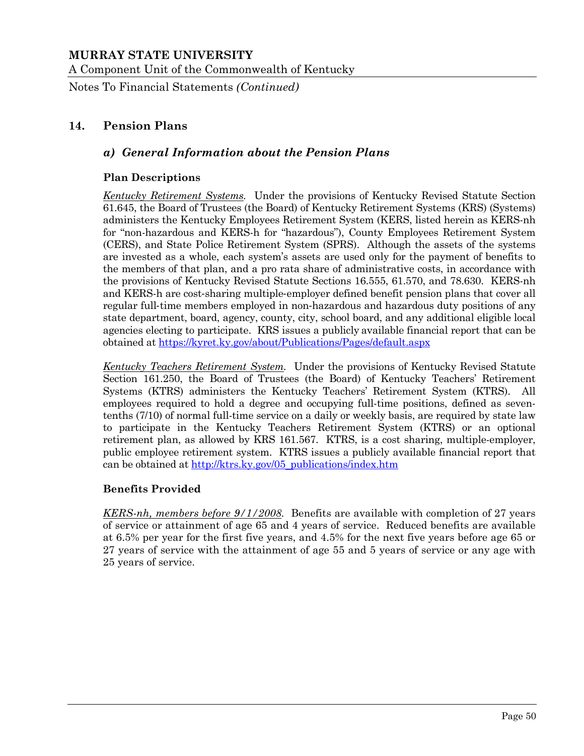## 14. Pension Plans

### *a) General Information about the Pension Plans*

#### Plan Descriptions

*Kentucky Retirement Systems.* Under the provisions of Kentucky Revised Statute Section 61.645, the Board of Trustees (the Board) of Kentucky Retirement Systems (KRS) (Systems) administers the Kentucky Employees Retirement System (KERS, listed herein as KERS-nh for "non-hazardous and KERS-h for "hazardous"), County Employees Retirement System (CERS), and State Police Retirement System (SPRS). Although the assets of the systems are invested as a whole, each system's assets are used only for the payment of benefits to the members of that plan, and a pro rata share of administrative costs, in accordance with the provisions of Kentucky Revised Statute Sections 16.555, 61.570, and 78.630. KERS-nh and KERS-h are cost-sharing multiple-employer defined benefit pension plans that cover all regular full-time members employed in non-hazardous and hazardous duty positions of any state department, board, agency, county, city, school board, and any additional eligible local agencies electing to participate. KRS issues a publicly available financial report that can be obtained at https://kyret.ky.gov/about/Publications/Pages/default.aspx

*Kentucky Teachers Retirement System.* Under the provisions of Kentucky Revised Statute Section 161.250, the Board of Trustees (the Board) of Kentucky Teachers' Retirement Systems (KTRS) administers the Kentucky Teachers' Retirement System (KTRS). All employees required to hold a degree and occupying full-time positions, defined as seven-tenths (7/10) of normal full-time service on a daily or weekly basis, are required by state law to participate in the Kentucky Teachers Retirement System (KTRS) or an optional retirement plan, as allowed by KRS 161.567. KTRS, is a cost sharing, multiple-employer, public employee retirement system. KTRS issues a publicly available financial report that can be obtained at http://ktrs.ky.gov/05_publications/index.htm

#### Benefits Provided

*KERS-nh, members before 9/1/2008.* Benefits are available with completion of 27 years of service or attainment of age 65 and 4 years of service. Reduced benefits are available at 6.5% per year for the first five years, and 4.5% for the next five years before age 65 or 27 years of service with the attainment of age 55 and 5 years of service or any age with 25 years of service.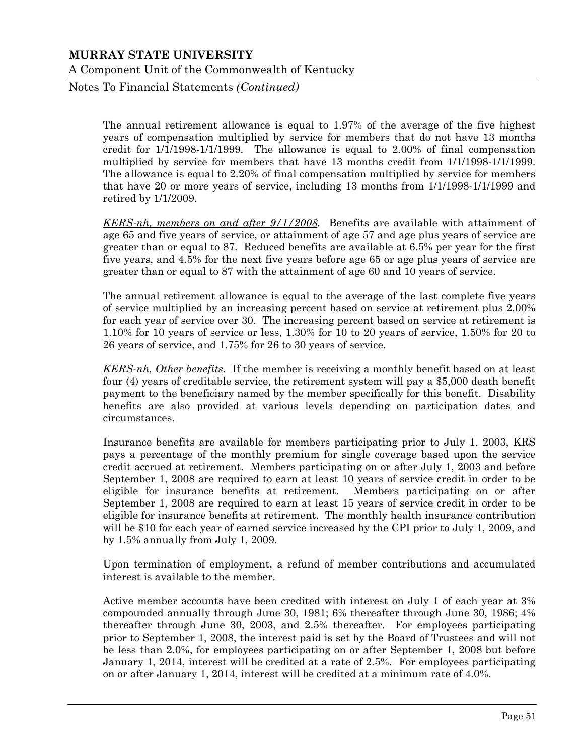The annual retirement allowance is equal to 1.97% of the average of the five highest years of compensation multiplied by service for members that do not have 13 months credit for 1/1/1998-1/1/1999. The allowance is equal to 2.00% of final compensation multiplied by service for members that have 13 months credit from 1/1/1998-1/1/1999. The allowance is equal to 2.20% of final compensation multiplied by service for members that have 20 or more years of service, including 13 months from 1/1/1998-1/1/1999 and retired by 1/1/2009.

*KERS-nh, members on and after 9/1/2008*. Benefits are available with attainment of age 65 and five years of service, or attainment of age 57 and age plus years of service are greater than or equal to 87. Reduced benefits are available at 6.5% per year for the first five years, and 4.5% for the next five years before age 65 or age plus years of service are greater than or equal to 87 with the attainment of age 60 and 10 years of service.

The annual retirement allowance is equal to the average of the last complete five years of service multiplied by an increasing percent based on service at retirement plus 2.00% for each year of service over 30. The increasing percent based on service at retirement is 1.10% for 10 years of service or less, 1.30% for 10 to 20 years of service, 1.50% for 20 to 26 years of service, and 1.75% for 26 to 30 years of service.

*KERS-nh, Other benefits*. If the member is receiving a monthly benefit based on at least four (4) years of creditable service, the retirement system will pay a $5,000 death benefit payment to the beneficiary named by the member specifically for this benefit. Disability benefits are also provided at various levels depending on participation dates and circumstances.

Insurance benefits are available for members participating prior to July 1, 2003, KRS pays a percentage of the monthly premium for single coverage based upon the service credit accrued at retirement. Members participating on or after July 1, 2003 and before September 1, 2008 are required to earn at least 10 years of service credit in order to be eligible for insurance benefits at retirement. Members participating on or after September 1, 2008 are required to earn at least 15 years of service credit in order to be eligible for insurance benefits at retirement. The monthly health insurance contribution will be $10 for each year of earned service increased by the CPI prior to July 1, 2009, and by 1.5% annually from July 1, 2009.

Upon termination of employment, a refund of member contributions and accumulated interest is available to the member.

Active member accounts have been credited with interest on July 1 of each year at 3% compounded annually through June 30, 1981; 6% thereafter through June 30, 1986; 4% thereafter through June 30, 2003, and 2.5% thereafter. For employees participating prior to September 1, 2008, the interest paid is set by the Board of Trustees and will not be less than 2.0%, for employees participating on or after September 1, 2008 but before January 1, 2014, interest will be credited at a rate of 2.5%. For employees participating on or after January 1, 2014, interest will be credited at a minimum rate of 4.0%.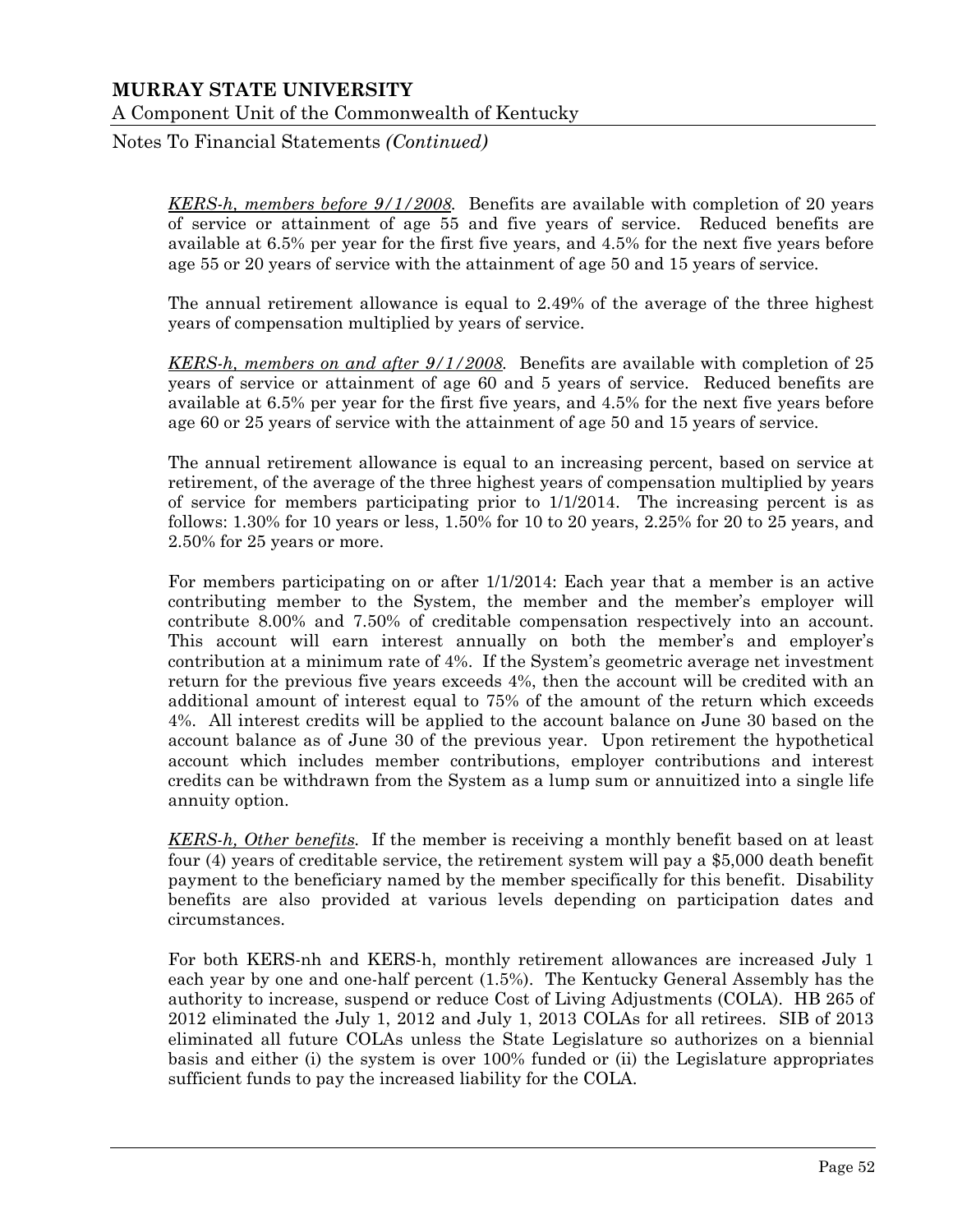*KERS-h, members before 9/1/2008.* Benefits are available with completion of 20 years of service or attainment of age 55 and five years of service. Reduced benefits are available at 6.5% per year for the first five years, and 4.5% for the next five years before age 55 or 20 years of service with the attainment of age 50 and 15 years of service.

The annual retirement allowance is equal to 2.49% of the average of the three highest years of compensation multiplied by years of service.

*KERS-h, members on and after 9/1/2008.* Benefits are available with completion of 25 years of service or attainment of age 60 and 5 years of service. Reduced benefits are available at 6.5% per year for the first five years, and 4.5% for the next five years before age 60 or 25 years of service with the attainment of age 50 and 15 years of service.

The annual retirement allowance is equal to an increasing percent, based on service at retirement, of the average of the three highest years of compensation multiplied by years of service for members participating prior to 1/1/2014. The increasing percent is as follows: 1.30% for 10 years or less, 1.50% for 10 to 20 years, 2.25% for 20 to 25 years, and 2.50% for 25 years or more.

For members participating on or after 1/1/2014: Each year that a member is an active contributing member to the System, the member and the member's employer will contribute 8.00% and 7.50% of creditable compensation respectively into an account. This account will earn interest annually on both the member's and employer's contribution at a minimum rate of 4%. If the System's geometric average net investment return for the previous five years exceeds 4%, then the account will be credited with an additional amount of interest equal to 75% of the amount of the return which exceeds 4%. All interest credits will be applied to the account balance on June 30 based on the account balance as of June 30 of the previous year. Upon retirement the hypothetical account which includes member contributions, employer contributions and interest credits can be withdrawn from the System as a lump sum or annuitized into a single life annuity option.

*KERS-h, Other benefits.* If the member is receiving a monthly benefit based on at least four (4) years of creditable service, the retirement system will pay a $5,000 death benefit payment to the beneficiary named by the member specifically for this benefit. Disability benefits are also provided at various levels depending on participation dates and circumstances.

For both KERS-nh and KERS-h, monthly retirement allowances are increased July 1 each year by one and one-half percent (1.5%). The Kentucky General Assembly has the authority to increase, suspend or reduce Cost of Living Adjustments (COLA). HB 265 of 2012 eliminated the July 1, 2012 and July 1, 2013 COLAs for all retirees. SIB of 2013 eliminated all future COLAs unless the State Legislature so authorizes on a biennial basis and either (i) the system is over 100% funded or (ii) the Legislature appropriates sufficient funds to pay the increased liability for the COLA.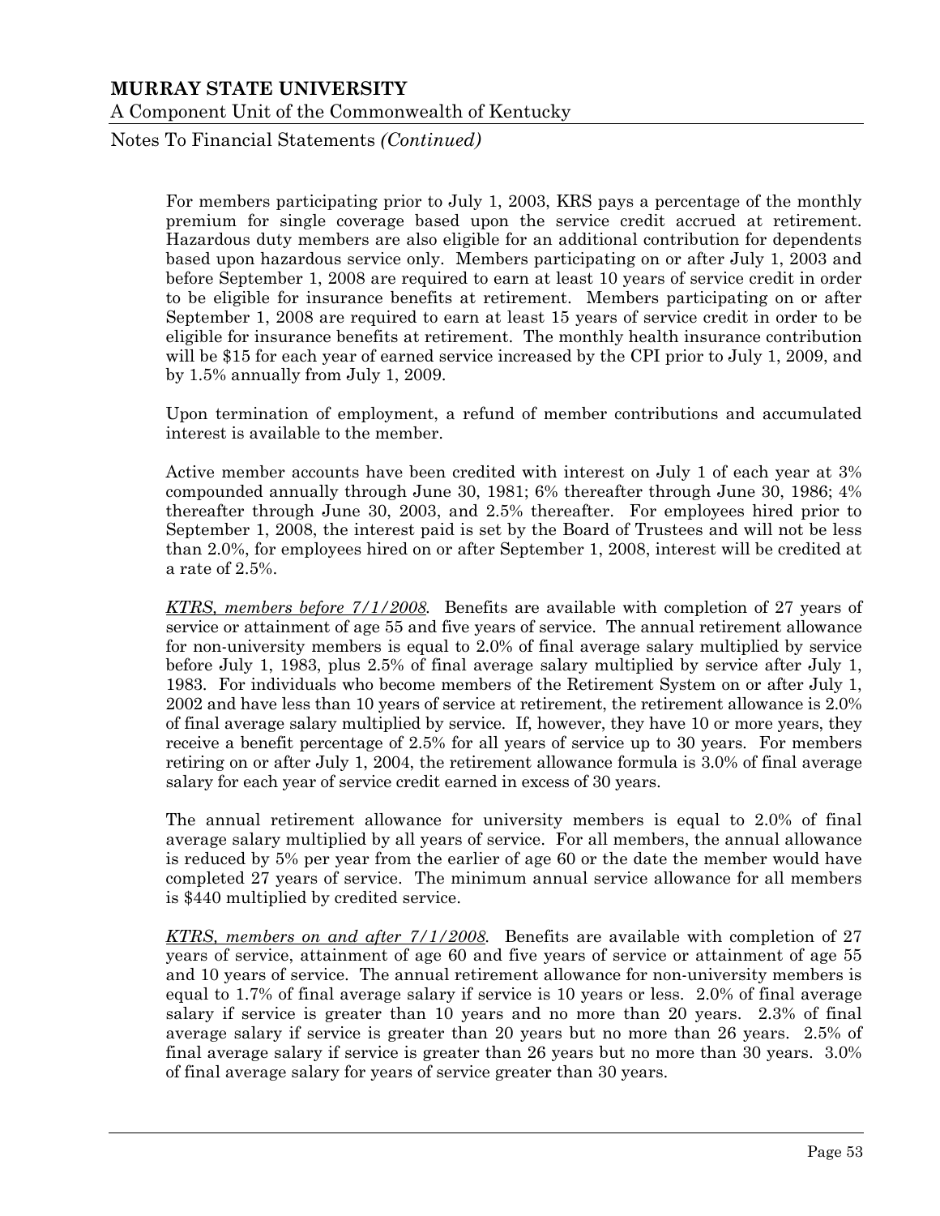For members participating prior to July 1, 2003, KRS pays a percentage of the monthly premium for single coverage based upon the service credit accrued at retirement. Hazardous duty members are also eligible for an additional contribution for dependents based upon hazardous service only. Members participating on or after July 1, 2003 and before September 1, 2008 are required to earn at least 10 years of service credit in order to be eligible for insurance benefits at retirement. Members participating on or after September 1, 2008 are required to earn at least 15 years of service credit in order to be eligible for insurance benefits at retirement. The monthly health insurance contribution will be $15 for each year of earned service increased by the CPI prior to July 1, 2009, and by 1.5% annually from July 1, 2009.

Upon termination of employment, a refund of member contributions and accumulated interest is available to the member.

Active member accounts have been credited with interest on July 1 of each year at 3% compounded annually through June 30, 1981; 6% thereafter through June 30, 1986; 4% thereafter through June 30, 2003, and 2.5% thereafter. For employees hired prior to September 1, 2008, the interest paid is set by the Board of Trustees and will not be less than 2.0%, for employees hired on or after September 1, 2008, interest will be credited at a rate of 2.5%.

*KTRS, members before 7/1/2008.* Benefits are available with completion of 27 years of service or attainment of age 55 and five years of service. The annual retirement allowance for non-university members is equal to 2.0% of final average salary multiplied by service before July 1, 1983, plus 2.5% of final average salary multiplied by service after July 1, 1983. For individuals who become members of the Retirement System on or after July 1, 2002 and have less than 10 years of service at retirement, the retirement allowance is 2.0% of final average salary multiplied by service. If, however, they have 10 or more years, they receive a benefit percentage of 2.5% for all years of service up to 30 years. For members retiring on or after July 1, 2004, the retirement allowance formula is 3.0% of final average salary for each year of service credit earned in excess of 30 years.

The annual retirement allowance for university members is equal to 2.0% of final average salary multiplied by all years of service. For all members, the annual allowance is reduced by 5% per year from the earlier of age 60 or the date the member would have completed 27 years of service. The minimum annual service allowance for all members is $440 multiplied by credited service.

*KTRS, members on and after 7/1/2008.* Benefits are available with completion of 27 years of service, attainment of age 60 and five years of service or attainment of age 55 and 10 years of service. The annual retirement allowance for non-university members is equal to 1.7% of final average salary if service is 10 years or less. 2.0% of final average salary if service is greater than 10 years and no more than 20 years. 2.3% of final average salary if service is greater than 20 years but no more than 26 years. 2.5% of final average salary if service is greater than 26 years but no more than 30 years. 3.0% of final average salary for years of service greater than 30 years.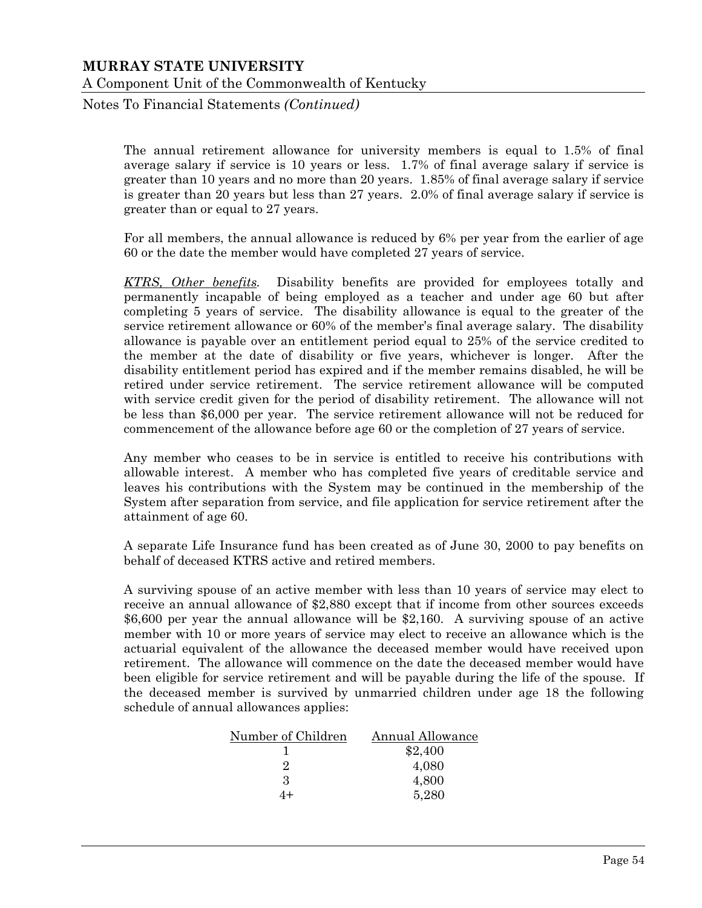The annual retirement allowance for university members is equal to 1.5% of final average salary if service is 10 years or less. 1.7% of final average salary if service is greater than 10 years and no more than 20 years. 1.85% of final average salary if service is greater than 20 years but less than 27 years. 2.0% of final average salary if service is greater than or equal to 27 years.

For all members, the annual allowance is reduced by 6% per year from the earlier of age 60 or the date the member would have completed 27 years of service.

*KTRS, Other benefits*. Disability benefits are provided for employees totally and permanently incapable of being employed as a teacher and under age 60 but after completing 5 years of service. The disability allowance is equal to the greater of the service retirement allowance or 60% of the member's final average salary. The disability allowance is payable over an entitlement period equal to 25% of the service credited to the member at the date of disability or five years, whichever is longer. After the disability entitlement period has expired and if the member remains disabled, he will be retired under service retirement. The service retirement allowance will be computed with service credit given for the period of disability retirement. The allowance will not be less than $6,000 per year. The service retirement allowance will not be reduced for commencement of the allowance before age 60 or the completion of 27 years of service.

Any member who ceases to be in service is entitled to receive his contributions with allowable interest. A member who has completed five years of creditable service and leaves his contributions with the System may be continued in the membership of the System after separation from service, and file application for service retirement after the attainment of age 60.

A separate Life Insurance fund has been created as of June 30, 2000 to pay benefits on behalf of deceased KTRS active and retired members.

A surviving spouse of an active member with less than 10 years of service may elect to receive an annual allowance of $2,880 except that if income from other sources exceeds $6,600 per year the annual allowance will be $2,160. A surviving spouse of an active member with 10 or more years of service may elect to receive an allowance which is the actuarial equivalent of the allowance the deceased member would have received upon retirement. The allowance will commence on the date the deceased member would have been eligible for service retirement and will be payable during the life of the spouse. If the deceased member is survived by unmarried children under age 18 the following schedule of annual allowances applies:

| Number of Children | Annual Allowance |
|---|---|
| 1 | $2,400 |
| 2 | 4,080 |
| 3 | 4,800 |
| 4+ | 5,280 |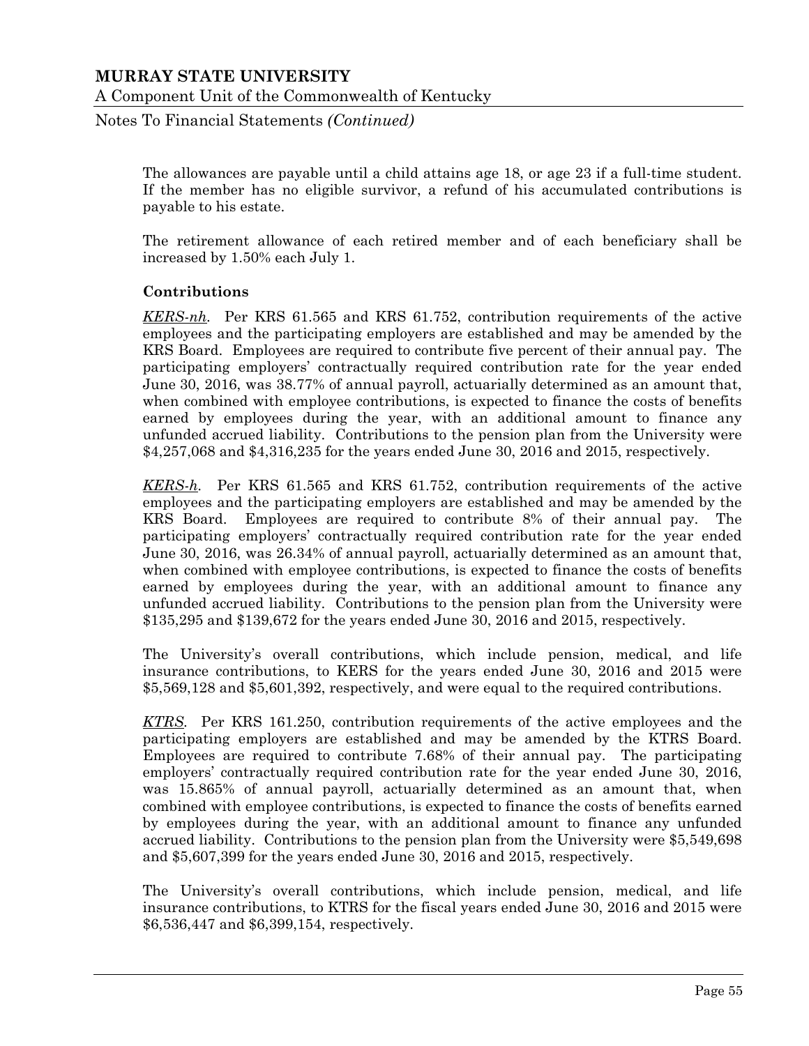The allowances are payable until a child attains age 18, or age 23 if a full-time student. If the member has no eligible survivor, a refund of his accumulated contributions is payable to his estate.

The retirement allowance of each retired member and of each beneficiary shall be increased by 1.50% each July 1.

**Contributions**

***KERS-nh***. Per KRS 61.565 and KRS 61.752, contribution requirements of the active employees and the participating employers are established and may be amended by the KRS Board. Employees are required to contribute five percent of their annual pay. The participating employers' contractually required contribution rate for the year ended June 30, 2016, was 38.77% of annual payroll, actuarially determined as an amount that, when combined with employee contributions, is expected to finance the costs of benefits earned by employees during the year, with an additional amount to finance any unfunded accrued liability. Contributions to the pension plan from the University were $4,257,068 and $4,316,235 for the years ended June 30, 2016 and 2015, respectively.

***KERS-h***. Per KRS 61.565 and KRS 61.752, contribution requirements of the active employees and the participating employers are established and may be amended by the KRS Board. Employees are required to contribute 8% of their annual pay. The participating employers' contractually required contribution rate for the year ended June 30, 2016, was 26.34% of annual payroll, actuarially determined as an amount that, when combined with employee contributions, is expected to finance the costs of benefits earned by employees during the year, with an additional amount to finance any unfunded accrued liability. Contributions to the pension plan from the University were $135,295 and $139,672 for the years ended June 30, 2016 and 2015, respectively.

The University's overall contributions, which include pension, medical, and life insurance contributions, to KERS for the years ended June 30, 2016 and 2015 were $5,569,128 and $5,601,392, respectively, and were equal to the required contributions.

***KTRS***. Per KRS 161.250, contribution requirements of the active employees and the participating employers are established and may be amended by the KTRS Board. Employees are required to contribute 7.68% of their annual pay. The participating employers' contractually required contribution rate for the year ended June 30, 2016, was 15.865% of annual payroll, actuarially determined as an amount that, when combined with employee contributions, is expected to finance the costs of benefits earned by employees during the year, with an additional amount to finance any unfunded accrued liability. Contributions to the pension plan from the University were $5,549,698 and $5,607,399 for the years ended June 30, 2016 and 2015, respectively.

The University's overall contributions, which include pension, medical, and life insurance contributions, to KTRS for the fiscal years ended June 30, 2016 and 2015 were $6,536,447 and $6,399,154, respectively.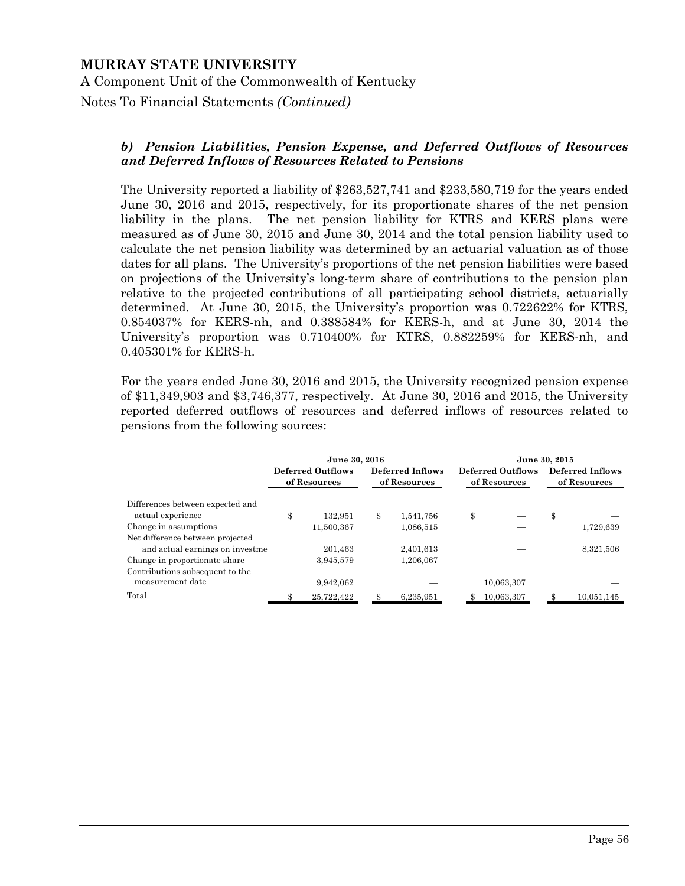#### b) *Pension Liabilities, Pension Expense, and Deferred Outflows of Resources and Deferred Inflows of Resources Related to Pensions*

The University reported a liability of $263,527,741 and $233,580,719 for the years ended June 30, 2016 and 2015, respectively, for its proportionate shares of the net pension liability in the plans. The net pension liability for KTRS and KERS plans were measured as of June 30, 2015 and June 30, 2014 and the total pension liability used to calculate the net pension liability was determined by an actuarial valuation as of those dates for all plans. The University's proportions of the net pension liabilities were based on projections of the University's long-term share of contributions to the pension plan relative to the projected contributions of all participating school districts, actuarially determined. At June 30, 2015, the University's proportion was 0.722622% for KTRS, 0.854037% for KERS-nh, and 0.388584% for KERS-h, and at June 30, 2014 the University's proportion was 0.710400% for KTRS, 0.882259% for KERS-nh, and 0.405301% for KERS-h.

For the years ended June 30, 2016 and 2015, the University recognized pension expense of $11,349,903 and $3,746,377, respectively. At June 30, 2016 and 2015, the University reported deferred outflows of resources and deferred inflows of resources related to pensions from the following sources:

| | June 30, 2016 | | June 30, 2015 | |
|---|---|---|---|---|
| | Deferred Outflows of Resources | Deferred Inflows of Resources | Deferred Outflows of Resources | Deferred Inflows of Resources |
| Differences between expected and actual experience | $ 132,951 | $ 1,541,756 | $ — | $ — |
| Change in assumptions | 11,500,367 | 1,086,515 | — | 1,729,639 |
| Net difference between projected and actual earnings on investme | 201,463 | 2,401,613 | — | 8,321,506 |
| Change in proportionate share | 3,945,579 | 1,206,067 | — | — |
| Contributions subsequent to the measurement date | 9,942,062 | — | 10,063,307 | — |
| Total | $ 25,722,422 | $ 6,235,951 | $ 10,063,307 | $ 10,051,145 |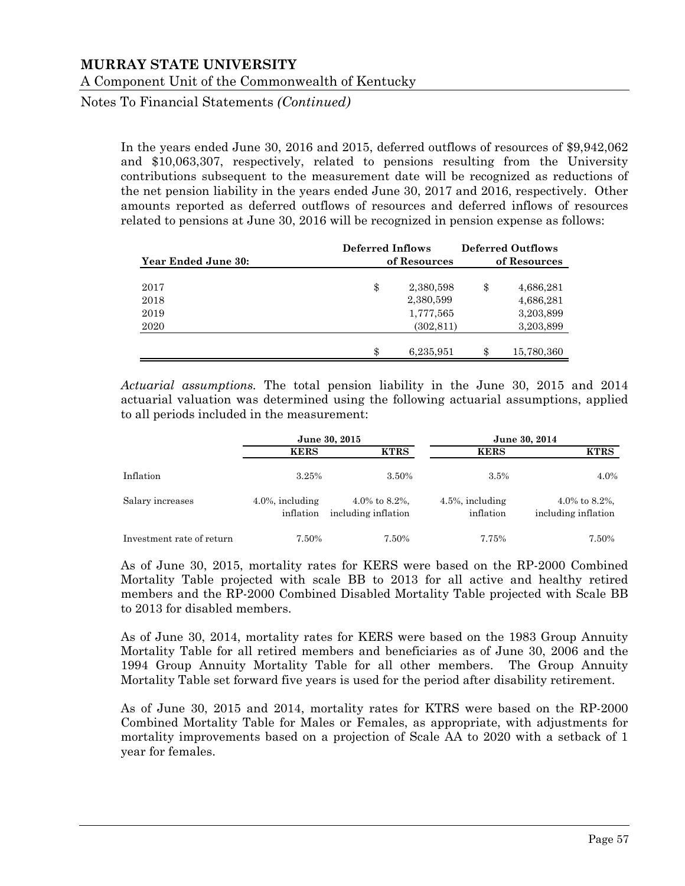In the years ended June 30, 2016 and 2015, deferred outflows of resources of $9,942,062 and $10,063,307, respectively, related to pensions resulting from the University contributions subsequent to the measurement date will be recognized as reductions of the net pension liability in the years ended June 30, 2017 and 2016, respectively. Other amounts reported as deferred outflows of resources and deferred inflows of resources related to pensions at June 30, 2016 will be recognized in pension expense as follows:

| Year Ended June 30: | Deferred Inflows of Resources | Deferred Outflows of Resources |
|---|---|---|
| 2017 | $ 2,380,598 | $ 4,686,281 |
| 2018 | 2,380,599 | 4,686,281 |
| 2019 | 1,777,565 | 3,203,899 |
| 2020 | (302,811) | 3,203,899 |
| | $ 6,235,951 | $ 15,780,360 |

*Actuarial assumptions.* The total pension liability in the June 30, 2015 and 2014 actuarial valuation was determined using the following actuarial assumptions, applied to all periods included in the measurement:

| | June 30, 2015 | | June 30, 2014 | |
|---|---|---|---|---|
| | **KERS** | **KTRS** | **KERS** | **KTRS** |
| Inflation | 3.25% | 3.50% | 3.5% | 4.0% |
| Salary increases | 4.0%, including inflation | 4.0% to 8.2%, including inflation | 4.5%, including inflation | 4.0% to 8.2%, including inflation |
| Investment rate of return | 7.50% | 7.50% | 7.75% | 7.50% |

As of June 30, 2015, mortality rates for KERS were based on the RP-2000 Combined Mortality Table projected with scale BB to 2013 for all active and healthy retired members and the RP-2000 Combined Disabled Mortality Table projected with Scale BB to 2013 for disabled members.

As of June 30, 2014, mortality rates for KERS were based on the 1983 Group Annuity Mortality Table for all retired members and beneficiaries as of June 30, 2006 and the 1994 Group Annuity Mortality Table for all other members. The Group Annuity Mortality Table set forward five years is used for the period after disability retirement.

As of June 30, 2015 and 2014, mortality rates for KTRS were based on the RP-2000 Combined Mortality Table for Males or Females, as appropriate, with adjustments for mortality improvements based on a projection of Scale AA to 2020 with a setback of 1 year for females.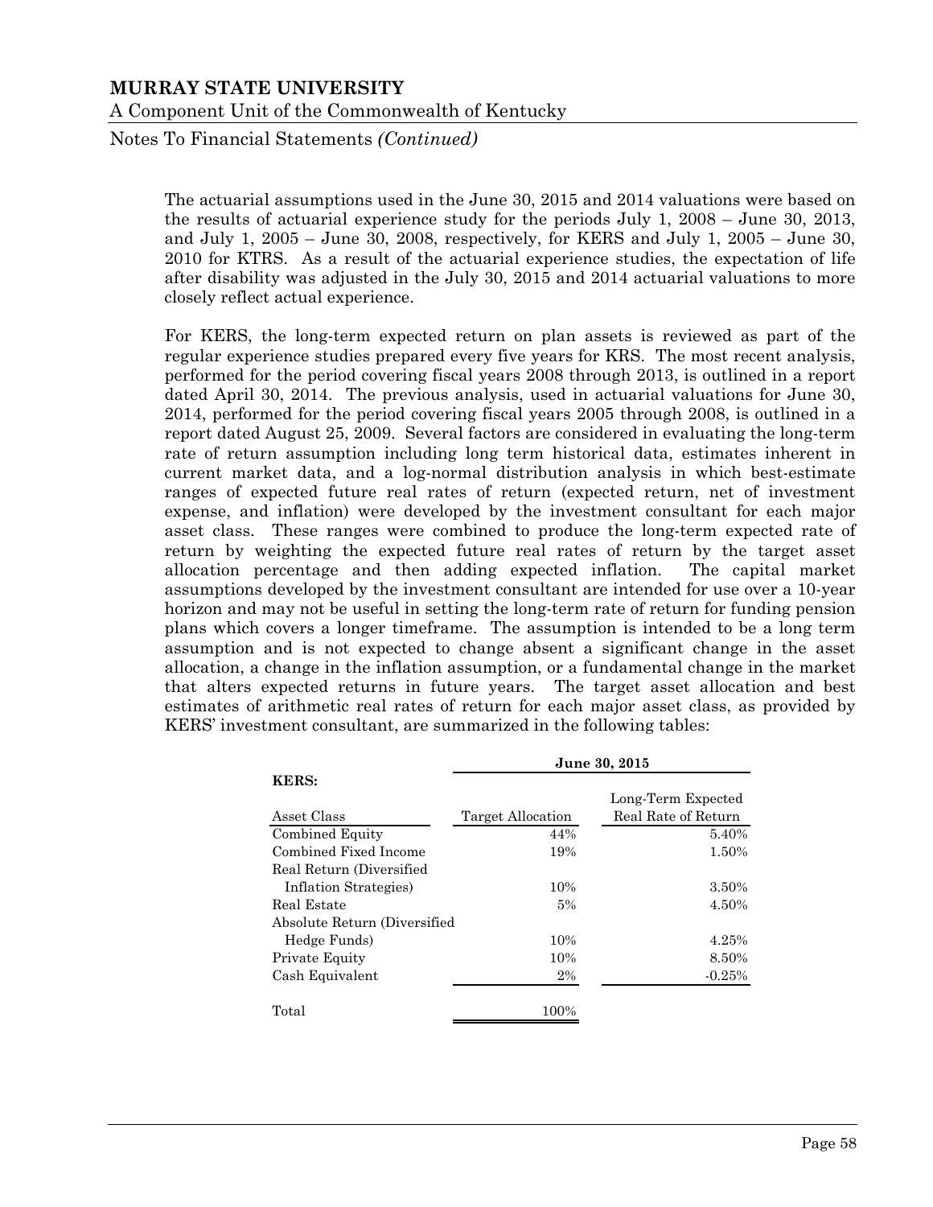The actuarial assumptions used in the June 30, 2015 and 2014 valuations were based on the results of actuarial experience study for the periods July 1, 2008 – June 30, 2013, and July 1, 2005 – June 30, 2008, respectively, for KERS and July 1, 2005 – June 30, 2010 for KTRS. As a result of the actuarial experience studies, the expectation of life after disability was adjusted in the July 30, 2015 and 2014 actuarial valuations to more closely reflect actual experience.

For KERS, the long-term expected return on plan assets is reviewed as part of the regular experience studies prepared every five years for KRS. The most recent analysis, performed for the period covering fiscal years 2008 through 2013, is outlined in a report dated April 30, 2014. The previous analysis, used in actuarial valuations for June 30, 2014, performed for the period covering fiscal years 2005 through 2008, is outlined in a report dated August 25, 2009. Several factors are considered in evaluating the long-term rate of return assumption including long term historical data, estimates inherent in current market data, and a log-normal distribution analysis in which best-estimate ranges of expected future real rates of return (expected return, net of investment expense, and inflation) were developed by the investment consultant for each major asset class. These ranges were combined to produce the long-term expected rate of return by weighting the expected future real rates of return by the target asset allocation percentage and then adding expected inflation. The capital market assumptions developed by the investment consultant are intended for use over a 10-year horizon and may not be useful in setting the long-term rate of return for funding pension plans which covers a longer timeframe. The assumption is intended to be a long term assumption and is not expected to change absent a significant change in the asset allocation, a change in the inflation assumption, or a fundamental change in the market that alters expected returns in future years. The target asset allocation and best estimates of arithmetic real rates of return for each major asset class, as provided by KERS' investment consultant, are summarized in the following tables:

| **KERS:** | **June 30, 2015** | |
|---|---|---|
| Asset Class | Target Allocation | Long-Term Expected Real Rate of Return |
| Combined Equity | 44% | 5.40% |
| Combined Fixed Income | 19% | 1.50% |
| Real Return (Diversified Inflation Strategies) | 10% | 3.50% |
| Real Estate | 5% | 4.50% |
| Absolute Return (Diversified Hedge Funds) | 10% | 4.25% |
| Private Equity | 10% | 8.50% |
| Cash Equivalent | 2% | -0.25% |
| Total | 100% | |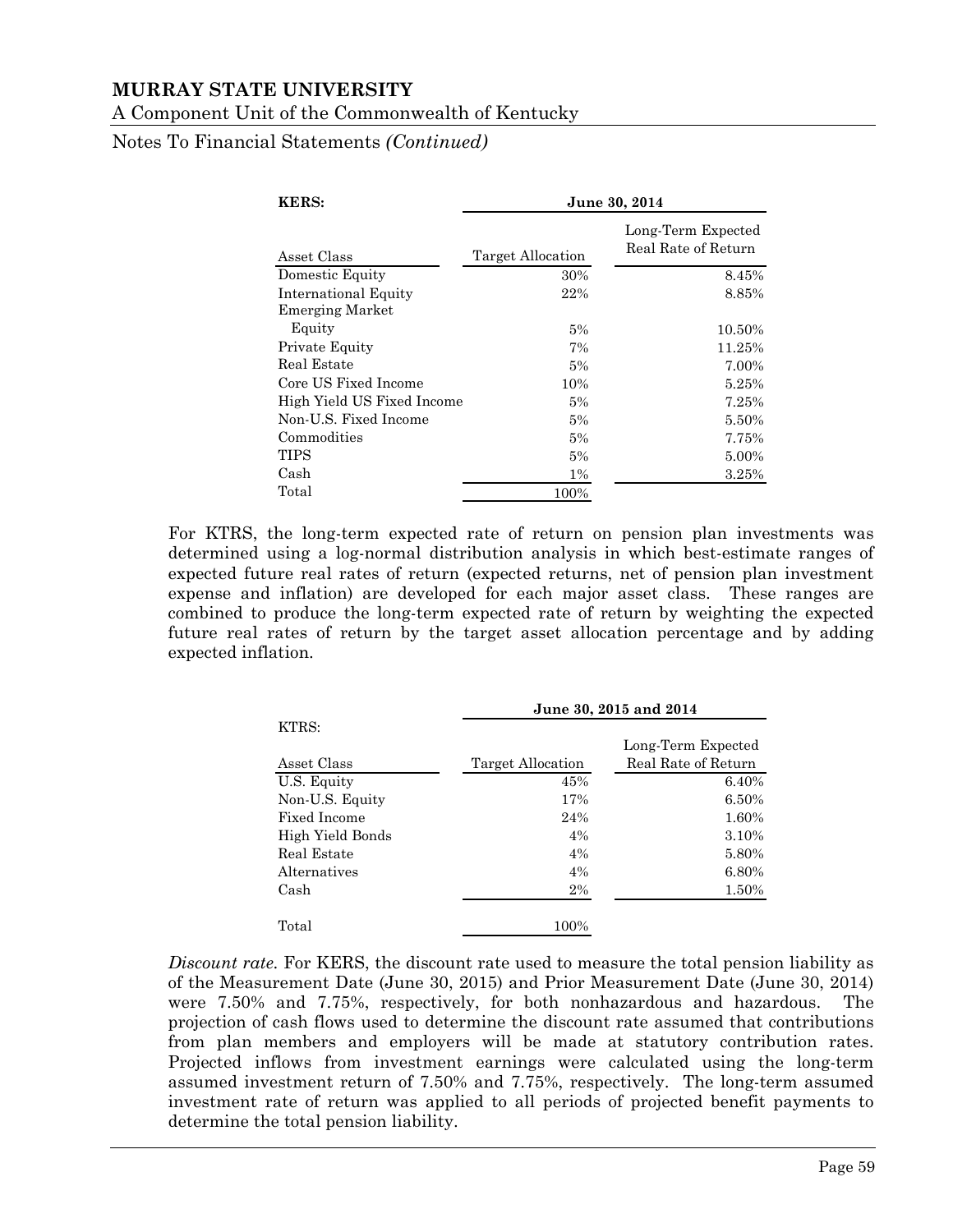| KERS: | June 30, 2014 | |
|---|---|---|
| Asset Class | Target Allocation | Long-Term Expected Real Rate of Return |
| Domestic Equity | 30% | 8.45% |
| International Equity | 22% | 8.85% |
| Emerging Market Equity | 5% | 10.50% |
| Private Equity | 7% | 11.25% |
| Real Estate | 5% | 7.00% |
| Core US Fixed Income | 10% | 5.25% |
| High Yield US Fixed Income | 5% | 7.25% |
| Non-U.S. Fixed Income | 5% | 5.50% |
| Commodities | 5% | 7.75% |
| TIPS | 5% | 5.00% |
| Cash | 1% | 3.25% |
| Total | 100% | |

For KTRS, the long-term expected rate of return on pension plan investments was determined using a log-normal distribution analysis in which best-estimate ranges of expected future real rates of return (expected returns, net of pension plan investment expense and inflation) are developed for each major asset class. These ranges are combined to produce the long-term expected rate of return by weighting the expected future real rates of return by the target asset allocation percentage and by adding expected inflation.

| KTRS: | June 30, 2015 and 2014 | |
|---|---|---|
| Asset Class | Target Allocation | Long-Term Expected Real Rate of Return |
| U.S. Equity | 45% | 6.40% |
| Non-U.S. Equity | 17% | 6.50% |
| Fixed Income | 24% | 1.60% |
| High Yield Bonds | 4% | 3.10% |
| Real Estate | 4% | 5.80% |
| Alternatives | 4% | 6.80% |
| Cash | 2% | 1.50% |
| Total | 100% | |

*Discount rate.* For KERS, the discount rate used to measure the total pension liability as of the Measurement Date (June 30, 2015) and Prior Measurement Date (June 30, 2014) were 7.50% and 7.75%, respectively, for both nonhazardous and hazardous. The projection of cash flows used to determine the discount rate assumed that contributions from plan members and employers will be made at statutory contribution rates. Projected inflows from investment earnings were calculated using the long-term assumed investment return of 7.50% and 7.75%, respectively. The long-term assumed investment rate of return was applied to all periods of projected benefit payments to determine the total pension liability.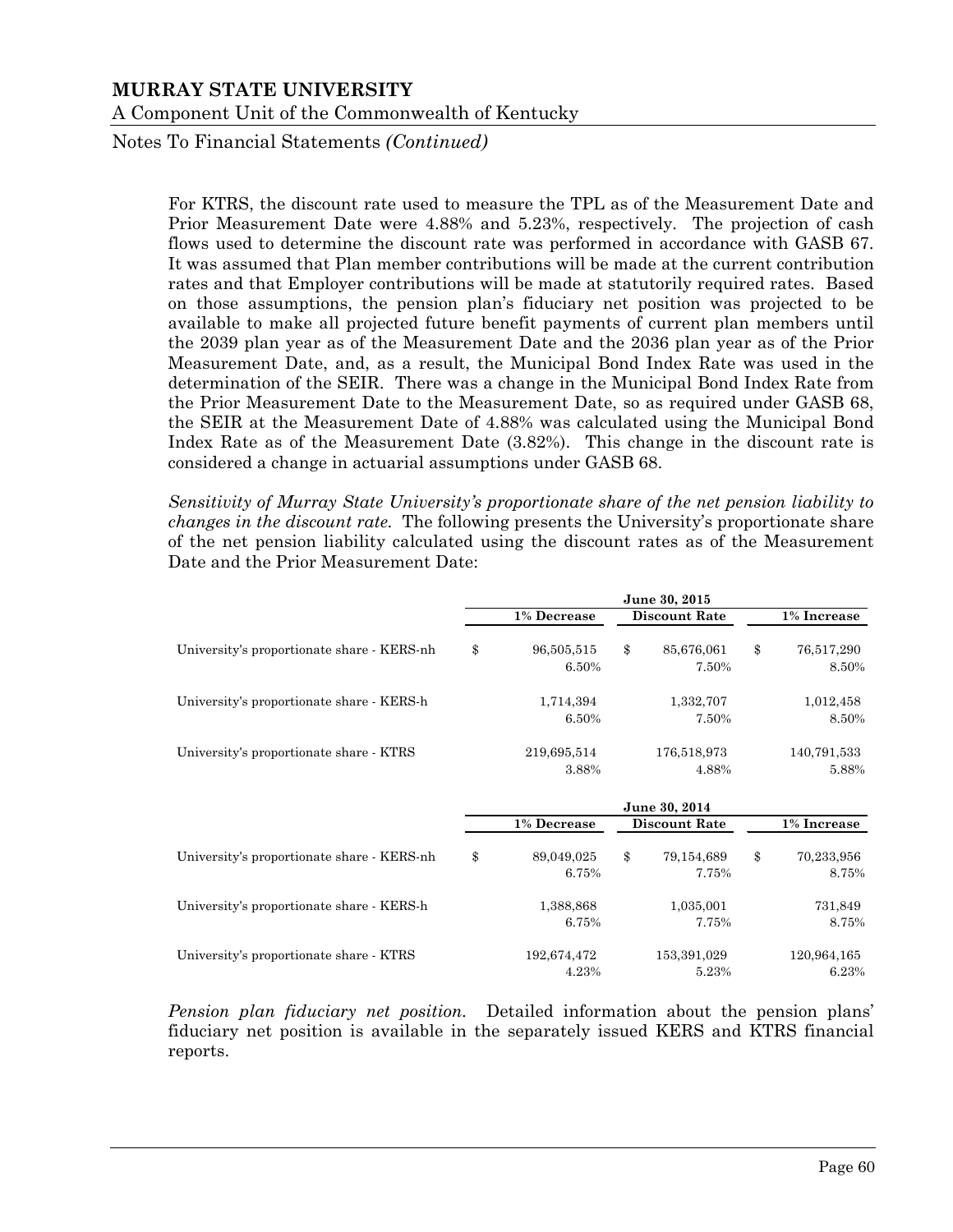For KTRS, the discount rate used to measure the TPL as of the Measurement Date and Prior Measurement Date were 4.88% and 5.23%, respectively. The projection of cash flows used to determine the discount rate was performed in accordance with GASB 67. It was assumed that Plan member contributions will be made at the current contribution rates and that Employer contributions will be made at statutorily required rates. Based on those assumptions, the pension plan's fiduciary net position was projected to be available to make all projected future benefit payments of current plan members until the 2039 plan year as of the Measurement Date and the 2036 plan year as of the Prior Measurement Date, and, as a result, the Municipal Bond Index Rate was used in the determination of the SEIR. There was a change in the Municipal Bond Index Rate from the Prior Measurement Date to the Measurement Date, so as required under GASB 68, the SEIR at the Measurement Date of 4.88% was calculated using the Municipal Bond Index Rate as of the Measurement Date (3.82%). This change in the discount rate is considered a change in actuarial assumptions under GASB 68.

*Sensitivity of Murray State University's proportionate share of the net pension liability to changes in the discount rate.* The following presents the University's proportionate share of the net pension liability calculated using the discount rates as of the Measurement Date and the Prior Measurement Date:

| | June 30, 2015 | | |
|---|---|---|---|
| | **1% Decrease** | **Discount Rate** | **1% Increase** |
| University's proportionate share - KERS-nh | $ 96,505,515 | $ 85,676,061 | $ 76,517,290 |
| | 6.50% | 7.50% | 8.50% |
| University's proportionate share - KERS-h | 1,714,394 | 1,332,707 | 1,012,458 |
| | 6.50% | 7.50% | 8.50% |
| University's proportionate share - KTRS | 219,695,514 | 176,518,973 | 140,791,533 |
| | 3.88% | 4.88% | 5.88% |

| | June 30, 2014 | | |
|---|---|---|---|
| | **1% Decrease** | **Discount Rate** | **1% Increase** |
| University's proportionate share - KERS-nh | $ 89,049,025 | $ 79,154,689 | $ 70,233,956 |
| | 6.75% | 7.75% | 8.75% |
| University's proportionate share - KERS-h | 1,388,868 | 1,035,001 | 731,849 |
| | 6.75% | 7.75% | 8.75% |
| University's proportionate share - KTRS | 192,674,472 | 153,391,029 | 120,964,165 |
| | 4.23% | 5.23% | 6.23% |

*Pension plan fiduciary net position.* Detailed information about the pension plans' fiduciary net position is available in the separately issued KERS and KTRS financial reports.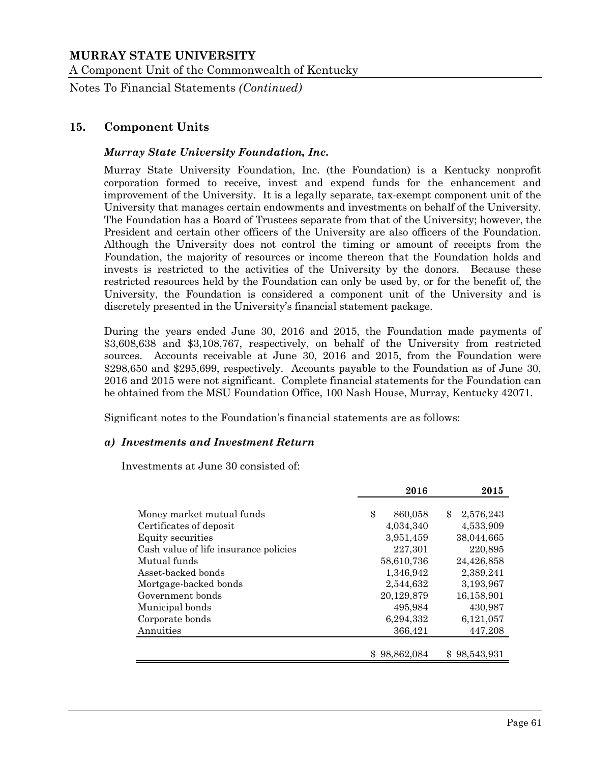## 15. Component Units

### *Murray State University Foundation, Inc.*

Murray State University Foundation, Inc. (the Foundation) is a Kentucky nonprofit corporation formed to receive, invest and expend funds for the enhancement and improvement of the University. It is a legally separate, tax-exempt component unit of the University that manages certain endowments and investments on behalf of the University. The Foundation has a Board of Trustees separate from that of the University; however, the President and certain other officers of the University are also officers of the Foundation. Although the University does not control the timing or amount of receipts from the Foundation, the majority of resources or income thereon that the Foundation holds and invests is restricted to the activities of the University by the donors. Because these restricted resources held by the Foundation can only be used by, or for the benefit of, the University, the Foundation is considered a component unit of the University and is discretely presented in the University's financial statement package.

During the years ended June 30, 2016 and 2015, the Foundation made payments of $3,608,638 and $3,108,767, respectively, on behalf of the University from restricted sources. Accounts receivable at June 30, 2016 and 2015, from the Foundation were $298,650 and $295,699, respectively. Accounts payable to the Foundation as of June 30, 2016 and 2015 were not significant. Complete financial statements for the Foundation can be obtained from the MSU Foundation Office, 100 Nash House, Murray, Kentucky 42071.

Significant notes to the Foundation's financial statements are as follows:

#### *a) Investments and Investment Return*

Investments at June 30 consisted of:

| | 2016 | 2015 |
|---|---|---|
| Money market mutual funds | $ 860,058 | $ 2,576,243 |
| Certificates of deposit | 4,034,340 | 4,533,909 |
| Equity securities | 3,951,459 | 38,044,665 |
| Cash value of life insurance policies | 227,301 | 220,895 |
| Mutual funds | 58,610,736 | 24,426,858 |
| Asset-backed bonds | 1,346,942 | 2,389,241 |
| Mortgage-backed bonds | 2,544,632 | 3,193,967 |
| Government bonds | 20,129,879 | 16,158,901 |
| Municipal bonds | 495,984 | 430,987 |
| Corporate bonds | 6,294,332 | 6,121,057 |
| Annuities | 366,421 | 447,208 |
| | $ 98,862,084 | $ 98,543,931 |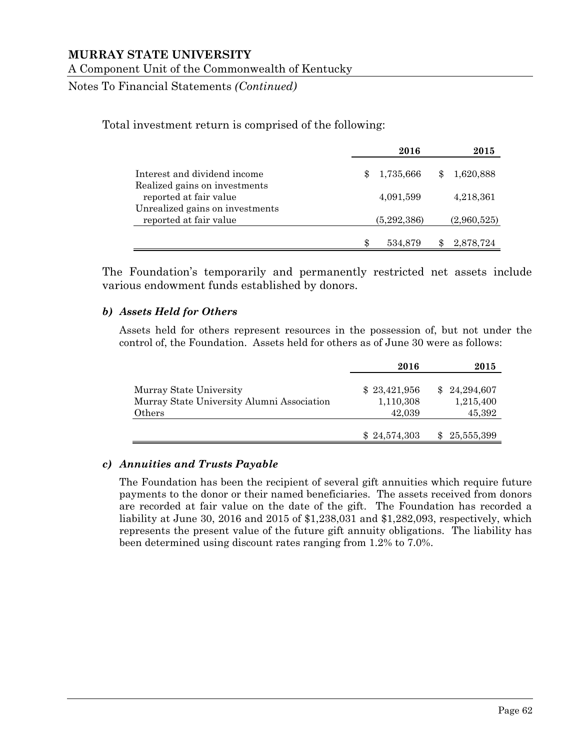Total investment return is comprised of the following:

| | 2016 | 2015 |
|---|---|---|
| Interest and dividend income | $ 1,735,666 | $ 1,620,888 |
| Realized gains on investments reported at fair value | 4,091,599 | 4,218,361 |
| Unrealized gains on investments reported at fair value | (5,292,386) | (2,960,525) |
| | $ 534,879 | $ 2,878,724 |

The Foundation's temporarily and permanently restricted net assets include various endowment funds established by donors.

### *b) Assets Held for Others*

Assets held for others represent resources in the possession of, but not under the control of, the Foundation. Assets held for others as of June 30 were as follows:

| | 2016 | 2015 |
|---|---|---|
| Murray State University | $ 23,421,956 | $ 24,294,607 |
| Murray State University Alumni Association | 1,110,308 | 1,215,400 |
| Others | 42,039 | 45,392 |
| | $ 24,574,303 | $ 25,555,399 |

### *c) Annuities and Trusts Payable*

The Foundation has been the recipient of several gift annuities which require future payments to the donor or their named beneficiaries. The assets received from donors are recorded at fair value on the date of the gift. The Foundation has recorded a liability at June 30, 2016 and 2015 of $1,238,031 and $1,282,093, respectively, which represents the present value of the future gift annuity obligations. The liability has been determined using discount rates ranging from 1.2% to 7.0%.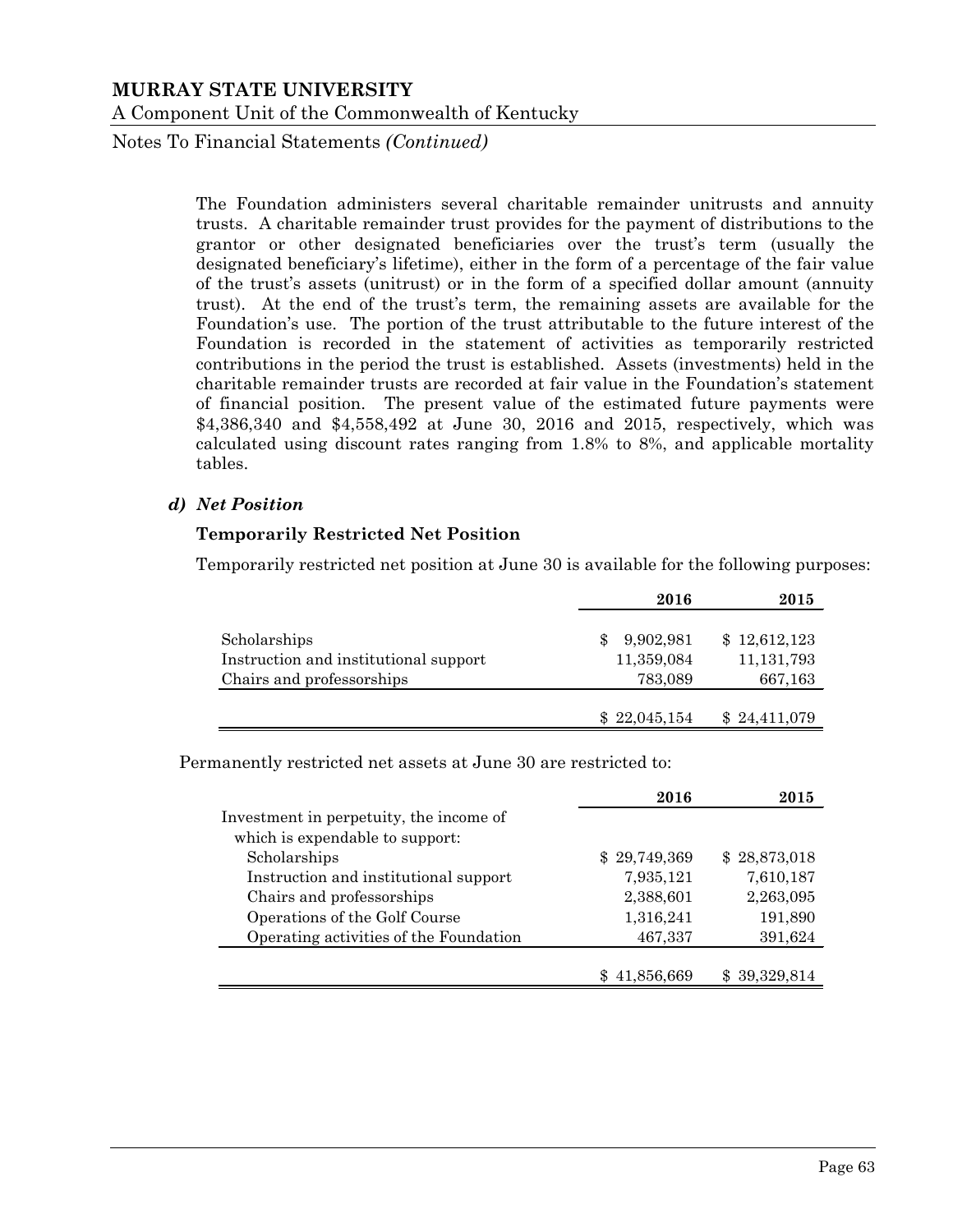The Foundation administers several charitable remainder unitrusts and annuity trusts. A charitable remainder trust provides for the payment of distributions to the grantor or other designated beneficiaries over the trust's term (usually the designated beneficiary's lifetime), either in the form of a percentage of the fair value of the trust's assets (unitrust) or in the form of a specified dollar amount (annuity trust). At the end of the trust's term, the remaining assets are available for the Foundation's use. The portion of the trust attributable to the future interest of the Foundation is recorded in the statement of activities as temporarily restricted contributions in the period the trust is established. Assets (investments) held in the charitable remainder trusts are recorded at fair value in the Foundation's statement of financial position. The present value of the estimated future payments were $4,386,340 and $4,558,492 at June 30, 2016 and 2015, respectively, which was calculated using discount rates ranging from 1.8% to 8%, and applicable mortality tables.

### *d) Net Position*

**Temporarily Restricted Net Position**

Temporarily restricted net position at June 30 is available for the following purposes:

| | 2016 | 2015 |
|---|---|---|
| Scholarships | $ 9,902,981 | $ 12,612,123 |
| Instruction and institutional support | 11,359,084 | 11,131,793 |
| Chairs and professorships | 783,089 | 667,163 |
| | $ 22,045,154 | $ 24,411,079 |

Permanently restricted net assets at June 30 are restricted to:

| | 2016 | 2015 |
|---|---|---|
| Investment in perpetuity, the income of which is expendable to support: | | |
| Scholarships | $ 29,749,369 | $ 28,873,018 |
| Instruction and institutional support | 7,935,121 | 7,610,187 |
| Chairs and professorships | 2,388,601 | 2,263,095 |
| Operations of the Golf Course | 1,316,241 | 191,890 |
| Operating activities of the Foundation | 467,337 | 391,624 |
| | $ 41,856,669 | $ 39,329,814 |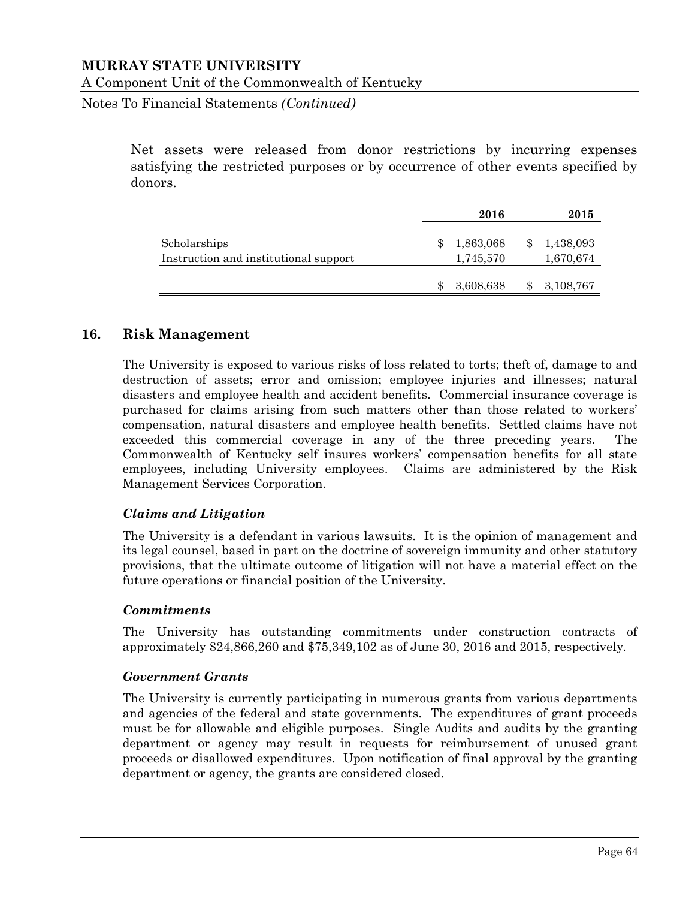Net assets were released from donor restrictions by incurring expenses satisfying the restricted purposes or by occurrence of other events specified by donors.

| | 2016 | 2015 |
|---|---|---|
| Scholarships | $ 1,863,068 | $ 1,438,093 |
| Instruction and institutional support | 1,745,570 | 1,670,674 |
| | $ 3,608,638 | $ 3,108,767 |

## 16. Risk Management

The University is exposed to various risks of loss related to torts; theft of, damage to and destruction of assets; error and omission; employee injuries and illnesses; natural disasters and employee health and accident benefits. Commercial insurance coverage is purchased for claims arising from such matters other than those related to workers' compensation, natural disasters and employee health benefits. Settled claims have not exceeded this commercial coverage in any of the three preceding years. The Commonwealth of Kentucky self insures workers' compensation benefits for all state employees, including University employees. Claims are administered by the Risk Management Services Corporation.

### *Claims and Litigation*

The University is a defendant in various lawsuits. It is the opinion of management and its legal counsel, based in part on the doctrine of sovereign immunity and other statutory provisions, that the ultimate outcome of litigation will not have a material effect on the future operations or financial position of the University.

### *Commitments*

The University has outstanding commitments under construction contracts of approximately $24,866,260 and $75,349,102 as of June 30, 2016 and 2015, respectively.

### *Government Grants*

The University is currently participating in numerous grants from various departments and agencies of the federal and state governments. The expenditures of grant proceeds must be for allowable and eligible purposes. Single Audits and audits by the granting department or agency may result in requests for reimbursement of unused grant proceeds or disallowed expenditures. Upon notification of final approval by the granting department or agency, the grants are considered closed.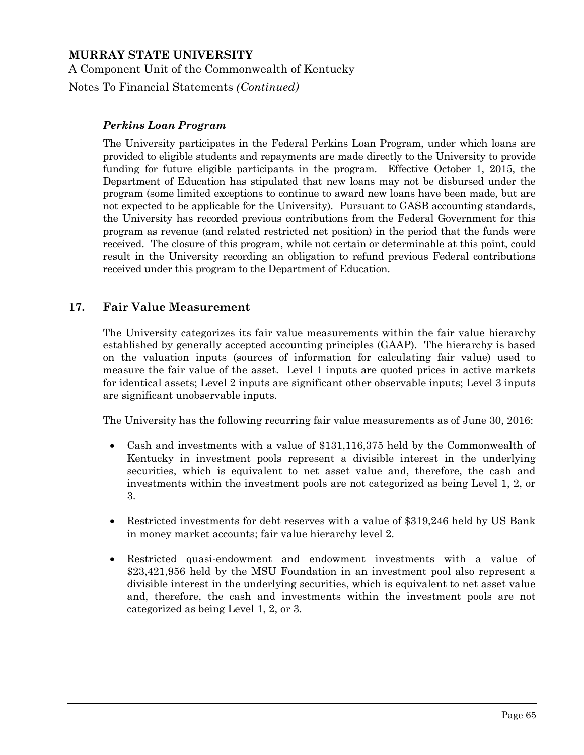### *Perkins Loan Program*

The University participates in the Federal Perkins Loan Program, under which loans are provided to eligible students and repayments are made directly to the University to provide funding for future eligible participants in the program. Effective October 1, 2015, the Department of Education has stipulated that new loans may not be disbursed under the program (some limited exceptions to continue to award new loans have been made, but are not expected to be applicable for the University). Pursuant to GASB accounting standards, the University has recorded previous contributions from the Federal Government for this program as revenue (and related restricted net position) in the period that the funds were received. The closure of this program, while not certain or determinable at this point, could result in the University recording an obligation to refund previous Federal contributions received under this program to the Department of Education.

## 17. Fair Value Measurement

The University categorizes its fair value measurements within the fair value hierarchy established by generally accepted accounting principles (GAAP). The hierarchy is based on the valuation inputs (sources of information for calculating fair value) used to measure the fair value of the asset. Level 1 inputs are quoted prices in active markets for identical assets; Level 2 inputs are significant other observable inputs; Level 3 inputs are significant unobservable inputs.

The University has the following recurring fair value measurements as of June 30, 2016:

- Cash and investments with a value of $131,116,375 held by the Commonwealth of Kentucky in investment pools represent a divisible interest in the underlying securities, which is equivalent to net asset value and, therefore, the cash and investments within the investment pools are not categorized as being Level 1, 2, or 3.

- Restricted investments for debt reserves with a value of $319,246 held by US Bank in money market accounts; fair value hierarchy level 2.

- Restricted quasi-endowment and endowment investments with a value of $23,421,956 held by the MSU Foundation in an investment pool also represent a divisible interest in the underlying securities, which is equivalent to net asset value and, therefore, the cash and investments within the investment pools are not categorized as being Level 1, 2, or 3.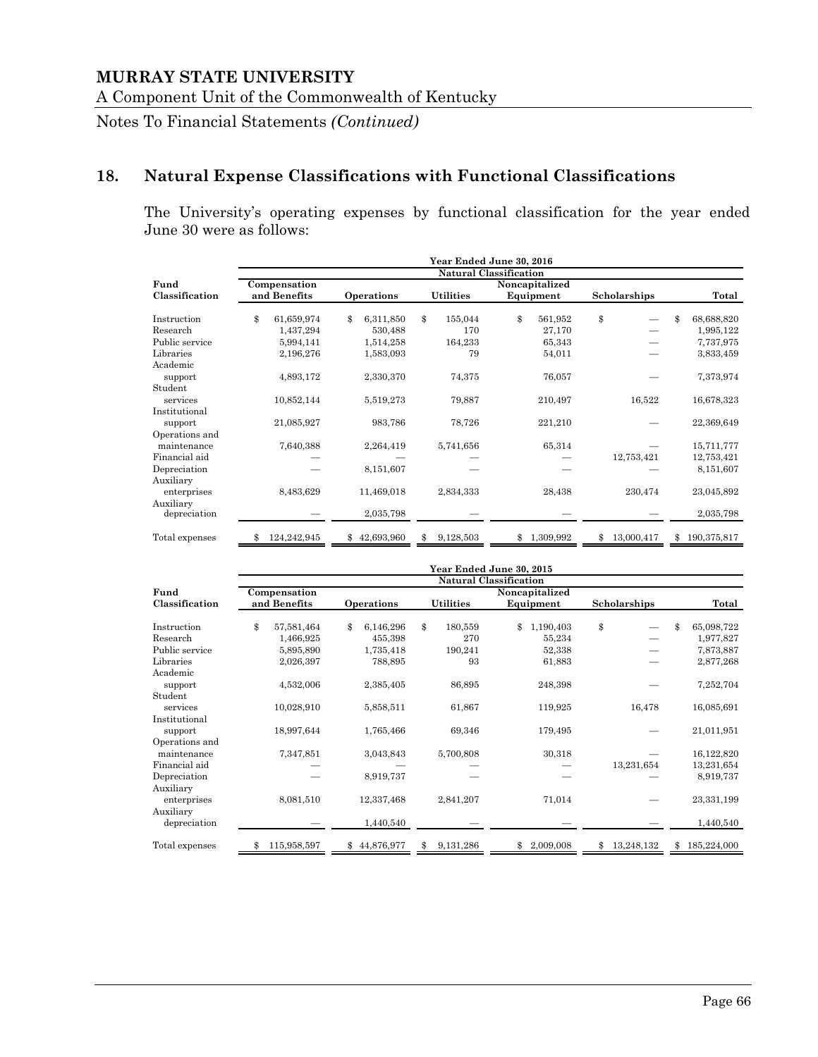## 18. Natural Expense Classifications with Functional Classifications

The University's operating expenses by functional classification for the year ended June 30 were as follows:

| | Year Ended June 30, 2016 | | | | | |
|---|---|---|---|---|---|---|
| | Natural Classification | | | | | |
| Fund Classification | Compensation and Benefits | Operations | Utilities | Noncapitalized Equipment | Scholarships | Total |
| Instruction | $ 61,659,974 | $ 6,311,850 | $ 155,044 | $ 561,952 | $ — | $ 68,688,820 |
| Research | 1,437,294 | 530,488 | 170 | 27,170 | — | 1,995,122 |
| Public service | 5,994,141 | 1,514,258 | 164,233 | 65,343 | — | 7,737,975 |
| Libraries | 2,196,276 | 1,583,093 | 79 | 54,011 | — | 3,833,459 |
| Academic support | 4,893,172 | 2,330,370 | 74,375 | 76,057 | — | 7,373,974 |
| Student services | 10,852,144 | 5,519,273 | 79,887 | 210,497 | 16,522 | 16,678,323 |
| Institutional support | 21,085,927 | 983,786 | 78,726 | 221,210 | — | 22,369,649 |
| Operations and maintenance | 7,640,388 | 2,264,419 | 5,741,656 | 65,314 | — | 15,711,777 |
| Financial aid | — | — | — | — | 12,753,421 | 12,753,421 |
| Depreciation | — | 8,151,607 | — | — | — | 8,151,607 |
| Auxiliary enterprises | 8,483,629 | 11,469,018 | 2,834,333 | 28,438 | 230,474 | 23,045,892 |
| Auxiliary depreciation | — | 2,035,798 | — | — | — | 2,035,798 |
| Total expenses | $ 124,242,945 | $ 42,693,960 | $ 9,128,503 | $ 1,309,992 | $ 13,000,417 | $ 190,375,817 |

| | Year Ended June 30, 2015 | | | | | |
|---|---|---|---|---|---|---|
| | Natural Classification | | | | | |
| Fund Classification | Compensation and Benefits | Operations | Utilities | Noncapitalized Equipment | Scholarships | Total |
| Instruction | $ 57,581,464 | $ 6,146,296 | $ 180,559 | $ 1,190,403 | $ — | $ 65,098,722 |
| Research | 1,466,925 | 455,398 | 270 | 55,234 | — | 1,977,827 |
| Public service | 5,895,890 | 1,735,418 | 190,241 | 52,338 | — | 7,873,887 |
| Libraries | 2,026,397 | 788,895 | 93 | 61,883 | — | 2,877,268 |
| Academic support | 4,532,006 | 2,385,405 | 86,895 | 248,398 | — | 7,252,704 |
| Student services | 10,028,910 | 5,858,511 | 61,867 | 119,925 | 16,478 | 16,085,691 |
| Institutional support | 18,997,644 | 1,765,466 | 69,346 | 179,495 | — | 21,011,951 |
| Operations and maintenance | 7,347,851 | 3,043,843 | 5,700,808 | 30,318 | — | 16,122,820 |
| Financial aid | — | — | — | — | 13,231,654 | 13,231,654 |
| Depreciation | — | 8,919,737 | — | — | — | 8,919,737 |
| Auxiliary enterprises | 8,081,510 | 12,337,468 | 2,841,207 | 71,014 | — | 23,331,199 |
| Auxiliary depreciation | — | 1,440,540 | — | — | — | 1,440,540 |
| Total expenses | $ 115,958,597 | $ 44,876,977 | $ 9,131,286 | $ 2,009,008 | $ 13,248,132 | $ 185,224,000 |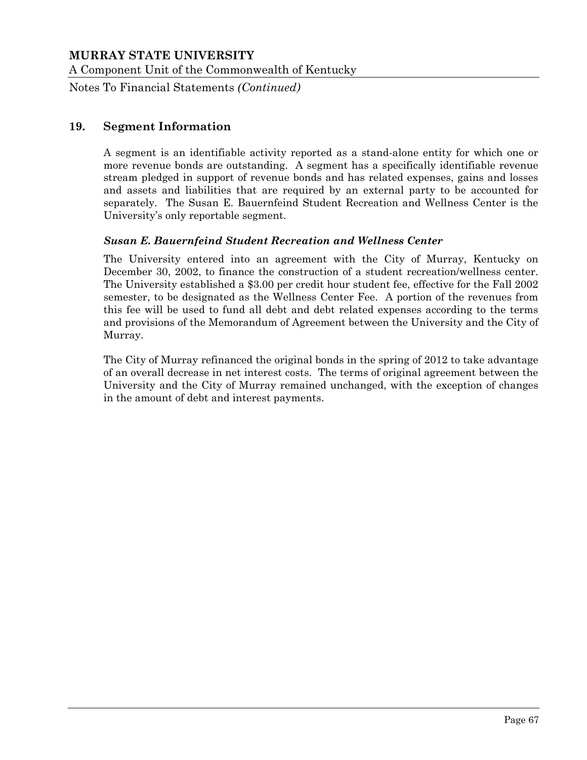## 19. Segment Information

A segment is an identifiable activity reported as a stand-alone entity for which one or more revenue bonds are outstanding. A segment has a specifically identifiable revenue stream pledged in support of revenue bonds and has related expenses, gains and losses and assets and liabilities that are required by an external party to be accounted for separately. The Susan E. Bauernfeind Student Recreation and Wellness Center is the University's only reportable segment.

***Susan E. Bauernfeind Student Recreation and Wellness Center***

The University entered into an agreement with the City of Murray, Kentucky on December 30, 2002, to finance the construction of a student recreation/wellness center. The University established a $3.00 per credit hour student fee, effective for the Fall 2002 semester, to be designated as the Wellness Center Fee. A portion of the revenues from this fee will be used to fund all debt and debt related expenses according to the terms and provisions of the Memorandum of Agreement between the University and the City of Murray.

The City of Murray refinanced the original bonds in the spring of 2012 to take advantage of an overall decrease in net interest costs. The terms of original agreement between the University and the City of Murray remained unchanged, with the exception of changes in the amount of debt and interest payments.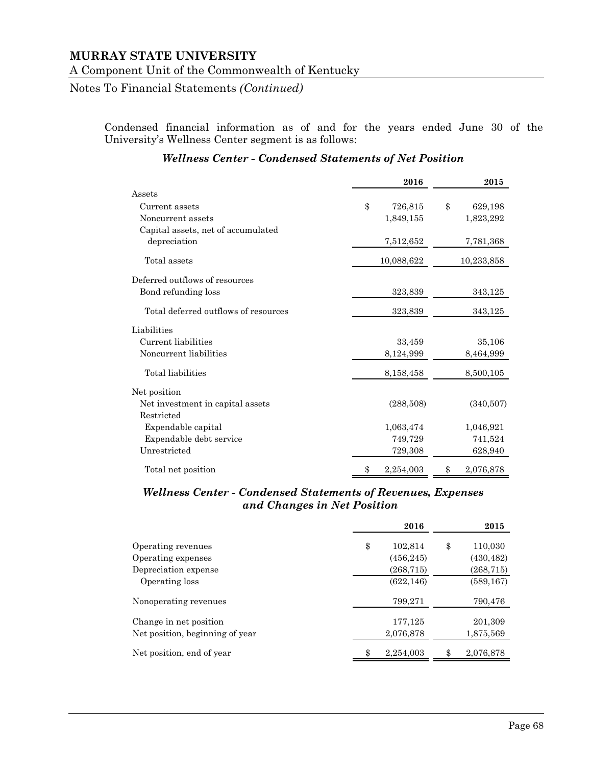# MURRAY STATE UNIVERSITY

A Component Unit of the Commonwealth of Kentucky

Notes To Financial Statements *(Continued)*

Condensed financial information as of and for the years ended June 30 of the University's Wellness Center segment is as follows:

***Wellness Center - Condensed Statements of Net Position***

| | 2016 | 2015 |
|---|---|---|
| Assets | | |
| Current assets | $ 726,815 | $ 629,198 |
| Noncurrent assets | 1,849,155 | 1,823,292 |
| Capital assets, net of accumulated depreciation | 7,512,652 | 7,781,368 |
| Total assets | 10,088,622 | 10,233,858 |
| Deferred outflows of resources | | |
| Bond refunding loss | 323,839 | 343,125 |
| Total deferred outflows of resources | 323,839 | 343,125 |
| Liabilities | | |
| Current liabilities | 33,459 | 35,106 |
| Noncurrent liabilities | 8,124,999 | 8,464,999 |
| Total liabilities | 8,158,458 | 8,500,105 |
| Net position | | |
| Net investment in capital assets | (288,508) | (340,507) |
| Restricted | | |
| Expendable capital | 1,063,474 | 1,046,921 |
| Expendable debt service | 749,729 | 741,524 |
| Unrestricted | 729,308 | 628,940 |
| Total net position | $ 2,254,003 | $ 2,076,878 |

***Wellness Center - Condensed Statements of Revenues, Expenses and Changes in Net Position***

| | 2016 | 2015 |
|---|---|---|
| Operating revenues | $ 102,814 | $ 110,030 |
| Operating expenses | (456,245) | (430,482) |
| Depreciation expense | (268,715) | (268,715) |
| Operating loss | (622,146) | (589,167) |
| Nonoperating revenues | 799,271 | 790,476 |
| Change in net position | 177,125 | 201,309 |
| Net position, beginning of year | 2,076,878 | 1,875,569 |
| Net position, end of year | $ 2,254,003 | $ 2,076,878 |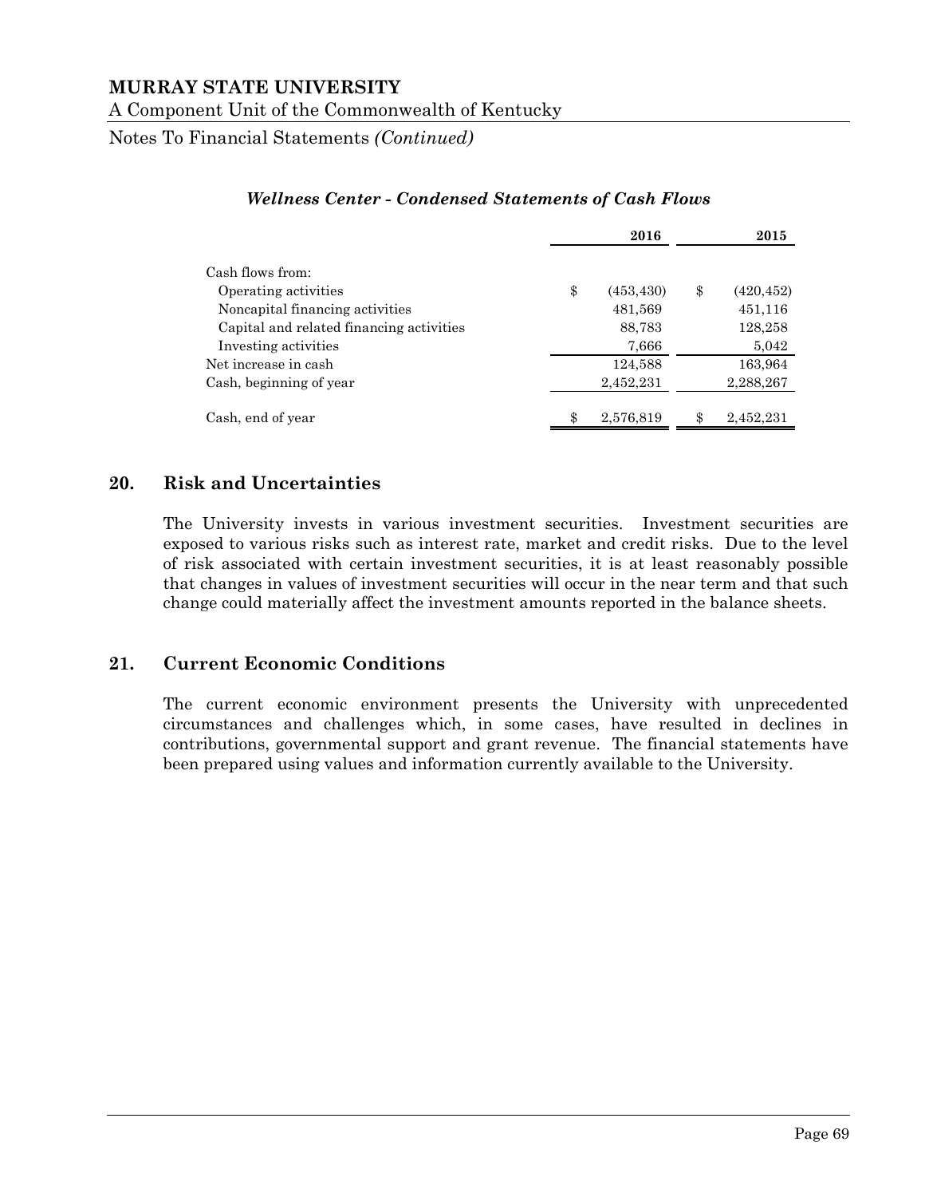### *Wellness Center - Condensed Statements of Cash Flows*

| | 2016 | 2015 |
|---|---|---|
| Cash flows from: | | |
| Operating activities | $ (453,430) | $ (420,452) |
| Noncapital financing activities | 481,569 | 451,116 |
| Capital and related financing activities | 88,783 | 128,258 |
| Investing activities | 7,666 | 5,042 |
| Net increase in cash | 124,588 | 163,964 |
| Cash, beginning of year | 2,452,231 | 2,288,267 |
| Cash, end of year | $ 2,576,819 | $ 2,452,231 |

## 20. Risk and Uncertainties

The University invests in various investment securities. Investment securities are exposed to various risks such as interest rate, market and credit risks. Due to the level of risk associated with certain investment securities, it is at least reasonably possible that changes in values of investment securities will occur in the near term and that such change could materially affect the investment amounts reported in the balance sheets.

## 21. Current Economic Conditions

The current economic environment presents the University with unprecedented circumstances and challenges which, in some cases, have resulted in declines in contributions, governmental support and grant revenue. The financial statements have been prepared using values and information currently available to the University.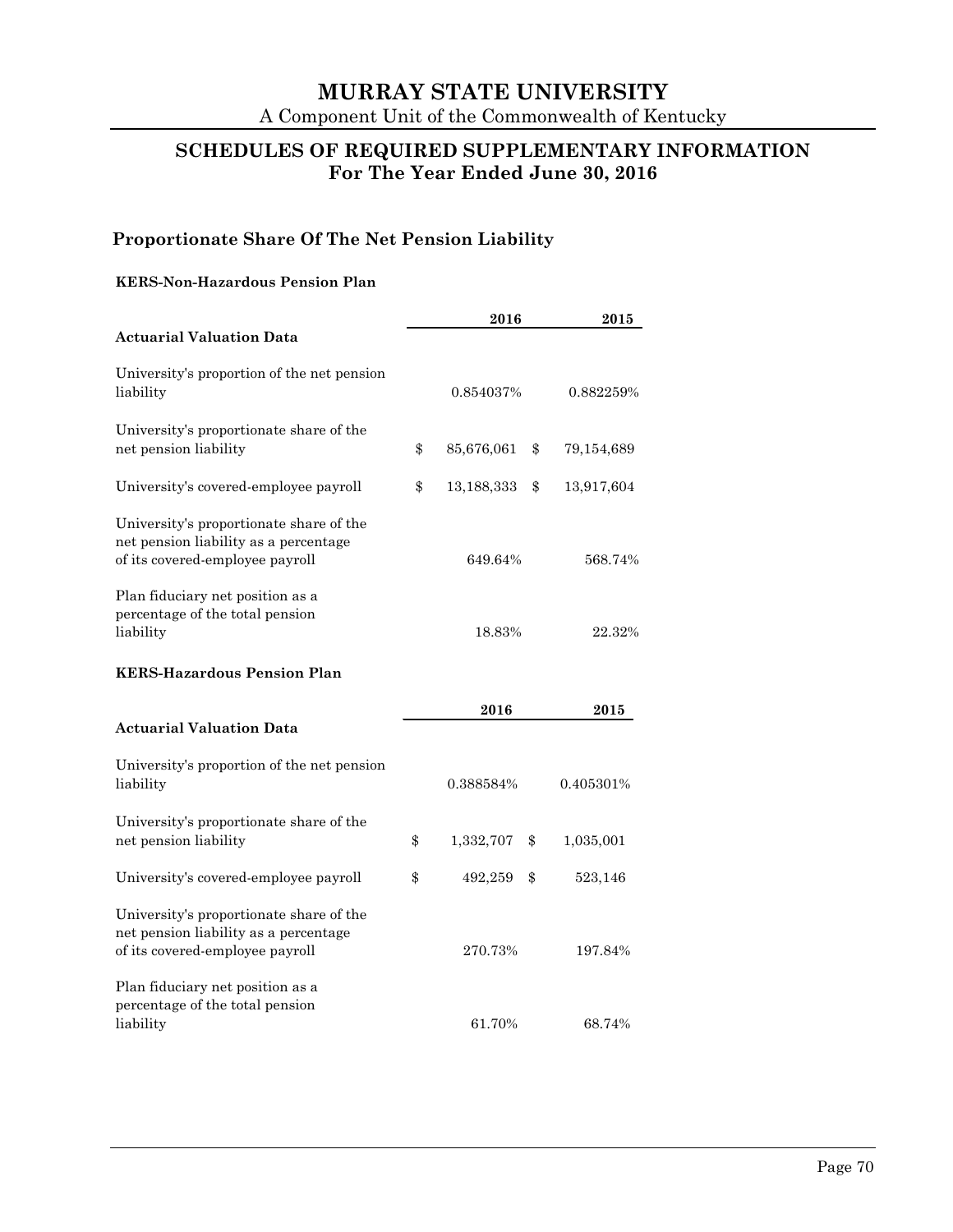# MURRAY STATE UNIVERSITY

A Component Unit of the Commonwealth of Kentucky

## SCHEDULES OF REQUIRED SUPPLEMENTARY INFORMATION
## For The Year Ended June 30, 2016

### Proportionate Share Of The Net Pension Liability

**KERS-Non-Hazardous Pension Plan**

| Actuarial Valuation Data | 2016 | 2015 |
|---|---|---|
| University's proportion of the net pension liability | 0.854037% | 0.882259% |
| University's proportionate share of the net pension liability | $ 85,676,061 | $ 79,154,689 |
| University's covered-employee payroll | $ 13,188,333 | $ 13,917,604 |
| University's proportionate share of the net pension liability as a percentage of its covered-employee payroll | 649.64% | 568.74% |
| Plan fiduciary net position as a percentage of the total pension liability | 18.83% | 22.32% |

**KERS-Hazardous Pension Plan**

| Actuarial Valuation Data | 2016 | 2015 |
|---|---|---|
| University's proportion of the net pension liability | 0.388584% | 0.405301% |
| University's proportionate share of the net pension liability | $ 1,332,707 | $ 1,035,001 |
| University's covered-employee payroll | $ 492,259 | $ 523,146 |
| University's proportionate share of the net pension liability as a percentage of its covered-employee payroll | 270.73% | 197.84% |
| Plan fiduciary net position as a percentage of the total pension liability | 61.70% | 68.74% |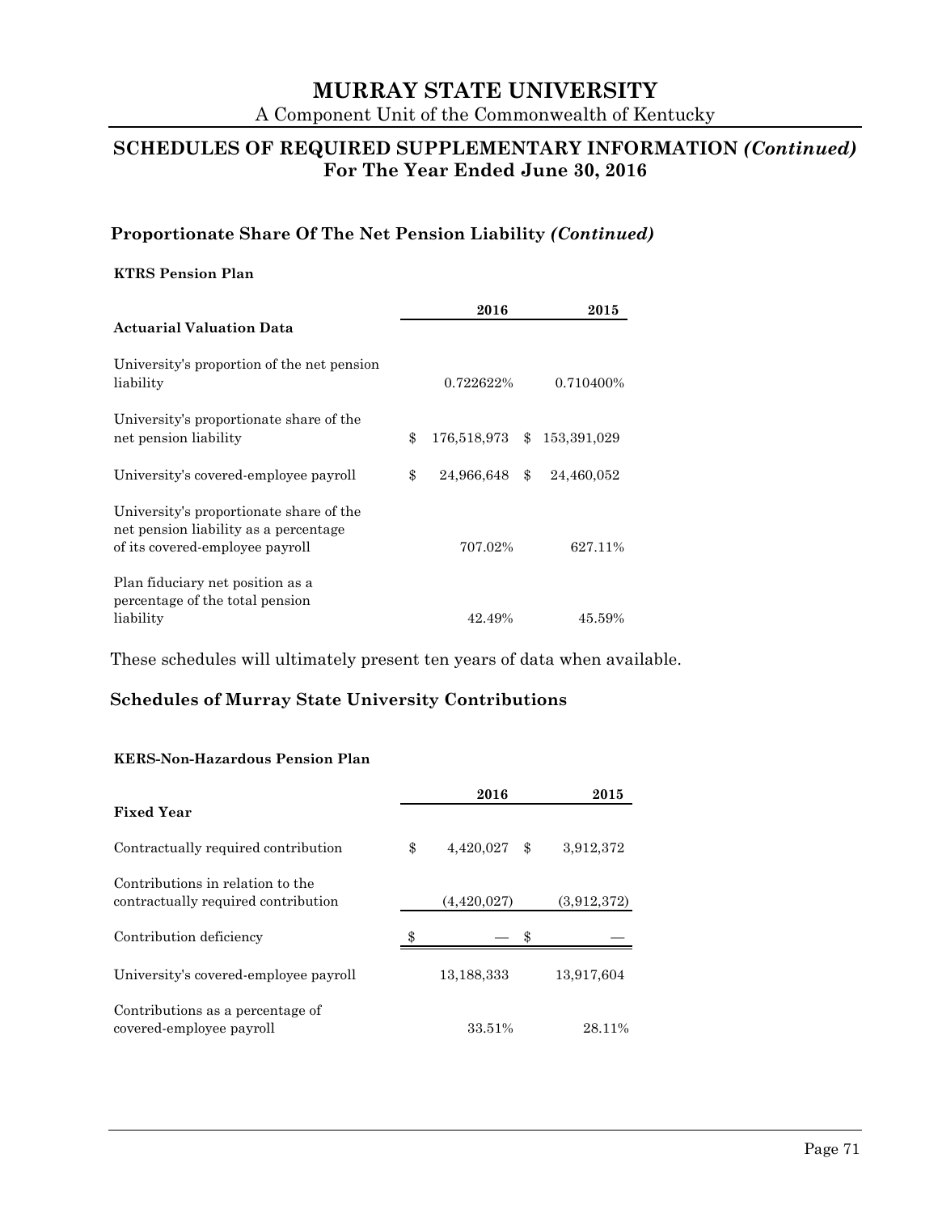# MURRAY STATE UNIVERSITY

A Component Unit of the Commonwealth of Kentucky

## SCHEDULES OF REQUIRED SUPPLEMENTARY INFORMATION *(Continued)*
## For The Year Ended June 30, 2016

### Proportionate Share Of The Net Pension Liability *(Continued)*

**KTRS Pension Plan**

| **Actuarial Valuation Data** | **2016** | **2015** |
|---|---|---|
| University's proportion of the net pension liability | 0.722622% | 0.710400% |
| University's proportionate share of the net pension liability | $ 176,518,973 | $ 153,391,029 |
| University's covered-employee payroll | $ 24,966,648 | $ 24,460,052 |
| University's proportionate share of the net pension liability as a percentage of its covered-employee payroll | 707.02% | 627.11% |
| Plan fiduciary net position as a percentage of the total pension liability | 42.49% | 45.59% |

These schedules will ultimately present ten years of data when available.

### Schedules of Murray State University Contributions

**KERS-Non-Hazardous Pension Plan**

| **Fixed Year** | **2016** | **2015** |
|---|---|---|
| Contractually required contribution | $ 4,420,027 | $ 3,912,372 |
| Contributions in relation to the contractually required contribution | (4,420,027) | (3,912,372) |
| Contribution deficiency | $ — | $ — |
| University's covered-employee payroll | 13,188,333 | 13,917,604 |
| Contributions as a percentage of covered-employee payroll | 33.51% | 28.11% |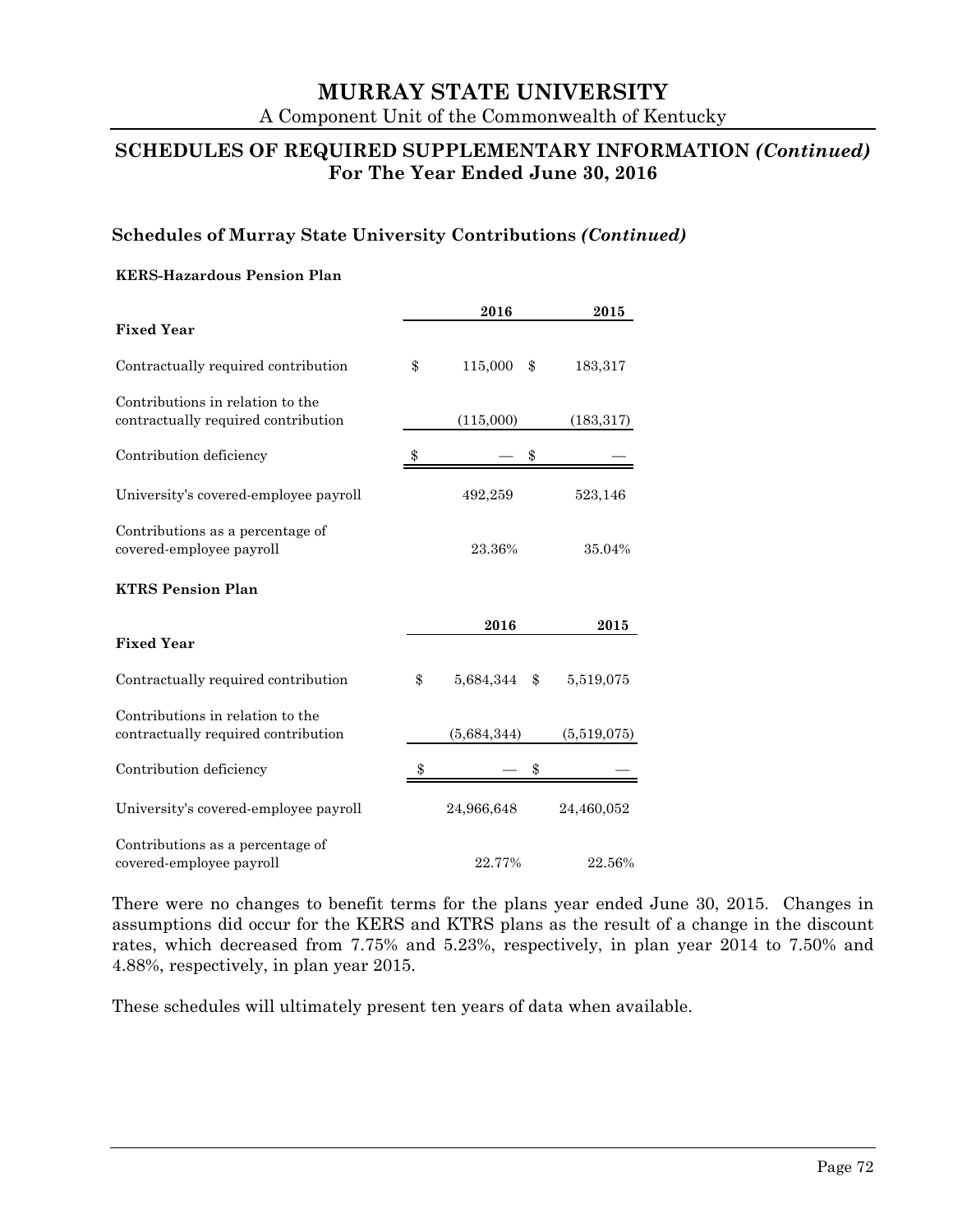# MURRAY STATE UNIVERSITY

A Component Unit of the Commonwealth of Kentucky

## SCHEDULES OF REQUIRED SUPPLEMENTARY INFORMATION *(Continued)*
## For The Year Ended June 30, 2016

### Schedules of Murray State University Contributions *(Continued)*

**KERS-Hazardous Pension Plan**

| | 2016 | 2015 |
|---|---|---|
| **Fixed Year** | | |
| Contractually required contribution | $ 115,000 | $ 183,317 |
| Contributions in relation to the contractually required contribution | (115,000) | (183,317) |
| Contribution deficiency | $ — | $ — |
| University's covered-employee payroll | 492,259 | 523,146 |
| Contributions as a percentage of covered-employee payroll | 23.36% | 35.04% |

**KTRS Pension Plan**

| | 2016 | 2015 |
|---|---|---|
| **Fixed Year** | | |
| Contractually required contribution | $ 5,684,344 | $ 5,519,075 |
| Contributions in relation to the contractually required contribution | (5,684,344) | (5,519,075) |
| Contribution deficiency | $ — | $ — |
| University's covered-employee payroll | 24,966,648 | 24,460,052 |
| Contributions as a percentage of covered-employee payroll | 22.77% | 22.56% |

There were no changes to benefit terms for the plans year ended June 30, 2015. Changes in assumptions did occur for the KERS and KTRS plans as the result of a change in the discount rates, which decreased from 7.75% and 5.23%, respectively, in plan year 2014 to 7.50% and 4.88%, respectively, in plan year 2015.

These schedules will ultimately present ten years of data when available.